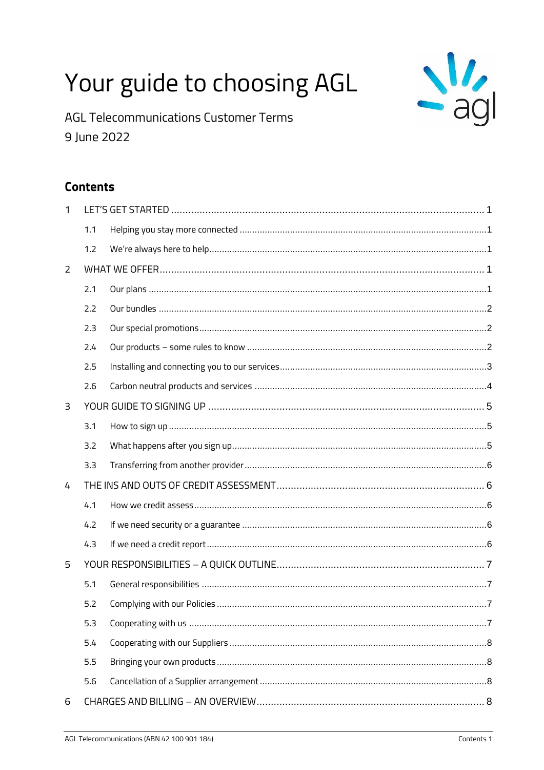# Your guide to choosing AGL

AGL Telecommunications Customer Terms

9 June 2022

## Contents

1 LET'S GET STARTED .......... 1

- 1.1 Helping you stay more connected .......... 1
- 1.2 We're always here to help .......... 1

2 WHAT WE OFFER .......... 1

- 2.1 Our plans .......... 1
- 2.2 Our bundles .......... 2
- 2.3 Our special promotions .......... 2
- 2.4 Our products – some rules to know .......... 2
- 2.5 Installing and connecting you to our services .......... 3
- 2.6 Carbon neutral products and services .......... 4

3 YOUR GUIDE TO SIGNING UP .......... 5

- 3.1 How to sign up .......... 5
- 3.2 What happens after you sign up .......... 5
- 3.3 Transferring from another provider .......... 6

4 THE INS AND OUTS OF CREDIT ASSESSMENT .......... 6

- 4.1 How we credit assess .......... 6
- 4.2 If we need security or a guarantee .......... 6
- 4.3 If we need a credit report .......... 6

5 YOUR RESPONSIBILITIES – A QUICK OUTLINE .......... 7

- 5.1 General responsibilities .......... 7
- 5.2 Complying with our Policies .......... 7
- 5.3 Cooperating with us .......... 7
- 5.4 Cooperating with our Suppliers .......... 8
- 5.5 Bringing your own products .......... 8
- 5.6 Cancellation of a Supplier arrangement .......... 8

6 CHARGES AND BILLING – AN OVERVIEW .......... 8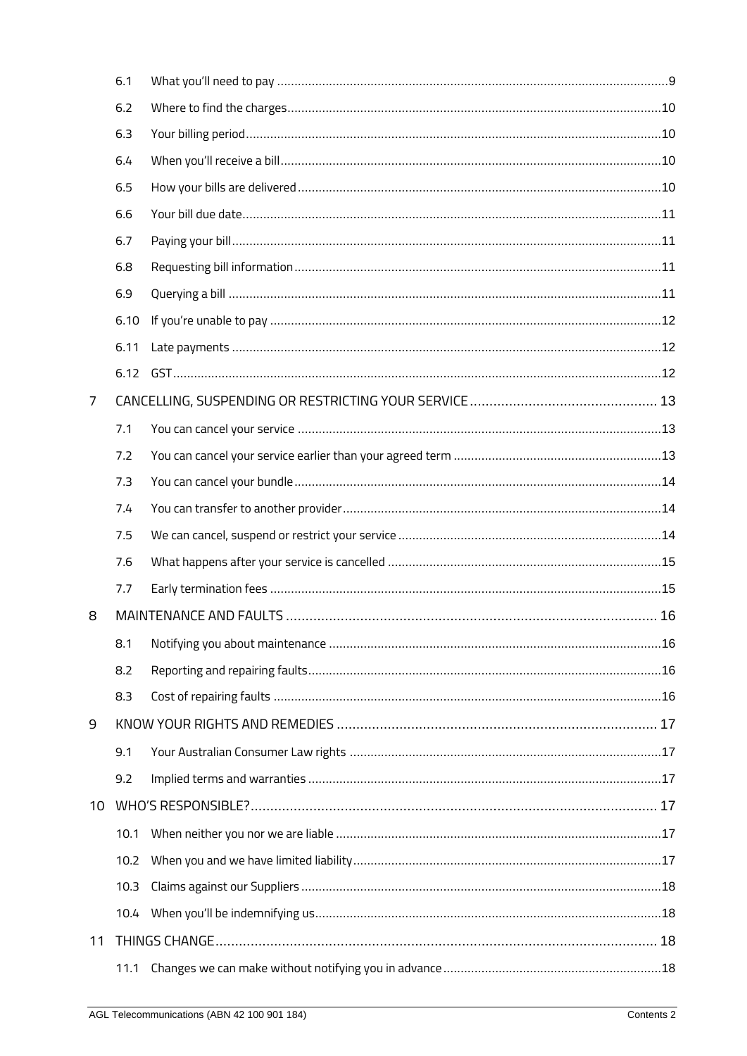| | | |
|---|---|---|
| 6.1 | What you'll need to pay | 9 |
| 6.2 | Where to find the charges | 10 |
| 6.3 | Your billing period | 10 |
| 6.4 | When you'll receive a bill | 10 |
| 6.5 | How your bills are delivered | 10 |
| 6.6 | Your bill due date | 11 |
| 6.7 | Paying your bill | 11 |
| 6.8 | Requesting bill information | 11 |
| 6.9 | Querying a bill | 11 |
| 6.10 | If you're unable to pay | 12 |
| 6.11 | Late payments | 12 |
| 6.12 | GST | 12 |
| **7** | **CANCELLING, SUSPENDING OR RESTRICTING YOUR SERVICE** | **13** |
| 7.1 | You can cancel your service | 13 |
| 7.2 | You can cancel your service earlier than your agreed term | 13 |
| 7.3 | You can cancel your bundle | 14 |
| 7.4 | You can transfer to another provider | 14 |
| 7.5 | We can cancel, suspend or restrict your service | 14 |
| 7.6 | What happens after your service is cancelled | 15 |
| 7.7 | Early termination fees | 15 |
| **8** | **MAINTENANCE AND FAULTS** | **16** |
| 8.1 | Notifying you about maintenance | 16 |
| 8.2 | Reporting and repairing faults | 16 |
| 8.3 | Cost of repairing faults | 16 |
| **9** | **KNOW YOUR RIGHTS AND REMEDIES** | **17** |
| 9.1 | Your Australian Consumer Law rights | 17 |
| 9.2 | Implied terms and warranties | 17 |
| **10** | **WHO'S RESPONSIBLE?** | **17** |
| 10.1 | When neither you nor we are liable | 17 |
| 10.2 | When you and we have limited liability | 17 |
| 10.3 | Claims against our Suppliers | 18 |
| 10.4 | When you'll be indemnifying us | 18 |
| **11** | **THINGS CHANGE** | **18** |
| 11.1 | Changes we can make without notifying you in advance | 18 |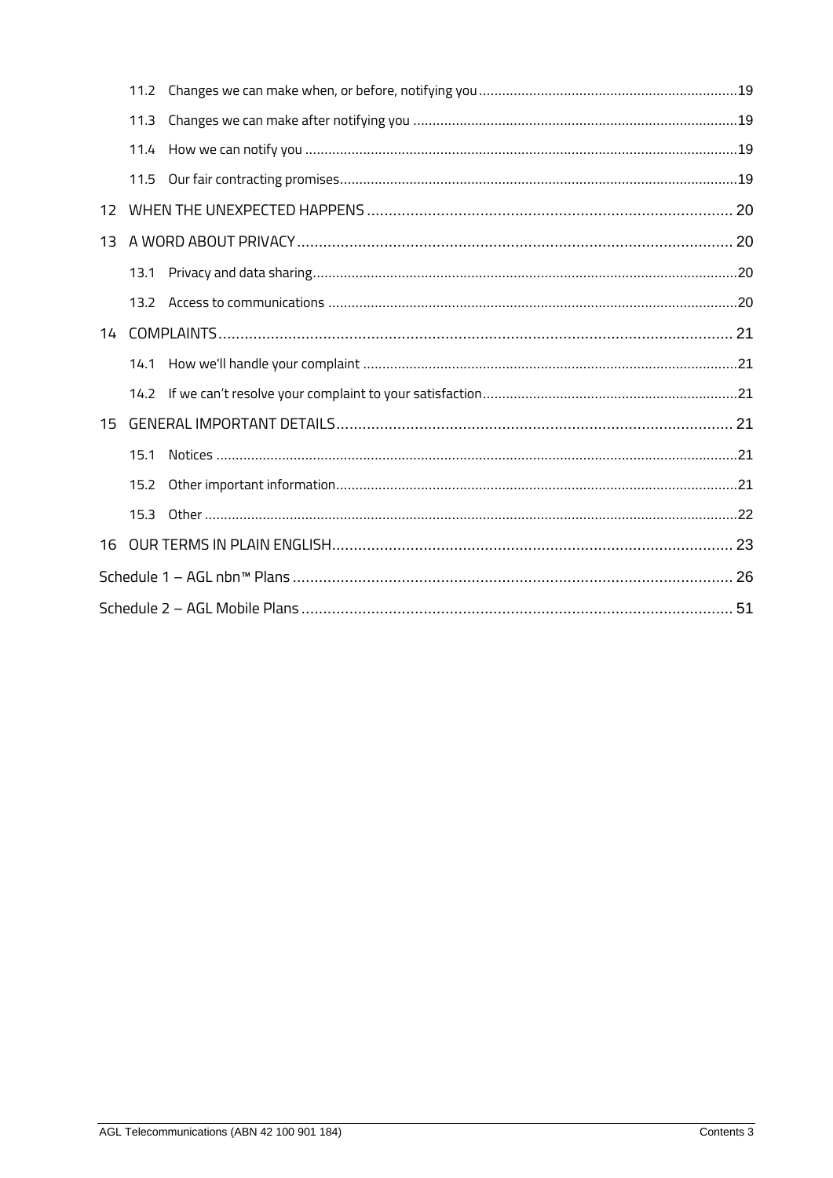11.2 Changes we can make when, or before, notifying you ..... 19

11.3 Changes we can make after notifying you ..... 19

11.4 How we can notify you ..... 19

11.5 Our fair contracting promises ..... 19

12 WHEN THE UNEXPECTED HAPPENS ..... 20

13 A WORD ABOUT PRIVACY ..... 20

13.1 Privacy and data sharing ..... 20

13.2 Access to communications ..... 20

14 COMPLAINTS ..... 21

14.1 How we'll handle your complaint ..... 21

14.2 If we can't resolve your complaint to your satisfaction ..... 21

15 GENERAL IMPORTANT DETAILS ..... 21

15.1 Notices ..... 21

15.2 Other important information ..... 21

15.3 Other ..... 22

16 OUR TERMS IN PLAIN ENGLISH ..... 23

Schedule 1 – AGL nbn™ Plans ..... 26

Schedule 2 – AGL Mobile Plans ..... 51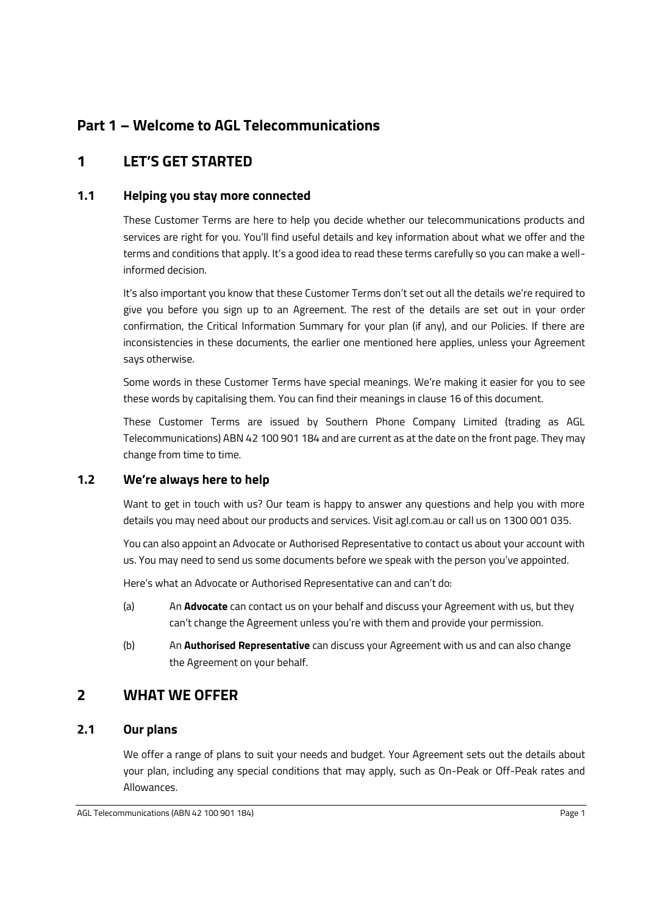# Part 1 – Welcome to AGL Telecommunications

## 1 LET'S GET STARTED

### 1.1 Helping you stay more connected

These Customer Terms are here to help you decide whether our telecommunications products and services are right for you. You'll find useful details and key information about what we offer and the terms and conditions that apply. It's a good idea to read these terms carefully so you can make a well-informed decision.

It's also important you know that these Customer Terms don't set out all the details we're required to give you before you sign up to an Agreement. The rest of the details are set out in your order confirmation, the Critical Information Summary for your plan (if any), and our Policies. If there are inconsistencies in these documents, the earlier one mentioned here applies, unless your Agreement says otherwise.

Some words in these Customer Terms have special meanings. We're making it easier for you to see these words by capitalising them. You can find their meanings in clause 16 of this document.

These Customer Terms are issued by Southern Phone Company Limited (trading as AGL Telecommunications) ABN 42 100 901 184 and are current as at the date on the front page. They may change from time to time.

### 1.2 We're always here to help

Want to get in touch with us? Our team is happy to answer any questions and help you with more details you may need about our products and services. Visit agl.com.au or call us on 1300 001 035.

You can also appoint an Advocate or Authorised Representative to contact us about your account with us. You may need to send us some documents before we speak with the person you've appointed.

Here's what an Advocate or Authorised Representative can and can't do:

(a) An **Advocate** can contact us on your behalf and discuss your Agreement with us, but they can't change the Agreement unless you're with them and provide your permission.

(b) An **Authorised Representative** can discuss your Agreement with us and can also change the Agreement on your behalf.

## 2 WHAT WE OFFER

### 2.1 Our plans

We offer a range of plans to suit your needs and budget. Your Agreement sets out the details about your plan, including any special conditions that may apply, such as On-Peak or Off-Peak rates and Allowances.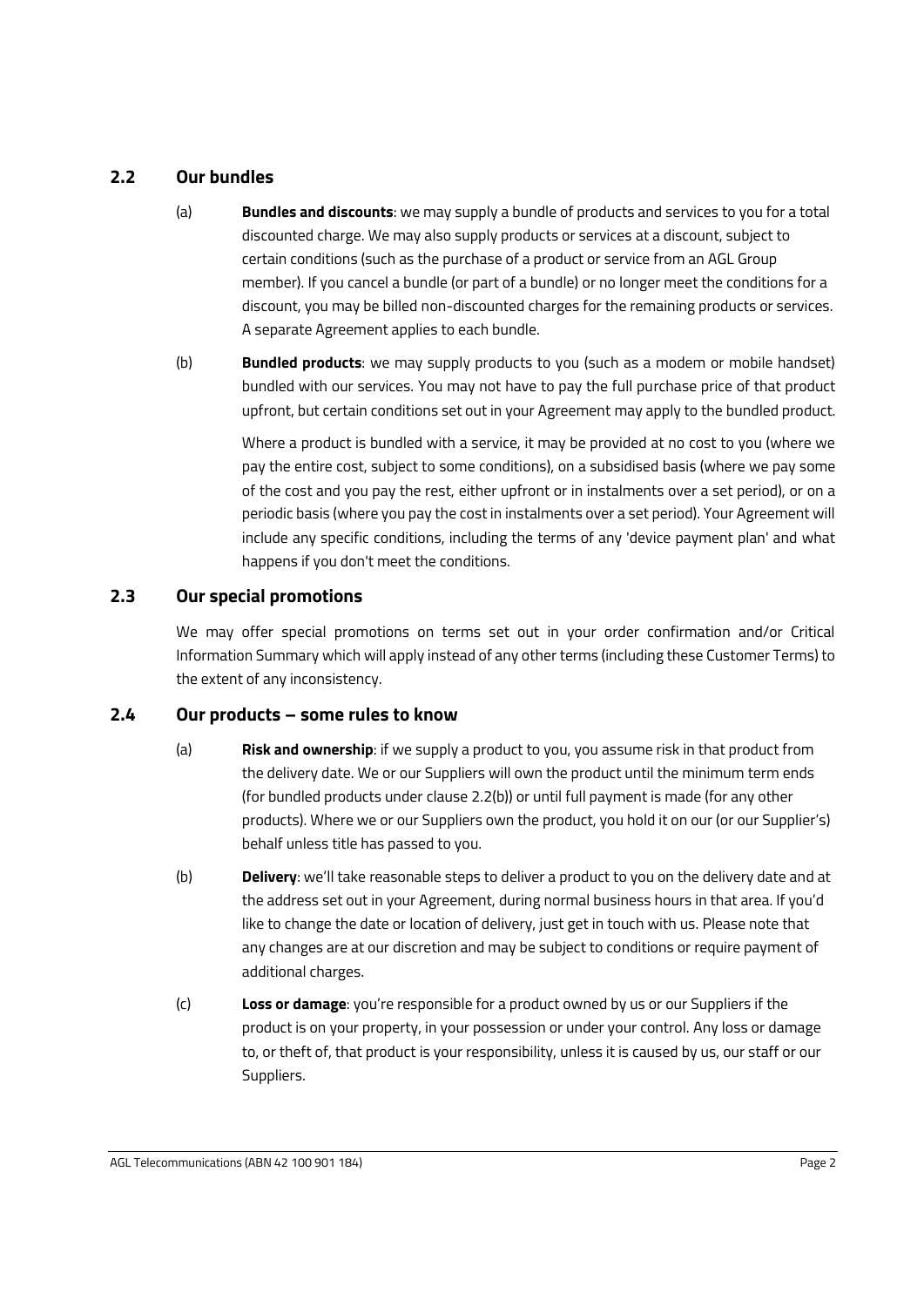## 2.2 Our bundles

(a) **Bundles and discounts**: we may supply a bundle of products and services to you for a total discounted charge. We may also supply products or services at a discount, subject to certain conditions (such as the purchase of a product or service from an AGL Group member). If you cancel a bundle (or part of a bundle) or no longer meet the conditions for a discount, you may be billed non-discounted charges for the remaining products or services. A separate Agreement applies to each bundle.

(b) **Bundled products**: we may supply products to you (such as a modem or mobile handset) bundled with our services. You may not have to pay the full purchase price of that product upfront, but certain conditions set out in your Agreement may apply to the bundled product.

Where a product is bundled with a service, it may be provided at no cost to you (where we pay the entire cost, subject to some conditions), on a subsidised basis (where we pay some of the cost and you pay the rest, either upfront or in instalments over a set period), or on a periodic basis (where you pay the cost in instalments over a set period). Your Agreement will include any specific conditions, including the terms of any 'device payment plan' and what happens if you don't meet the conditions.

## 2.3 Our special promotions

We may offer special promotions on terms set out in your order confirmation and/or Critical Information Summary which will apply instead of any other terms (including these Customer Terms) to the extent of any inconsistency.

## 2.4 Our products – some rules to know

(a) **Risk and ownership**: if we supply a product to you, you assume risk in that product from the delivery date. We or our Suppliers will own the product until the minimum term ends (for bundled products under clause 2.2(b)) or until full payment is made (for any other products). Where we or our Suppliers own the product, you hold it on our (or our Supplier's) behalf unless title has passed to you.

(b) **Delivery**: we'll take reasonable steps to deliver a product to you on the delivery date and at the address set out in your Agreement, during normal business hours in that area. If you'd like to change the date or location of delivery, just get in touch with us. Please note that any changes are at our discretion and may be subject to conditions or require payment of additional charges.

(c) **Loss or damage**: you're responsible for a product owned by us or our Suppliers if the product is on your property, in your possession or under your control. Any loss or damage to, or theft of, that product is your responsibility, unless it is caused by us, our staff or our Suppliers.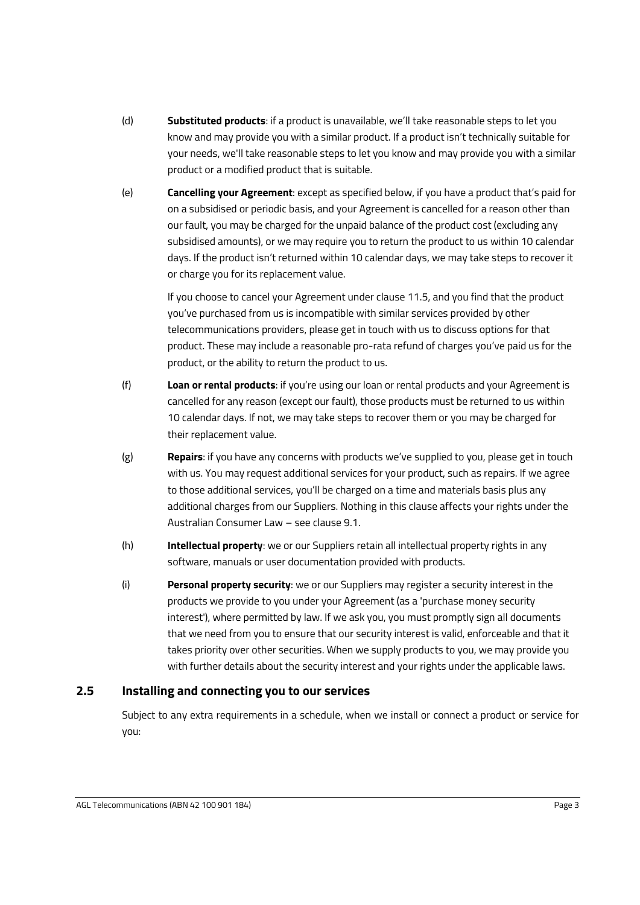(d) **Substituted products**: if a product is unavailable, we'll take reasonable steps to let you know and may provide you with a similar product. If a product isn't technically suitable for your needs, we'll take reasonable steps to let you know and may provide you with a similar product or a modified product that is suitable.

(e) **Cancelling your Agreement**: except as specified below, if you have a product that's paid for on a subsidised or periodic basis, and your Agreement is cancelled for a reason other than our fault, you may be charged for the unpaid balance of the product cost (excluding any subsidised amounts), or we may require you to return the product to us within 10 calendar days. If the product isn't returned within 10 calendar days, we may take steps to recover it or charge you for its replacement value.

If you choose to cancel your Agreement under clause 11.5, and you find that the product you've purchased from us is incompatible with similar services provided by other telecommunications providers, please get in touch with us to discuss options for that product. These may include a reasonable pro-rata refund of charges you've paid us for the product, or the ability to return the product to us.

(f) **Loan or rental products**: if you're using our loan or rental products and your Agreement is cancelled for any reason (except our fault), those products must be returned to us within 10 calendar days. If not, we may take steps to recover them or you may be charged for their replacement value.

(g) **Repairs**: if you have any concerns with products we've supplied to you, please get in touch with us. You may request additional services for your product, such as repairs. If we agree to those additional services, you'll be charged on a time and materials basis plus any additional charges from our Suppliers. Nothing in this clause affects your rights under the Australian Consumer Law – see clause 9.1.

(h) **Intellectual property**: we or our Suppliers retain all intellectual property rights in any software, manuals or user documentation provided with products.

(i) **Personal property security**: we or our Suppliers may register a security interest in the products we provide to you under your Agreement (as a 'purchase money security interest'), where permitted by law. If we ask you, you must promptly sign all documents that we need from you to ensure that our security interest is valid, enforceable and that it takes priority over other securities. When we supply products to you, we may provide you with further details about the security interest and your rights under the applicable laws.

## 2.5 Installing and connecting you to our services

Subject to any extra requirements in a schedule, when we install or connect a product or service for you: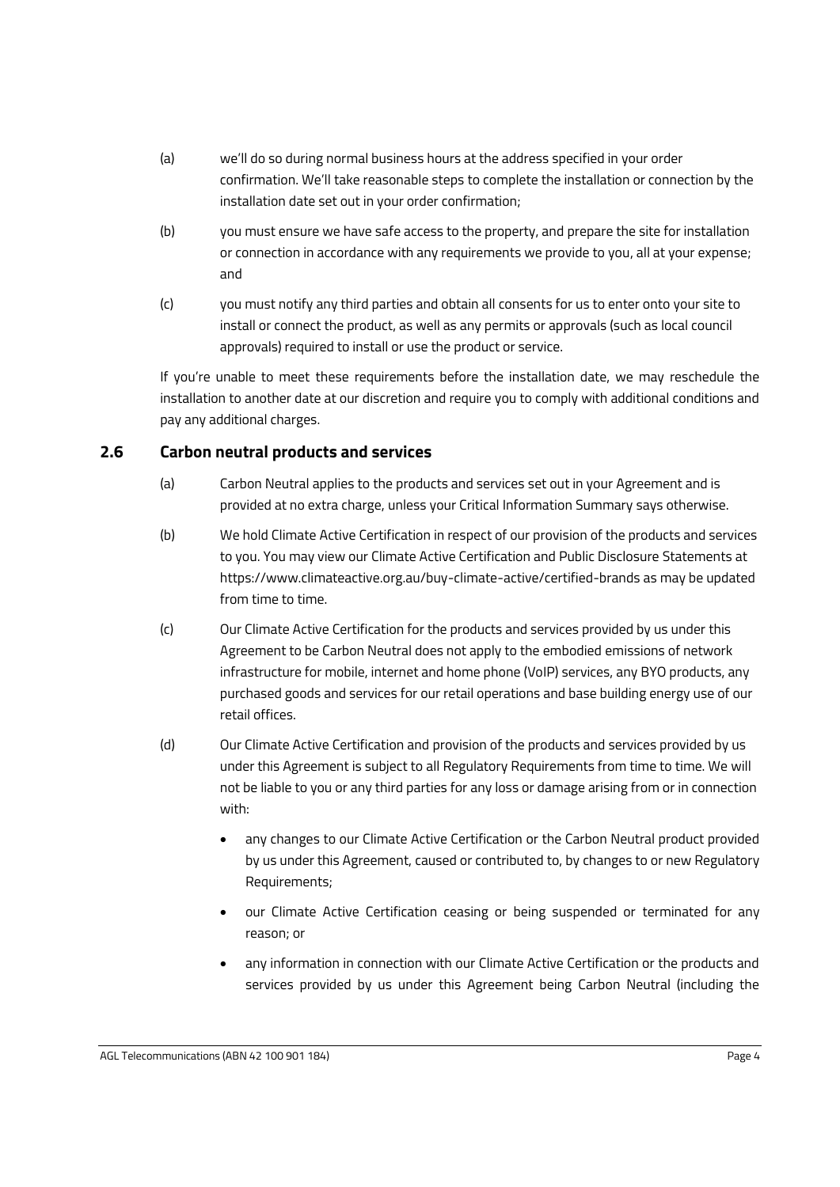(a) we'll do so during normal business hours at the address specified in your order confirmation. We'll take reasonable steps to complete the installation or connection by the installation date set out in your order confirmation;

(b) you must ensure we have safe access to the property, and prepare the site for installation or connection in accordance with any requirements we provide to you, all at your expense; and

(c) you must notify any third parties and obtain all consents for us to enter onto your site to install or connect the product, as well as any permits or approvals (such as local council approvals) required to install or use the product or service.

If you're unable to meet these requirements before the installation date, we may reschedule the installation to another date at our discretion and require you to comply with additional conditions and pay any additional charges.

## 2.6 Carbon neutral products and services

(a) Carbon Neutral applies to the products and services set out in your Agreement and is provided at no extra charge, unless your Critical Information Summary says otherwise.

(b) We hold Climate Active Certification in respect of our provision of the products and services to you. You may view our Climate Active Certification and Public Disclosure Statements at https://www.climateactive.org.au/buy-climate-active/certified-brands as may be updated from time to time.

(c) Our Climate Active Certification for the products and services provided by us under this Agreement to be Carbon Neutral does not apply to the embodied emissions of network infrastructure for mobile, internet and home phone (VoIP) services, any BYO products, any purchased goods and services for our retail operations and base building energy use of our retail offices.

(d) Our Climate Active Certification and provision of the products and services provided by us under this Agreement is subject to all Regulatory Requirements from time to time. We will not be liable to you or any third parties for any loss or damage arising from or in connection with:

- any changes to our Climate Active Certification or the Carbon Neutral product provided by us under this Agreement, caused or contributed to, by changes to or new Regulatory Requirements;
- our Climate Active Certification ceasing or being suspended or terminated for any reason; or
- any information in connection with our Climate Active Certification or the products and services provided by us under this Agreement being Carbon Neutral (including the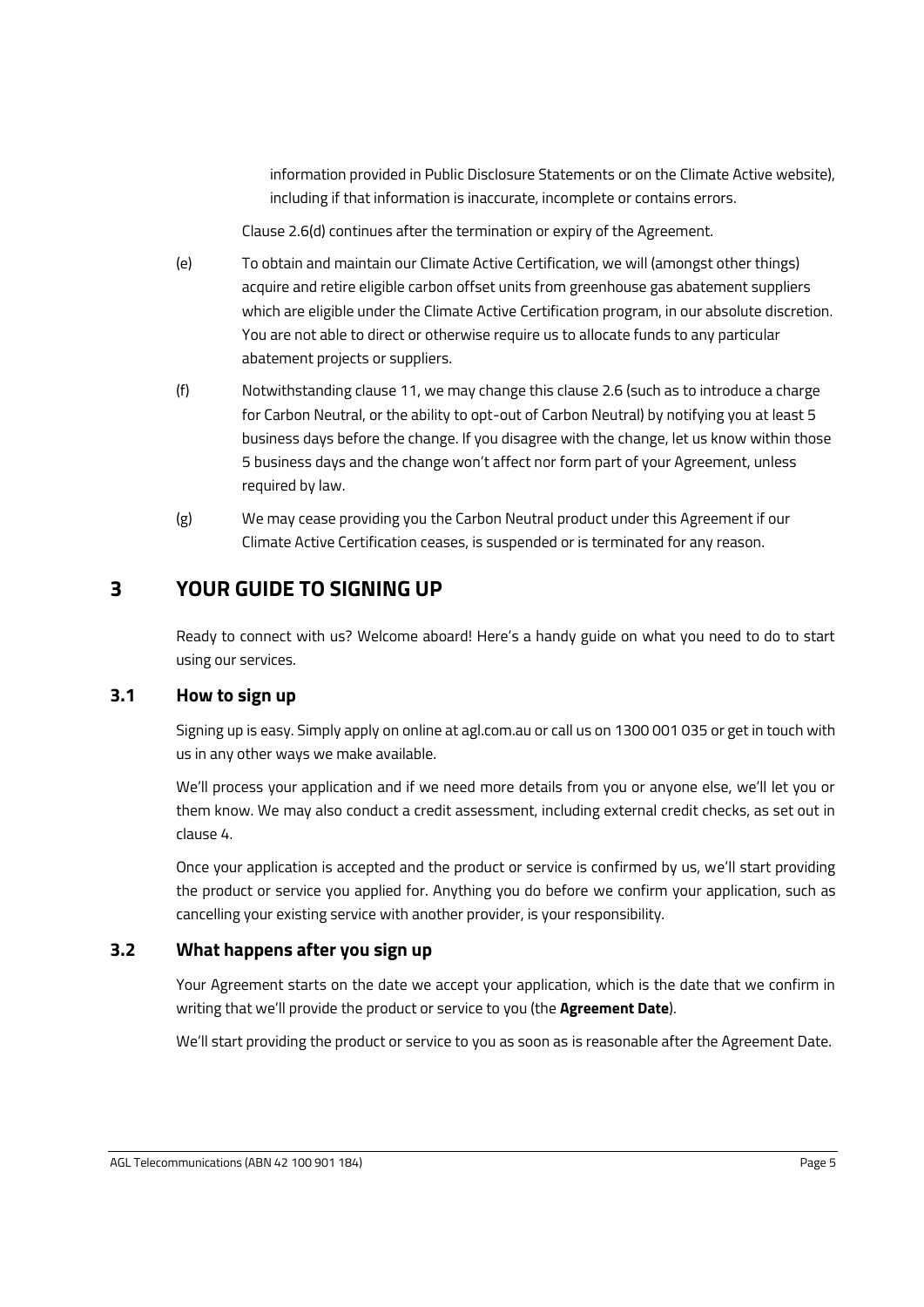information provided in Public Disclosure Statements or on the Climate Active website), including if that information is inaccurate, incomplete or contains errors.

Clause 2.6(d) continues after the termination or expiry of the Agreement.

(e) To obtain and maintain our Climate Active Certification, we will (amongst other things) acquire and retire eligible carbon offset units from greenhouse gas abatement suppliers which are eligible under the Climate Active Certification program, in our absolute discretion. You are not able to direct or otherwise require us to allocate funds to any particular abatement projects or suppliers.

(f) Notwithstanding clause 11, we may change this clause 2.6 (such as to introduce a charge for Carbon Neutral, or the ability to opt-out of Carbon Neutral) by notifying you at least 5 business days before the change. If you disagree with the change, let us know within those 5 business days and the change won't affect nor form part of your Agreement, unless required by law.

(g) We may cease providing you the Carbon Neutral product under this Agreement if our Climate Active Certification ceases, is suspended or is terminated for any reason.

# 3 YOUR GUIDE TO SIGNING UP

Ready to connect with us? Welcome aboard! Here's a handy guide on what you need to do to start using our services.

## 3.1 How to sign up

Signing up is easy. Simply apply on online at agl.com.au or call us on 1300 001 035 or get in touch with us in any other ways we make available.

We'll process your application and if we need more details from you or anyone else, we'll let you or them know. We may also conduct a credit assessment, including external credit checks, as set out in clause 4.

Once your application is accepted and the product or service is confirmed by us, we'll start providing the product or service you applied for. Anything you do before we confirm your application, such as cancelling your existing service with another provider, is your responsibility.

## 3.2 What happens after you sign up

Your Agreement starts on the date we accept your application, which is the date that we confirm in writing that we'll provide the product or service to you (the **Agreement Date**).

We'll start providing the product or service to you as soon as is reasonable after the Agreement Date.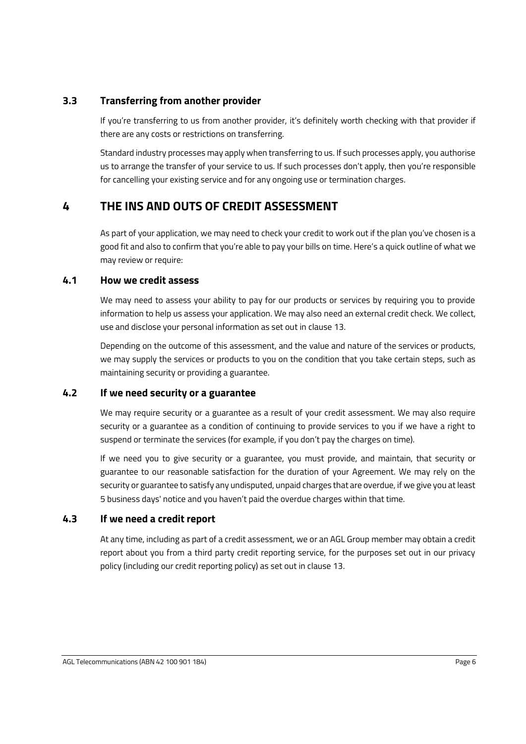### 3.3 Transferring from another provider

If you're transferring to us from another provider, it's definitely worth checking with that provider if there are any costs or restrictions on transferring.

Standard industry processes may apply when transferring to us. If such processes apply, you authorise us to arrange the transfer of your service to us. If such processes don't apply, then you're responsible for cancelling your existing service and for any ongoing use or termination charges.

## 4 THE INS AND OUTS OF CREDIT ASSESSMENT

As part of your application, we may need to check your credit to work out if the plan you've chosen is a good fit and also to confirm that you're able to pay your bills on time. Here's a quick outline of what we may review or require:

### 4.1 How we credit assess

We may need to assess your ability to pay for our products or services by requiring you to provide information to help us assess your application. We may also need an external credit check. We collect, use and disclose your personal information as set out in clause 13.

Depending on the outcome of this assessment, and the value and nature of the services or products, we may supply the services or products to you on the condition that you take certain steps, such as maintaining security or providing a guarantee.

### 4.2 If we need security or a guarantee

We may require security or a guarantee as a result of your credit assessment. We may also require security or a guarantee as a condition of continuing to provide services to you if we have a right to suspend or terminate the services (for example, if you don't pay the charges on time).

If we need you to give security or a guarantee, you must provide, and maintain, that security or guarantee to our reasonable satisfaction for the duration of your Agreement. We may rely on the security or guarantee to satisfy any undisputed, unpaid charges that are overdue, if we give you at least 5 business days' notice and you haven't paid the overdue charges within that time.

### 4.3 If we need a credit report

At any time, including as part of a credit assessment, we or an AGL Group member may obtain a credit report about you from a third party credit reporting service, for the purposes set out in our privacy policy (including our credit reporting policy) as set out in clause 13.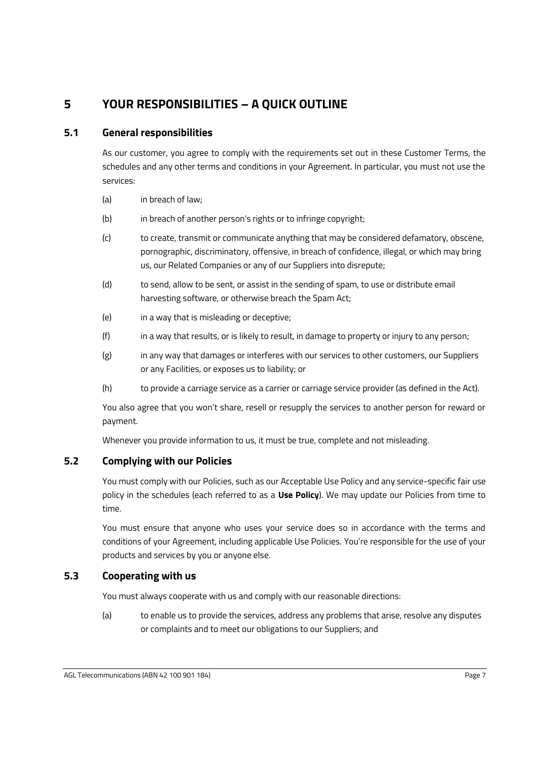# 5 YOUR RESPONSIBILITIES – A QUICK OUTLINE

## 5.1 General responsibilities

As our customer, you agree to comply with the requirements set out in these Customer Terms, the schedules and any other terms and conditions in your Agreement. In particular, you must not use the services:

(a) in breach of law;

(b) in breach of another person's rights or to infringe copyright;

(c) to create, transmit or communicate anything that may be considered defamatory, obscene, pornographic, discriminatory, offensive, in breach of confidence, illegal, or which may bring us, our Related Companies or any of our Suppliers into disrepute;

(d) to send, allow to be sent, or assist in the sending of spam, to use or distribute email harvesting software, or otherwise breach the Spam Act;

(e) in a way that is misleading or deceptive;

(f) in a way that results, or is likely to result, in damage to property or injury to any person;

(g) in any way that damages or interferes with our services to other customers, our Suppliers or any Facilities, or exposes us to liability; or

(h) to provide a carriage service as a carrier or carriage service provider (as defined in the Act).

You also agree that you won't share, resell or resupply the services to another person for reward or payment.

Whenever you provide information to us, it must be true, complete and not misleading.

## 5.2 Complying with our Policies

You must comply with our Policies, such as our Acceptable Use Policy and any service-specific fair use policy in the schedules (each referred to as a **Use Policy**). We may update our Policies from time to time.

You must ensure that anyone who uses your service does so in accordance with the terms and conditions of your Agreement, including applicable Use Policies. You're responsible for the use of your products and services by you or anyone else.

## 5.3 Cooperating with us

You must always cooperate with us and comply with our reasonable directions:

(a) to enable us to provide the services, address any problems that arise, resolve any disputes or complaints and to meet our obligations to our Suppliers; and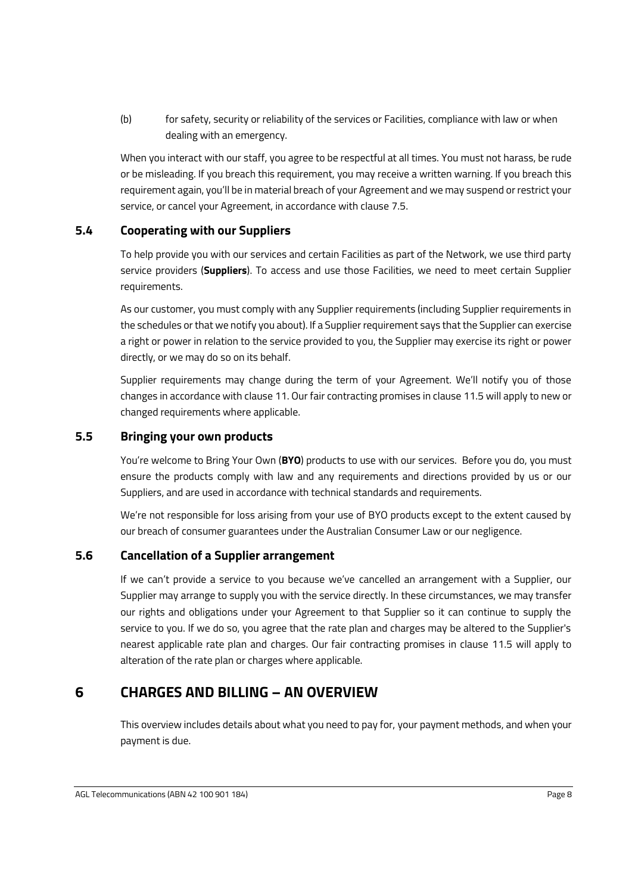(b) for safety, security or reliability of the services or Facilities, compliance with law or when dealing with an emergency.

When you interact with our staff, you agree to be respectful at all times. You must not harass, be rude or be misleading. If you breach this requirement, you may receive a written warning. If you breach this requirement again, you'll be in material breach of your Agreement and we may suspend or restrict your service, or cancel your Agreement, in accordance with clause 7.5.

### 5.4 Cooperating with our Suppliers

To help provide you with our services and certain Facilities as part of the Network, we use third party service providers (**Suppliers**). To access and use those Facilities, we need to meet certain Supplier requirements.

As our customer, you must comply with any Supplier requirements (including Supplier requirements in the schedules or that we notify you about). If a Supplier requirement says that the Supplier can exercise a right or power in relation to the service provided to you, the Supplier may exercise its right or power directly, or we may do so on its behalf.

Supplier requirements may change during the term of your Agreement. We'll notify you of those changes in accordance with clause 11. Our fair contracting promises in clause 11.5 will apply to new or changed requirements where applicable.

### 5.5 Bringing your own products

You're welcome to Bring Your Own (**BYO**) products to use with our services. Before you do, you must ensure the products comply with law and any requirements and directions provided by us or our Suppliers, and are used in accordance with technical standards and requirements.

We're not responsible for loss arising from your use of BYO products except to the extent caused by our breach of consumer guarantees under the Australian Consumer Law or our negligence.

### 5.6 Cancellation of a Supplier arrangement

If we can't provide a service to you because we've cancelled an arrangement with a Supplier, our Supplier may arrange to supply you with the service directly. In these circumstances, we may transfer our rights and obligations under your Agreement to that Supplier so it can continue to supply the service to you. If we do so, you agree that the rate plan and charges may be altered to the Supplier's nearest applicable rate plan and charges. Our fair contracting promises in clause 11.5 will apply to alteration of the rate plan or charges where applicable.

## 6 CHARGES AND BILLING – AN OVERVIEW

This overview includes details about what you need to pay for, your payment methods, and when your payment is due.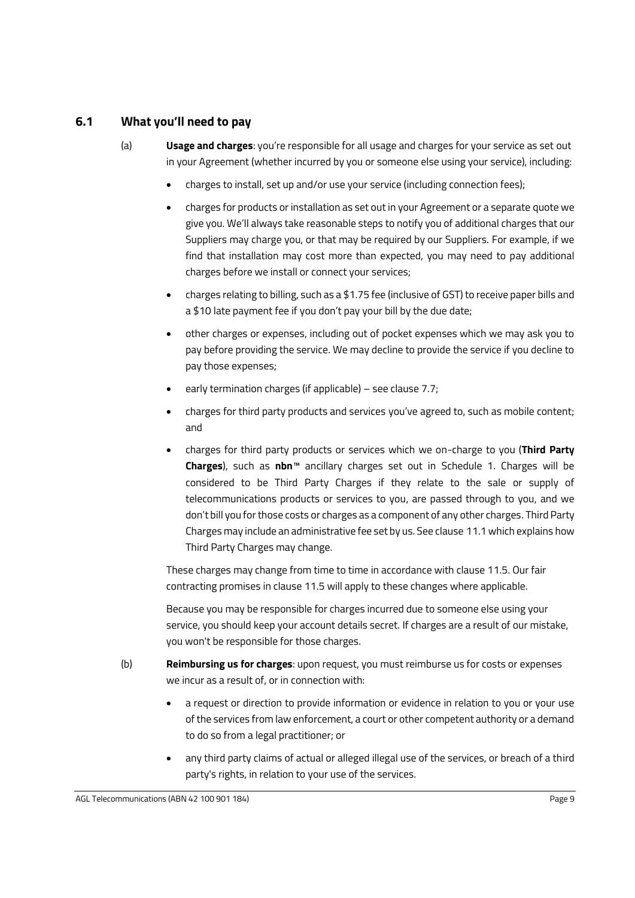## 6.1 What you'll need to pay

(a) **Usage and charges**: you're responsible for all usage and charges for your service as set out in your Agreement (whether incurred by you or someone else using your service), including:

- charges to install, set up and/or use your service (including connection fees);
- charges for products or installation as set out in your Agreement or a separate quote we give you. We'll always take reasonable steps to notify you of additional charges that our Suppliers may charge you, or that may be required by our Suppliers. For example, if we find that installation may cost more than expected, you may need to pay additional charges before we install or connect your services;
- charges relating to billing, such as a $1.75 fee (inclusive of GST) to receive paper bills and a $10 late payment fee if you don't pay your bill by the due date;
- other charges or expenses, including out of pocket expenses which we may ask you to pay before providing the service. We may decline to provide the service if you decline to pay those expenses;
- early termination charges (if applicable) – see clause 7.7;
- charges for third party products and services you've agreed to, such as mobile content; and
- charges for third party products or services which we on-charge to you (**Third Party Charges**), such as **nbn**™ ancillary charges set out in Schedule 1. Charges will be considered to be Third Party Charges if they relate to the sale or supply of telecommunications products or services to you, are passed through to you, and we don't bill you for those costs or charges as a component of any other charges. Third Party Charges may include an administrative fee set by us. See clause 11.1 which explains how Third Party Charges may change.

These charges may change from time to time in accordance with clause 11.5. Our fair contracting promises in clause 11.5 will apply to these changes where applicable.

Because you may be responsible for charges incurred due to someone else using your service, you should keep your account details secret. If charges are a result of our mistake, you won't be responsible for those charges.

(b) **Reimbursing us for charges**: upon request, you must reimburse us for costs or expenses we incur as a result of, or in connection with:

- a request or direction to provide information or evidence in relation to you or your use of the services from law enforcement, a court or other competent authority or a demand to do so from a legal practitioner; or
- any third party claims of actual or alleged illegal use of the services, or breach of a third party's rights, in relation to your use of the services.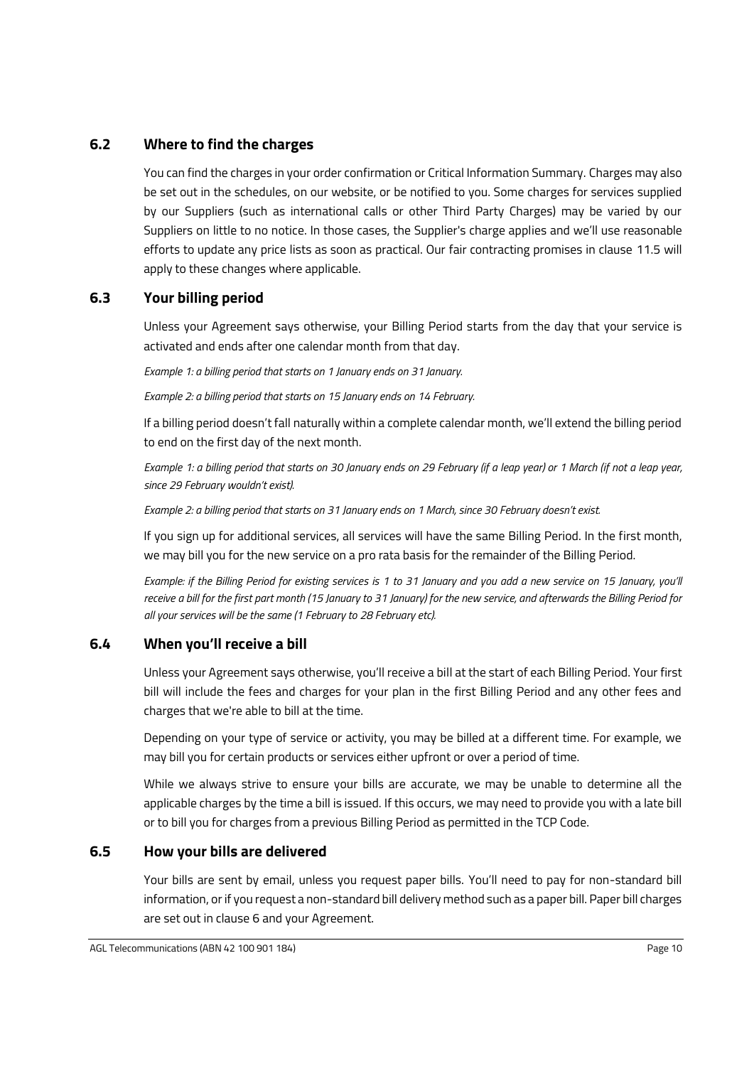## 6.2 Where to find the charges

You can find the charges in your order confirmation or Critical Information Summary. Charges may also be set out in the schedules, on our website, or be notified to you. Some charges for services supplied by our Suppliers (such as international calls or other Third Party Charges) may be varied by our Suppliers on little to no notice. In those cases, the Supplier's charge applies and we'll use reasonable efforts to update any price lists as soon as practical. Our fair contracting promises in clause 11.5 will apply to these changes where applicable.

## 6.3 Your billing period

Unless your Agreement says otherwise, your Billing Period starts from the day that your service is activated and ends after one calendar month from that day.

*Example 1: a billing period that starts on 1 January ends on 31 January.*

*Example 2: a billing period that starts on 15 January ends on 14 February.*

If a billing period doesn't fall naturally within a complete calendar month, we'll extend the billing period to end on the first day of the next month.

*Example 1: a billing period that starts on 30 January ends on 29 February (if a leap year) or 1 March (if not a leap year, since 29 February wouldn't exist).*

*Example 2: a billing period that starts on 31 January ends on 1 March, since 30 February doesn't exist.*

If you sign up for additional services, all services will have the same Billing Period. In the first month, we may bill you for the new service on a pro rata basis for the remainder of the Billing Period.

*Example: if the Billing Period for existing services is 1 to 31 January and you add a new service on 15 January, you'll receive a bill for the first part month (15 January to 31 January) for the new service, and afterwards the Billing Period for all your services will be the same (1 February to 28 February etc).*

## 6.4 When you'll receive a bill

Unless your Agreement says otherwise, you'll receive a bill at the start of each Billing Period. Your first bill will include the fees and charges for your plan in the first Billing Period and any other fees and charges that we're able to bill at the time.

Depending on your type of service or activity, you may be billed at a different time. For example, we may bill you for certain products or services either upfront or over a period of time.

While we always strive to ensure your bills are accurate, we may be unable to determine all the applicable charges by the time a bill is issued. If this occurs, we may need to provide you with a late bill or to bill you for charges from a previous Billing Period as permitted in the TCP Code.

## 6.5 How your bills are delivered

Your bills are sent by email, unless you request paper bills. You'll need to pay for non-standard bill information, or if you request a non-standard bill delivery method such as a paper bill. Paper bill charges are set out in clause 6 and your Agreement.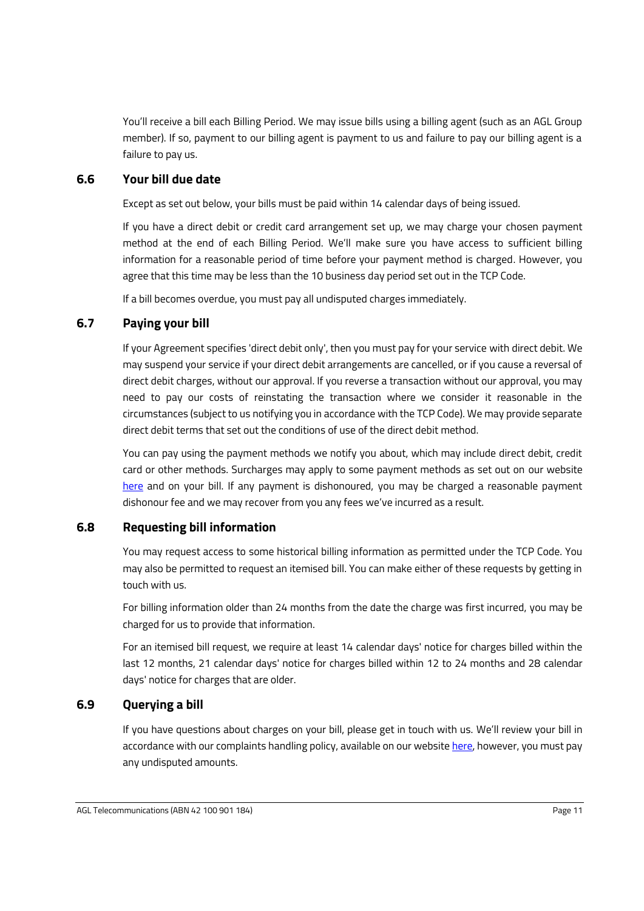You'll receive a bill each Billing Period. We may issue bills using a billing agent (such as an AGL Group member). If so, payment to our billing agent is payment to us and failure to pay our billing agent is a failure to pay us.

### 6.6 Your bill due date

Except as set out below, your bills must be paid within 14 calendar days of being issued.

If you have a direct debit or credit card arrangement set up, we may charge your chosen payment method at the end of each Billing Period. We'll make sure you have access to sufficient billing information for a reasonable period of time before your payment method is charged. However, you agree that this time may be less than the 10 business day period set out in the TCP Code.

If a bill becomes overdue, you must pay all undisputed charges immediately.

### 6.7 Paying your bill

If your Agreement specifies 'direct debit only', then you must pay for your service with direct debit. We may suspend your service if your direct debit arrangements are cancelled, or if you cause a reversal of direct debit charges, without our approval. If you reverse a transaction without our approval, you may need to pay our costs of reinstating the transaction where we consider it reasonable in the circumstances (subject to us notifying you in accordance with the TCP Code). We may provide separate direct debit terms that set out the conditions of use of the direct debit method.

You can pay using the payment methods we notify you about, which may include direct debit, credit card or other methods. Surcharges may apply to some payment methods as set out on our website here and on your bill. If any payment is dishonoured, you may be charged a reasonable payment dishonour fee and we may recover from you any fees we've incurred as a result.

### 6.8 Requesting bill information

You may request access to some historical billing information as permitted under the TCP Code. You may also be permitted to request an itemised bill. You can make either of these requests by getting in touch with us.

For billing information older than 24 months from the date the charge was first incurred, you may be charged for us to provide that information.

For an itemised bill request, we require at least 14 calendar days' notice for charges billed within the last 12 months, 21 calendar days' notice for charges billed within 12 to 24 months and 28 calendar days' notice for charges that are older.

### 6.9 Querying a bill

If you have questions about charges on your bill, please get in touch with us. We'll review your bill in accordance with our complaints handling policy, available on our website here, however, you must pay any undisputed amounts.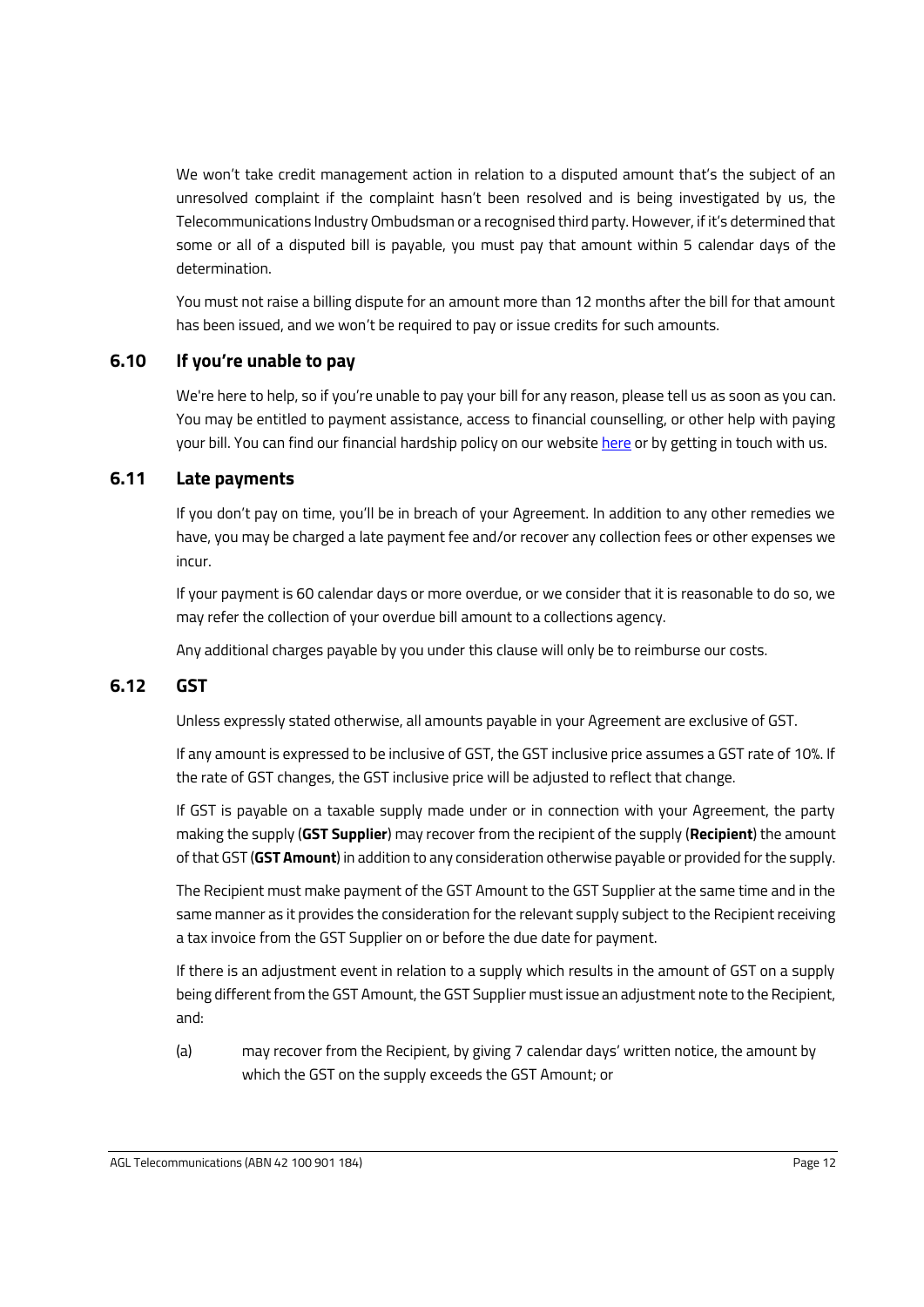We won't take credit management action in relation to a disputed amount that's the subject of an unresolved complaint if the complaint hasn't been resolved and is being investigated by us, the Telecommunications Industry Ombudsman or a recognised third party. However, if it's determined that some or all of a disputed bill is payable, you must pay that amount within 5 calendar days of the determination.

You must not raise a billing dispute for an amount more than 12 months after the bill for that amount has been issued, and we won't be required to pay or issue credits for such amounts.

### 6.10 If you're unable to pay

We're here to help, so if you're unable to pay your bill for any reason, please tell us as soon as you can. You may be entitled to payment assistance, access to financial counselling, or other help with paying your bill. You can find our financial hardship policy on our website here or by getting in touch with us.

### 6.11 Late payments

If you don't pay on time, you'll be in breach of your Agreement. In addition to any other remedies we have, you may be charged a late payment fee and/or recover any collection fees or other expenses we incur.

If your payment is 60 calendar days or more overdue, or we consider that it is reasonable to do so, we may refer the collection of your overdue bill amount to a collections agency.

Any additional charges payable by you under this clause will only be to reimburse our costs.

### 6.12 GST

Unless expressly stated otherwise, all amounts payable in your Agreement are exclusive of GST.

If any amount is expressed to be inclusive of GST, the GST inclusive price assumes a GST rate of 10%. If the rate of GST changes, the GST inclusive price will be adjusted to reflect that change.

If GST is payable on a taxable supply made under or in connection with your Agreement, the party making the supply (**GST Supplier**) may recover from the recipient of the supply (**Recipient**) the amount of that GST (**GST Amount**) in addition to any consideration otherwise payable or provided for the supply.

The Recipient must make payment of the GST Amount to the GST Supplier at the same time and in the same manner as it provides the consideration for the relevant supply subject to the Recipient receiving a tax invoice from the GST Supplier on or before the due date for payment.

If there is an adjustment event in relation to a supply which results in the amount of GST on a supply being different from the GST Amount, the GST Supplier must issue an adjustment note to the Recipient, and:

(a) may recover from the Recipient, by giving 7 calendar days' written notice, the amount by which the GST on the supply exceeds the GST Amount; or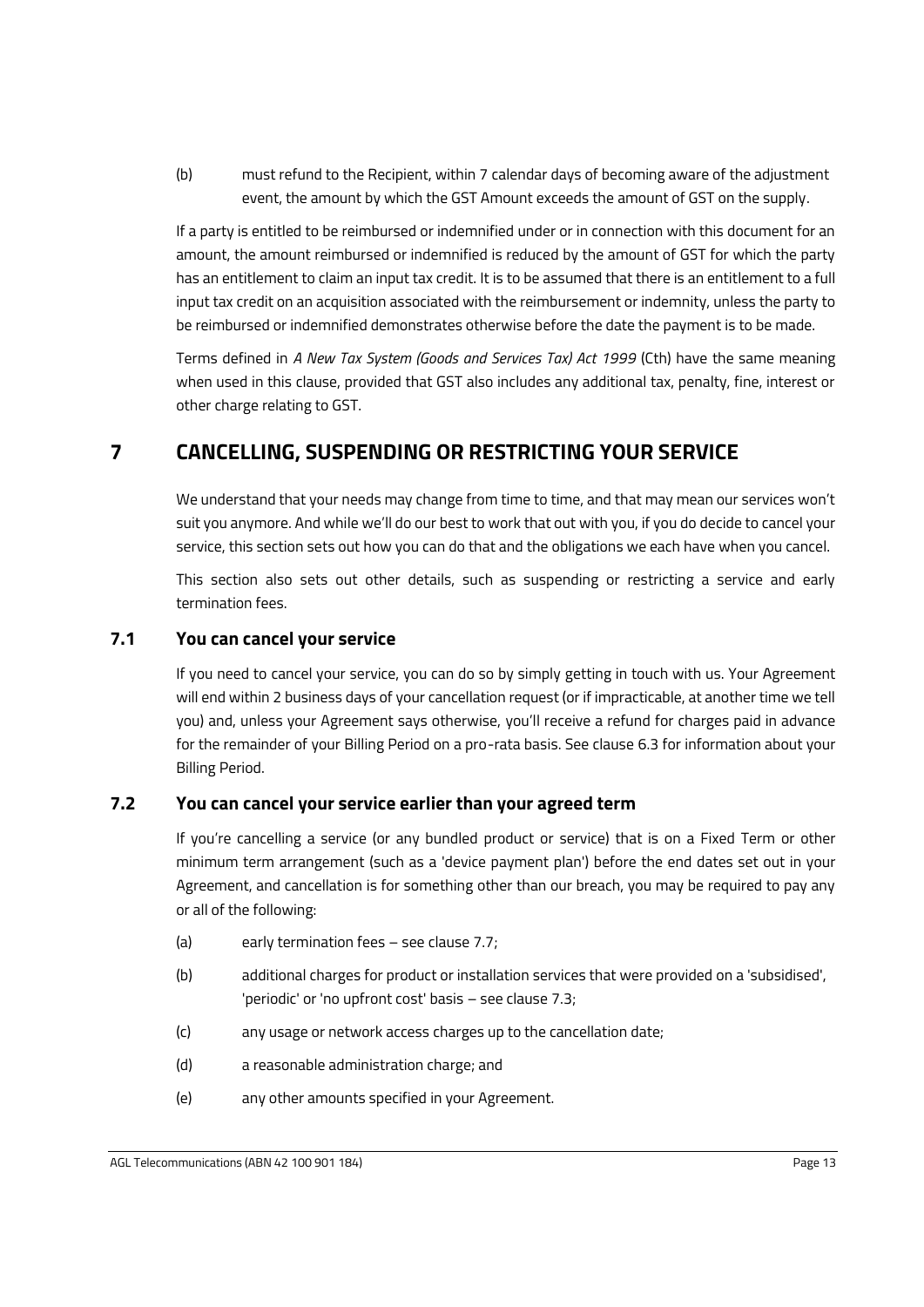(b) must refund to the Recipient, within 7 calendar days of becoming aware of the adjustment event, the amount by which the GST Amount exceeds the amount of GST on the supply.

If a party is entitled to be reimbursed or indemnified under or in connection with this document for an amount, the amount reimbursed or indemnified is reduced by the amount of GST for which the party has an entitlement to claim an input tax credit. It is to be assumed that there is an entitlement to a full input tax credit on an acquisition associated with the reimbursement or indemnity, unless the party to be reimbursed or indemnified demonstrates otherwise before the date the payment is to be made.

Terms defined in *A New Tax System (Goods and Services Tax) Act 1999* (Cth) have the same meaning when used in this clause, provided that GST also includes any additional tax, penalty, fine, interest or other charge relating to GST.

# 7 CANCELLING, SUSPENDING OR RESTRICTING YOUR SERVICE

We understand that your needs may change from time to time, and that may mean our services won't suit you anymore. And while we'll do our best to work that out with you, if you do decide to cancel your service, this section sets out how you can do that and the obligations we each have when you cancel.

This section also sets out other details, such as suspending or restricting a service and early termination fees.

## 7.1 You can cancel your service

If you need to cancel your service, you can do so by simply getting in touch with us. Your Agreement will end within 2 business days of your cancellation request (or if impracticable, at another time we tell you) and, unless your Agreement says otherwise, you'll receive a refund for charges paid in advance for the remainder of your Billing Period on a pro-rata basis. See clause 6.3 for information about your Billing Period.

## 7.2 You can cancel your service earlier than your agreed term

If you're cancelling a service (or any bundled product or service) that is on a Fixed Term or other minimum term arrangement (such as a 'device payment plan') before the end dates set out in your Agreement, and cancellation is for something other than our breach, you may be required to pay any or all of the following:

(a) early termination fees – see clause 7.7;

(b) additional charges for product or installation services that were provided on a 'subsidised', 'periodic' or 'no upfront cost' basis – see clause 7.3;

(c) any usage or network access charges up to the cancellation date;

(d) a reasonable administration charge; and

(e) any other amounts specified in your Agreement.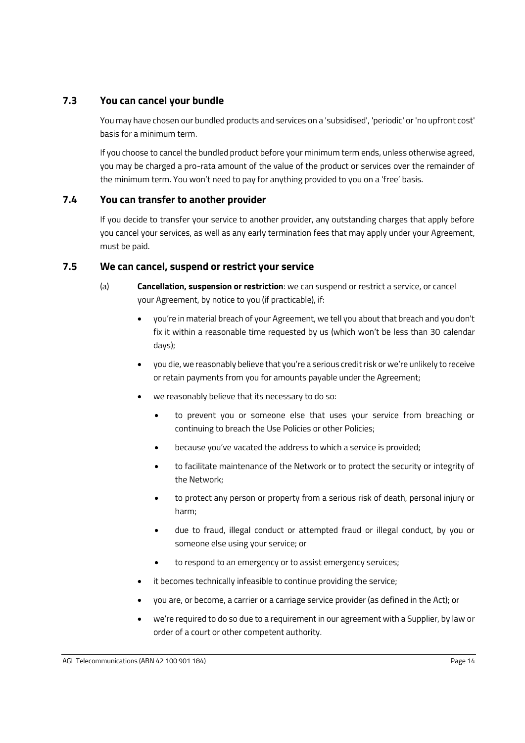## 7.3 You can cancel your bundle

You may have chosen our bundled products and services on a 'subsidised', 'periodic' or 'no upfront cost' basis for a minimum term.

If you choose to cancel the bundled product before your minimum term ends, unless otherwise agreed, you may be charged a pro-rata amount of the value of the product or services over the remainder of the minimum term. You won't need to pay for anything provided to you on a 'free' basis.

## 7.4 You can transfer to another provider

If you decide to transfer your service to another provider, any outstanding charges that apply before you cancel your services, as well as any early termination fees that may apply under your Agreement, must be paid.

## 7.5 We can cancel, suspend or restrict your service

(a) **Cancellation, suspension or restriction**: we can suspend or restrict a service, or cancel your Agreement, by notice to you (if practicable), if:

- you're in material breach of your Agreement, we tell you about that breach and you don't fix it within a reasonable time requested by us (which won't be less than 30 calendar days);
- you die, we reasonably believe that you're a serious credit risk or we're unlikely to receive or retain payments from you for amounts payable under the Agreement;
- we reasonably believe that its necessary to do so:
  - to prevent you or someone else that uses your service from breaching or continuing to breach the Use Policies or other Policies;
  - because you've vacated the address to which a service is provided;
  - to facilitate maintenance of the Network or to protect the security or integrity of the Network;
  - to protect any person or property from a serious risk of death, personal injury or harm;
  - due to fraud, illegal conduct or attempted fraud or illegal conduct, by you or someone else using your service; or
  - to respond to an emergency or to assist emergency services;
- it becomes technically infeasible to continue providing the service;
- you are, or become, a carrier or a carriage service provider (as defined in the Act); or
- we're required to do so due to a requirement in our agreement with a Supplier, by law or order of a court or other competent authority.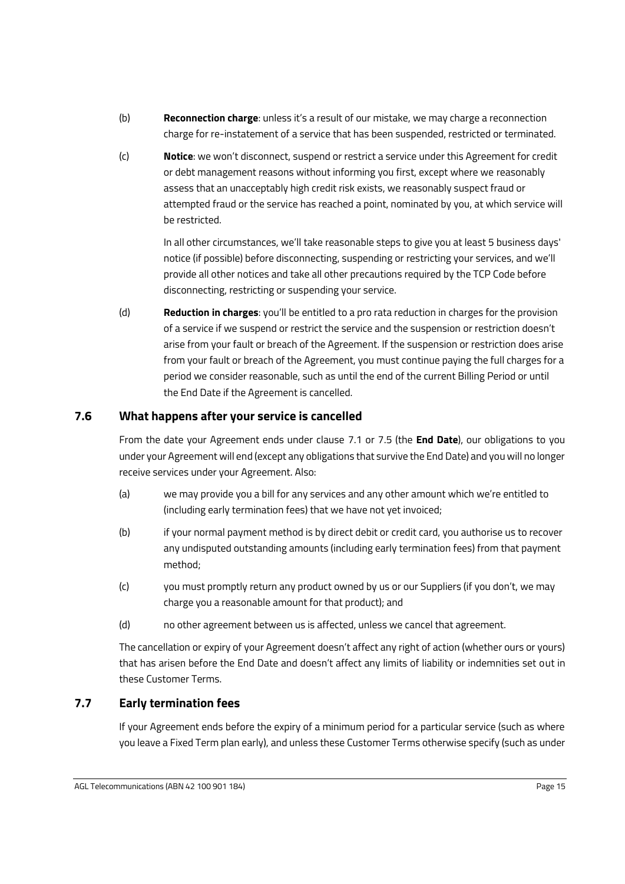(b) **Reconnection charge**: unless it's a result of our mistake, we may charge a reconnection charge for re-instatement of a service that has been suspended, restricted or terminated.

(c) **Notice**: we won't disconnect, suspend or restrict a service under this Agreement for credit or debt management reasons without informing you first, except where we reasonably assess that an unacceptably high credit risk exists, we reasonably suspect fraud or attempted fraud or the service has reached a point, nominated by you, at which service will be restricted.

In all other circumstances, we'll take reasonable steps to give you at least 5 business days' notice (if possible) before disconnecting, suspending or restricting your services, and we'll provide all other notices and take all other precautions required by the TCP Code before disconnecting, restricting or suspending your service.

(d) **Reduction in charges**: you'll be entitled to a pro rata reduction in charges for the provision of a service if we suspend or restrict the service and the suspension or restriction doesn't arise from your fault or breach of the Agreement. If the suspension or restriction does arise from your fault or breach of the Agreement, you must continue paying the full charges for a period we consider reasonable, such as until the end of the current Billing Period or until the End Date if the Agreement is cancelled.

## 7.6 What happens after your service is cancelled

From the date your Agreement ends under clause 7.1 or 7.5 (the **End Date**), our obligations to you under your Agreement will end (except any obligations that survive the End Date) and you will no longer receive services under your Agreement. Also:

(a) we may provide you a bill for any services and any other amount which we're entitled to (including early termination fees) that we have not yet invoiced;

(b) if your normal payment method is by direct debit or credit card, you authorise us to recover any undisputed outstanding amounts (including early termination fees) from that payment method;

(c) you must promptly return any product owned by us or our Suppliers (if you don't, we may charge you a reasonable amount for that product); and

(d) no other agreement between us is affected, unless we cancel that agreement.

The cancellation or expiry of your Agreement doesn't affect any right of action (whether ours or yours) that has arisen before the End Date and doesn't affect any limits of liability or indemnities set out in these Customer Terms.

## 7.7 Early termination fees

If your Agreement ends before the expiry of a minimum period for a particular service (such as where you leave a Fixed Term plan early), and unless these Customer Terms otherwise specify (such as under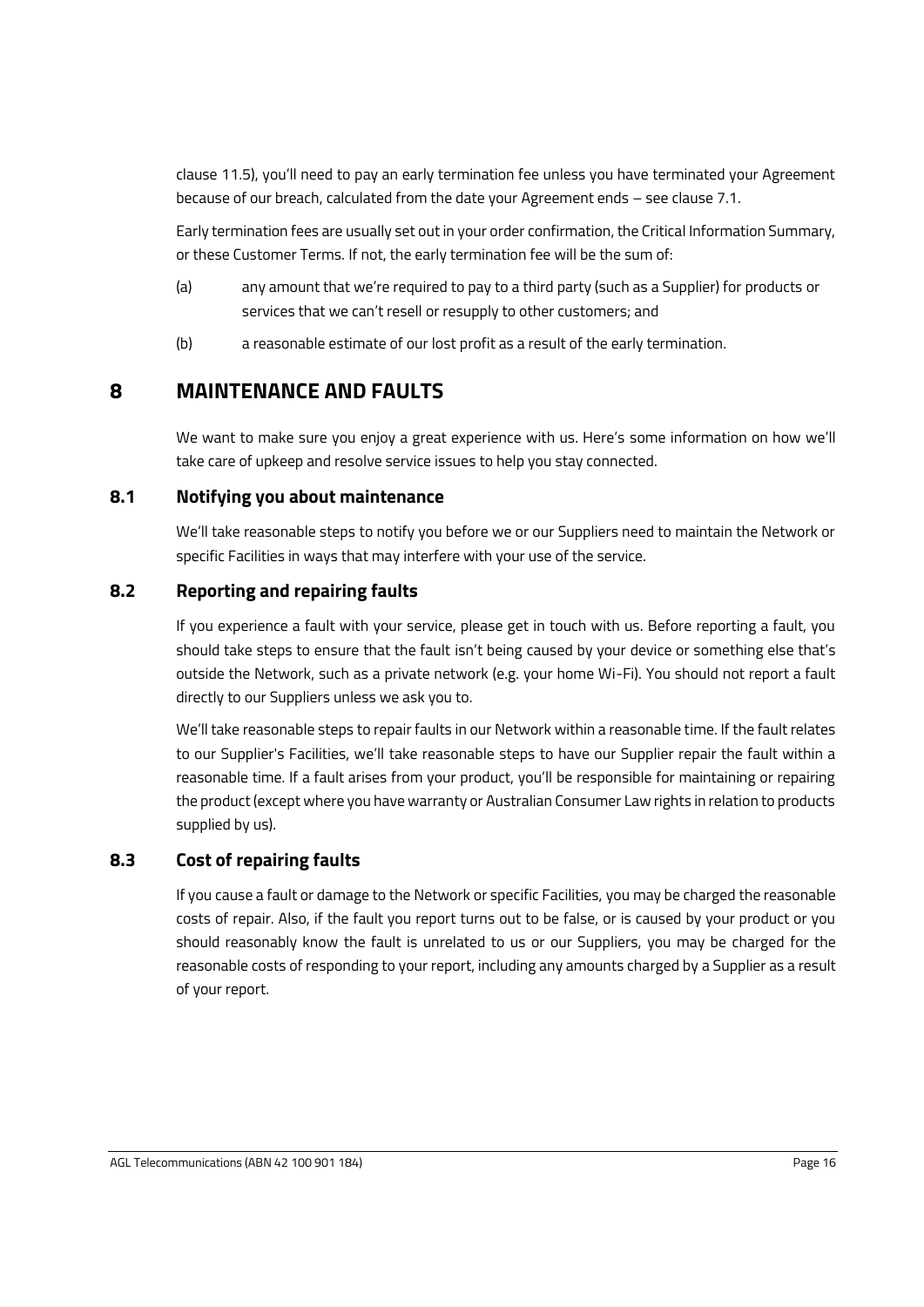clause 11.5), you'll need to pay an early termination fee unless you have terminated your Agreement because of our breach, calculated from the date your Agreement ends – see clause 7.1.

Early termination fees are usually set out in your order confirmation, the Critical Information Summary, or these Customer Terms. If not, the early termination fee will be the sum of:

(a) any amount that we're required to pay to a third party (such as a Supplier) for products or services that we can't resell or resupply to other customers; and

(b) a reasonable estimate of our lost profit as a result of the early termination.

# 8 MAINTENANCE AND FAULTS

We want to make sure you enjoy a great experience with us. Here's some information on how we'll take care of upkeep and resolve service issues to help you stay connected.

## 8.1 Notifying you about maintenance

We'll take reasonable steps to notify you before we or our Suppliers need to maintain the Network or specific Facilities in ways that may interfere with your use of the service.

## 8.2 Reporting and repairing faults

If you experience a fault with your service, please get in touch with us. Before reporting a fault, you should take steps to ensure that the fault isn't being caused by your device or something else that's outside the Network, such as a private network (e.g. your home Wi-Fi). You should not report a fault directly to our Suppliers unless we ask you to.

We'll take reasonable steps to repair faults in our Network within a reasonable time. If the fault relates to our Supplier's Facilities, we'll take reasonable steps to have our Supplier repair the fault within a reasonable time. If a fault arises from your product, you'll be responsible for maintaining or repairing the product (except where you have warranty or Australian Consumer Law rights in relation to products supplied by us).

## 8.3 Cost of repairing faults

If you cause a fault or damage to the Network or specific Facilities, you may be charged the reasonable costs of repair. Also, if the fault you report turns out to be false, or is caused by your product or you should reasonably know the fault is unrelated to us or our Suppliers, you may be charged for the reasonable costs of responding to your report, including any amounts charged by a Supplier as a result of your report.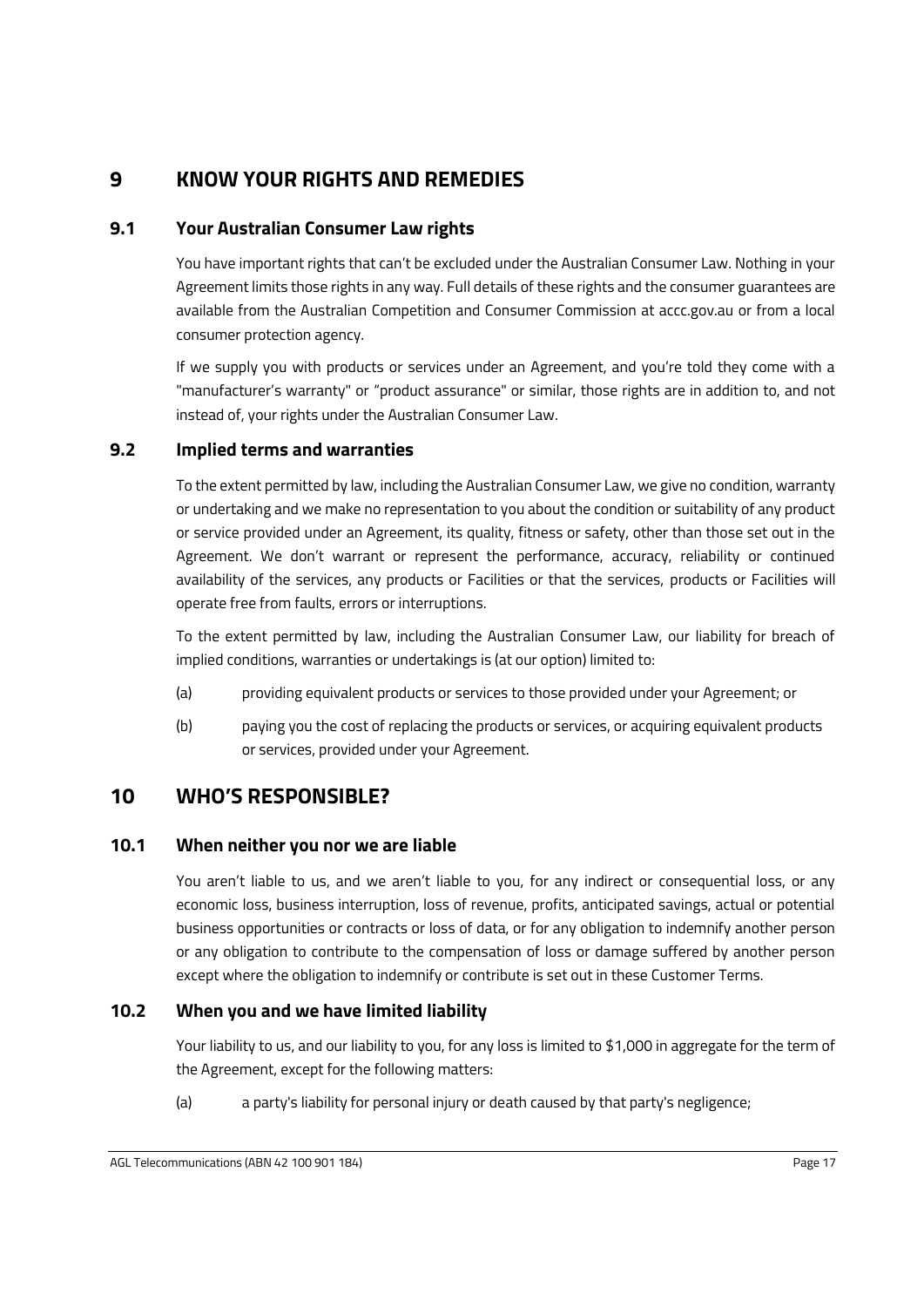# 9 KNOW YOUR RIGHTS AND REMEDIES

## 9.1 Your Australian Consumer Law rights

You have important rights that can't be excluded under the Australian Consumer Law. Nothing in your Agreement limits those rights in any way. Full details of these rights and the consumer guarantees are available from the Australian Competition and Consumer Commission at accc.gov.au or from a local consumer protection agency.

If we supply you with products or services under an Agreement, and you're told they come with a "manufacturer's warranty" or "product assurance" or similar, those rights are in addition to, and not instead of, your rights under the Australian Consumer Law.

## 9.2 Implied terms and warranties

To the extent permitted by law, including the Australian Consumer Law, we give no condition, warranty or undertaking and we make no representation to you about the condition or suitability of any product or service provided under an Agreement, its quality, fitness or safety, other than those set out in the Agreement. We don't warrant or represent the performance, accuracy, reliability or continued availability of the services, any products or Facilities or that the services, products or Facilities will operate free from faults, errors or interruptions.

To the extent permitted by law, including the Australian Consumer Law, our liability for breach of implied conditions, warranties or undertakings is (at our option) limited to:

(a) providing equivalent products or services to those provided under your Agreement; or

(b) paying you the cost of replacing the products or services, or acquiring equivalent products or services, provided under your Agreement.

# 10 WHO'S RESPONSIBLE?

## 10.1 When neither you nor we are liable

You aren't liable to us, and we aren't liable to you, for any indirect or consequential loss, or any economic loss, business interruption, loss of revenue, profits, anticipated savings, actual or potential business opportunities or contracts or loss of data, or for any obligation to indemnify another person or any obligation to contribute to the compensation of loss or damage suffered by another person except where the obligation to indemnify or contribute is set out in these Customer Terms.

## 10.2 When you and we have limited liability

Your liability to us, and our liability to you, for any loss is limited to $1,000 in aggregate for the term of the Agreement, except for the following matters:

(a) a party's liability for personal injury or death caused by that party's negligence;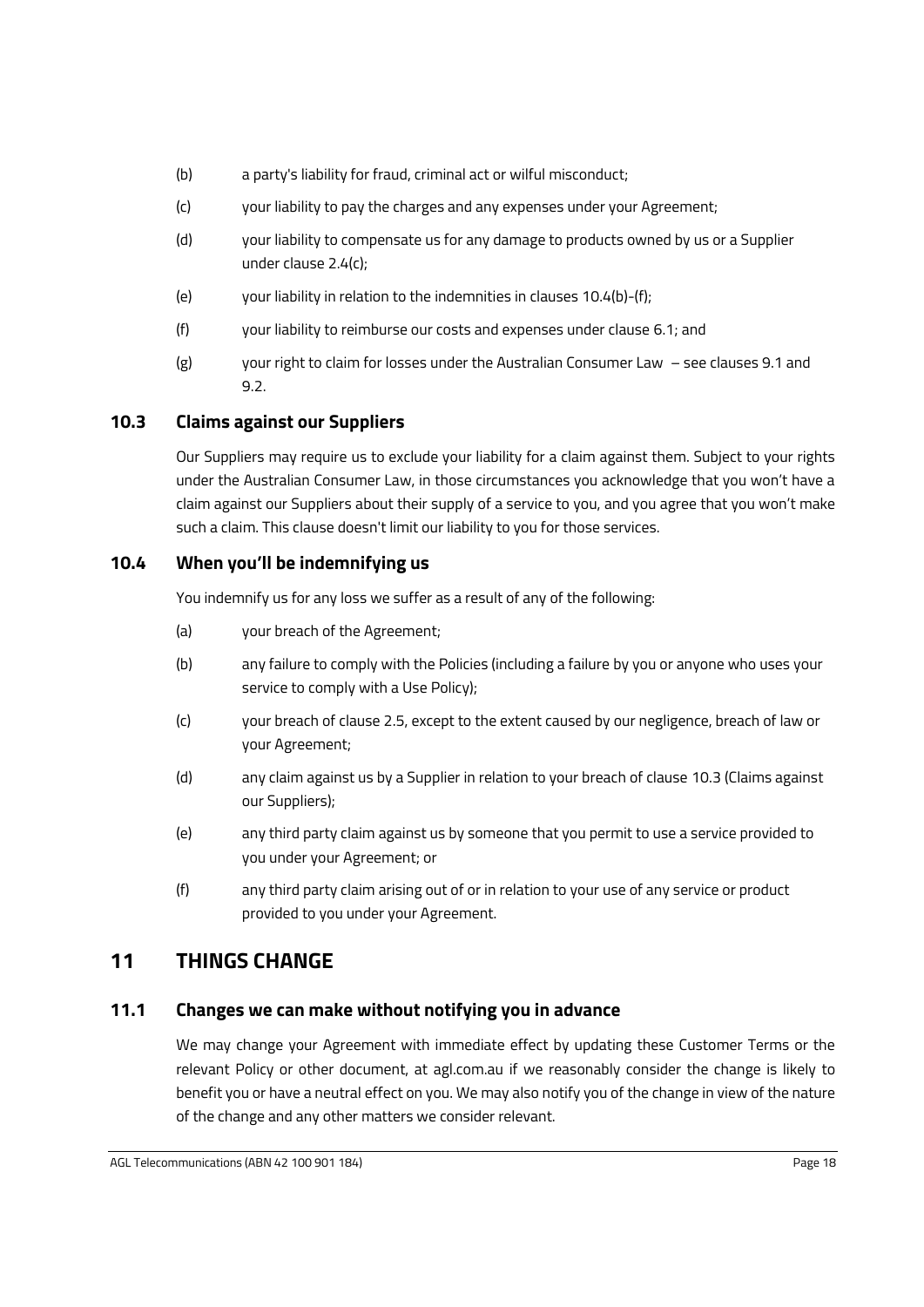(b) a party's liability for fraud, criminal act or wilful misconduct;

(c) your liability to pay the charges and any expenses under your Agreement;

(d) your liability to compensate us for any damage to products owned by us or a Supplier under clause 2.4(c);

(e) your liability in relation to the indemnities in clauses 10.4(b)-(f);

(f) your liability to reimburse our costs and expenses under clause 6.1; and

(g) your right to claim for losses under the Australian Consumer Law – see clauses 9.1 and 9.2.

### 10.3 Claims against our Suppliers

Our Suppliers may require us to exclude your liability for a claim against them. Subject to your rights under the Australian Consumer Law, in those circumstances you acknowledge that you won't have a claim against our Suppliers about their supply of a service to you, and you agree that you won't make such a claim. This clause doesn't limit our liability to you for those services.

### 10.4 When you'll be indemnifying us

You indemnify us for any loss we suffer as a result of any of the following:

(a) your breach of the Agreement;

(b) any failure to comply with the Policies (including a failure by you or anyone who uses your service to comply with a Use Policy);

(c) your breach of clause 2.5, except to the extent caused by our negligence, breach of law or your Agreement;

(d) any claim against us by a Supplier in relation to your breach of clause 10.3 (Claims against our Suppliers);

(e) any third party claim against us by someone that you permit to use a service provided to you under your Agreement; or

(f) any third party claim arising out of or in relation to your use of any service or product provided to you under your Agreement.

## 11 THINGS CHANGE

### 11.1 Changes we can make without notifying you in advance

We may change your Agreement with immediate effect by updating these Customer Terms or the relevant Policy or other document, at agl.com.au if we reasonably consider the change is likely to benefit you or have a neutral effect on you. We may also notify you of the change in view of the nature of the change and any other matters we consider relevant.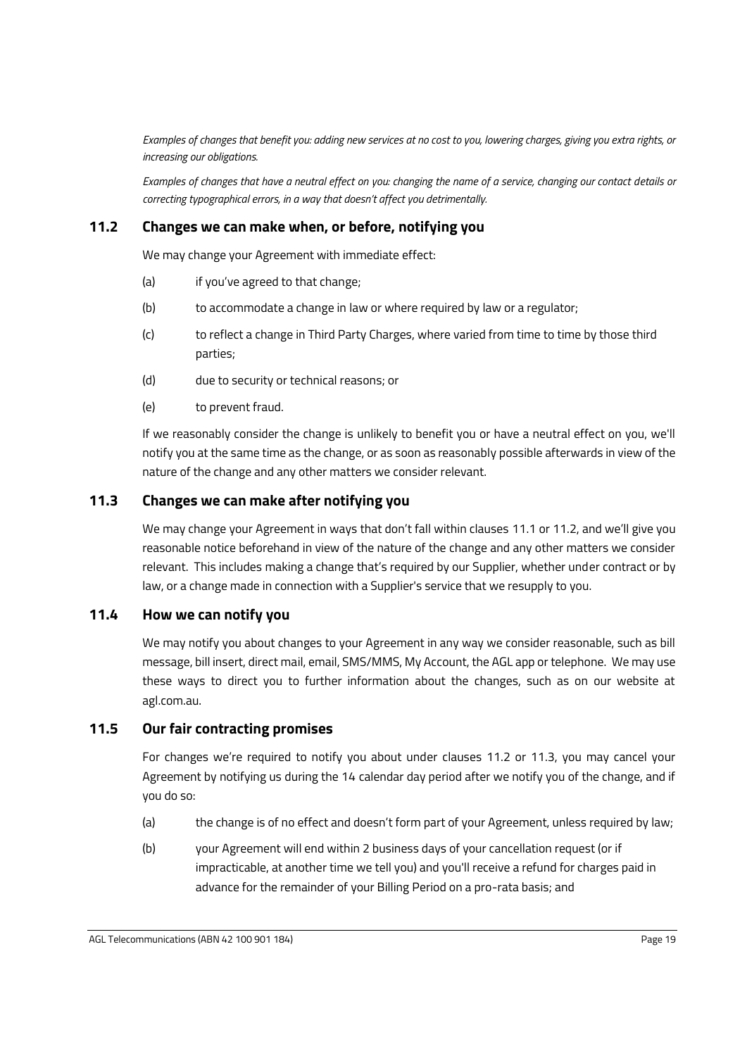*Examples of changes that benefit you: adding new services at no cost to you, lowering charges, giving you extra rights, or increasing our obligations.*

*Examples of changes that have a neutral effect on you: changing the name of a service, changing our contact details or correcting typographical errors, in a way that doesn't affect you detrimentally.*

## 11.2 Changes we can make when, or before, notifying you

We may change your Agreement with immediate effect:

(a) if you've agreed to that change;

(b) to accommodate a change in law or where required by law or a regulator;

(c) to reflect a change in Third Party Charges, where varied from time to time by those third parties;

(d) due to security or technical reasons; or

(e) to prevent fraud.

If we reasonably consider the change is unlikely to benefit you or have a neutral effect on you, we'll notify you at the same time as the change, or as soon as reasonably possible afterwards in view of the nature of the change and any other matters we consider relevant.

## 11.3 Changes we can make after notifying you

We may change your Agreement in ways that don't fall within clauses 11.1 or 11.2, and we'll give you reasonable notice beforehand in view of the nature of the change and any other matters we consider relevant. This includes making a change that's required by our Supplier, whether under contract or by law, or a change made in connection with a Supplier's service that we resupply to you.

## 11.4 How we can notify you

We may notify you about changes to your Agreement in any way we consider reasonable, such as bill message, bill insert, direct mail, email, SMS/MMS, My Account, the AGL app or telephone. We may use these ways to direct you to further information about the changes, such as on our website at agl.com.au.

## 11.5 Our fair contracting promises

For changes we're required to notify you about under clauses 11.2 or 11.3, you may cancel your Agreement by notifying us during the 14 calendar day period after we notify you of the change, and if you do so:

(a) the change is of no effect and doesn't form part of your Agreement, unless required by law;

(b) your Agreement will end within 2 business days of your cancellation request (or if impracticable, at another time we tell you) and you'll receive a refund for charges paid in advance for the remainder of your Billing Period on a pro-rata basis; and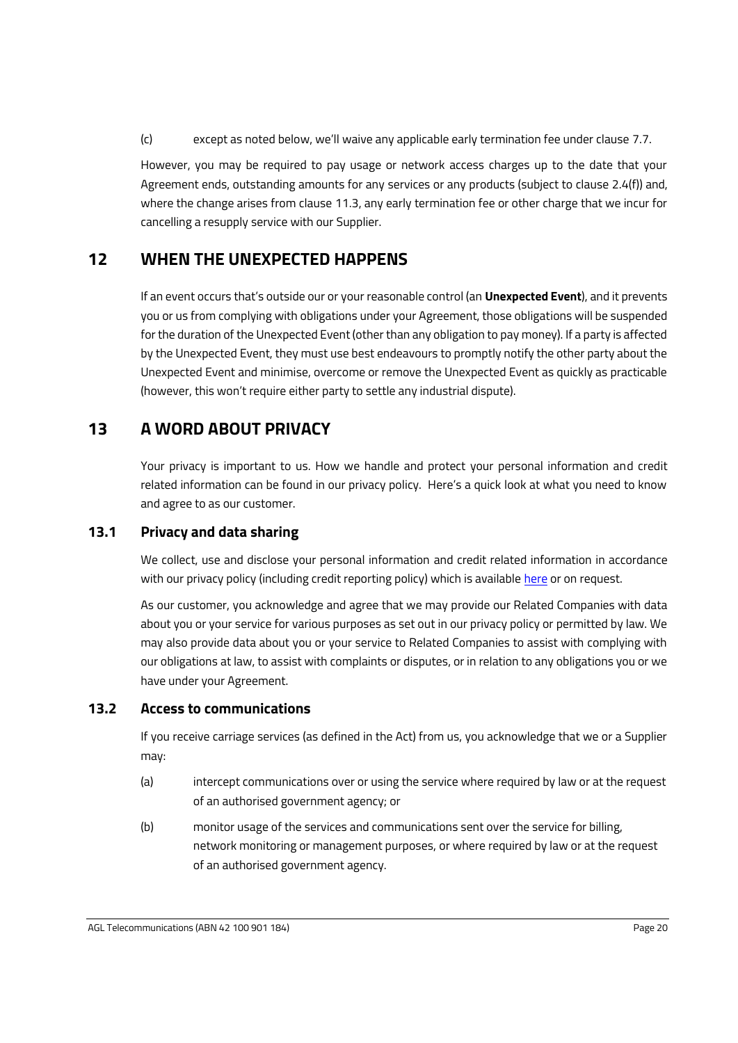(c) except as noted below, we'll waive any applicable early termination fee under clause 7.7.

However, you may be required to pay usage or network access charges up to the date that your Agreement ends, outstanding amounts for any services or any products (subject to clause 2.4(f)) and, where the change arises from clause 11.3, any early termination fee or other charge that we incur for cancelling a resupply service with our Supplier.

## 12 WHEN THE UNEXPECTED HAPPENS

If an event occurs that's outside our or your reasonable control (an **Unexpected Event**), and it prevents you or us from complying with obligations under your Agreement, those obligations will be suspended for the duration of the Unexpected Event (other than any obligation to pay money). If a party is affected by the Unexpected Event, they must use best endeavours to promptly notify the other party about the Unexpected Event and minimise, overcome or remove the Unexpected Event as quickly as practicable (however, this won't require either party to settle any industrial dispute).

## 13 A WORD ABOUT PRIVACY

Your privacy is important to us. How we handle and protect your personal information and credit related information can be found in our privacy policy. Here's a quick look at what you need to know and agree to as our customer.

### 13.1 Privacy and data sharing

We collect, use and disclose your personal information and credit related information in accordance with our privacy policy (including credit reporting policy) which is available here or on request.

As our customer, you acknowledge and agree that we may provide our Related Companies with data about you or your service for various purposes as set out in our privacy policy or permitted by law. We may also provide data about you or your service to Related Companies to assist with complying with our obligations at law, to assist with complaints or disputes, or in relation to any obligations you or we have under your Agreement.

### 13.2 Access to communications

If you receive carriage services (as defined in the Act) from us, you acknowledge that we or a Supplier may:

(a) intercept communications over or using the service where required by law or at the request of an authorised government agency; or

(b) monitor usage of the services and communications sent over the service for billing, network monitoring or management purposes, or where required by law or at the request of an authorised government agency.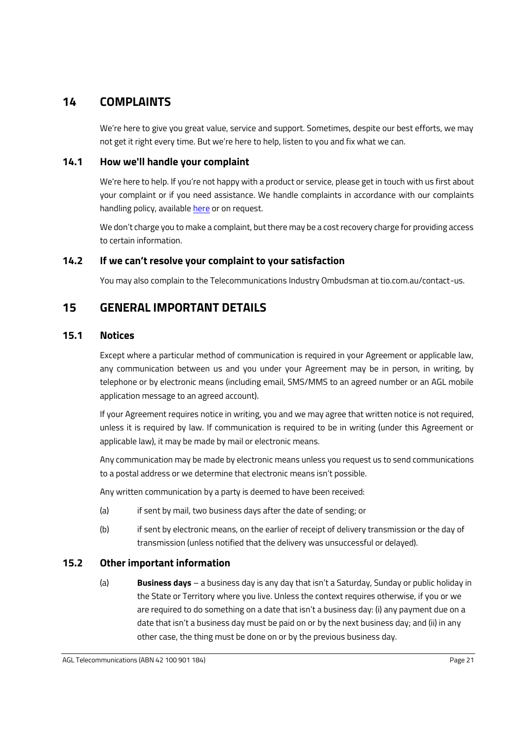# 14 COMPLAINTS

We're here to give you great value, service and support. Sometimes, despite our best efforts, we may not get it right every time. But we're here to help, listen to you and fix what we can.

## 14.1 How we'll handle your complaint

We're here to help. If you're not happy with a product or service, please get in touch with us first about your complaint or if you need assistance. We handle complaints in accordance with our complaints handling policy, available here or on request.

We don't charge you to make a complaint, but there may be a cost recovery charge for providing access to certain information.

## 14.2 If we can't resolve your complaint to your satisfaction

You may also complain to the Telecommunications Industry Ombudsman at tio.com.au/contact-us.

# 15 GENERAL IMPORTANT DETAILS

## 15.1 Notices

Except where a particular method of communication is required in your Agreement or applicable law, any communication between us and you under your Agreement may be in person, in writing, by telephone or by electronic means (including email, SMS/MMS to an agreed number or an AGL mobile application message to an agreed account).

If your Agreement requires notice in writing, you and we may agree that written notice is not required, unless it is required by law. If communication is required to be in writing (under this Agreement or applicable law), it may be made by mail or electronic means.

Any communication may be made by electronic means unless you request us to send communications to a postal address or we determine that electronic means isn't possible.

Any written communication by a party is deemed to have been received:

(a) if sent by mail, two business days after the date of sending; or

(b) if sent by electronic means, on the earlier of receipt of delivery transmission or the day of transmission (unless notified that the delivery was unsuccessful or delayed).

## 15.2 Other important information

(a) **Business days** – a business day is any day that isn't a Saturday, Sunday or public holiday in the State or Territory where you live. Unless the context requires otherwise, if you or we are required to do something on a date that isn't a business day: (i) any payment due on a date that isn't a business day must be paid on or by the next business day; and (ii) in any other case, the thing must be done on or by the previous business day.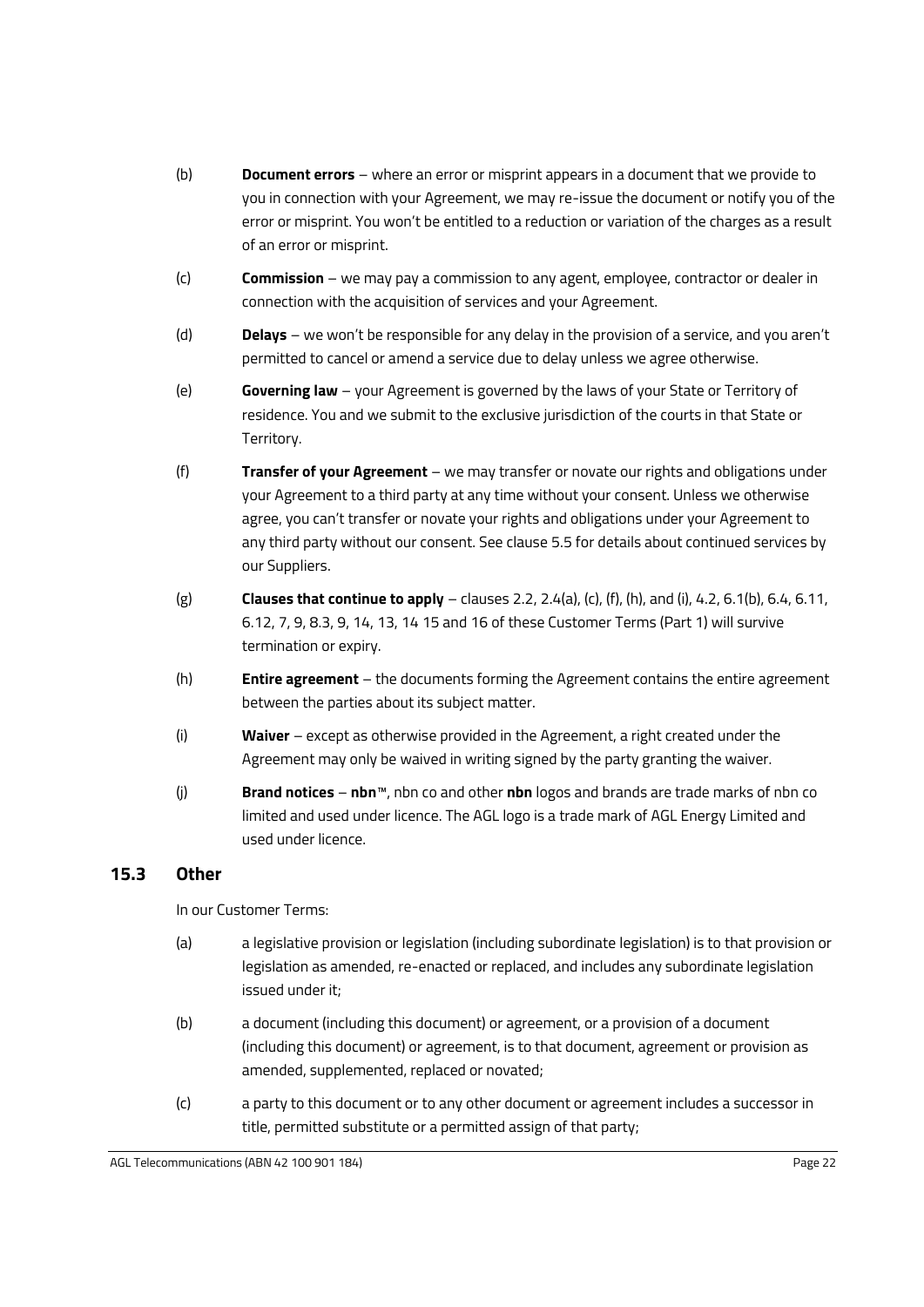(b) **Document errors** – where an error or misprint appears in a document that we provide to you in connection with your Agreement, we may re-issue the document or notify you of the error or misprint. You won't be entitled to a reduction or variation of the charges as a result of an error or misprint.

(c) **Commission** – we may pay a commission to any agent, employee, contractor or dealer in connection with the acquisition of services and your Agreement.

(d) **Delays** – we won't be responsible for any delay in the provision of a service, and you aren't permitted to cancel or amend a service due to delay unless we agree otherwise.

(e) **Governing law** – your Agreement is governed by the laws of your State or Territory of residence. You and we submit to the exclusive jurisdiction of the courts in that State or Territory.

(f) **Transfer of your Agreement** – we may transfer or novate our rights and obligations under your Agreement to a third party at any time without your consent. Unless we otherwise agree, you can't transfer or novate your rights and obligations under your Agreement to any third party without our consent. See clause 5.5 for details about continued services by our Suppliers.

(g) **Clauses that continue to apply** – clauses 2.2, 2.4(a), (c), (f), (h), and (i), 4.2, 6.1(b), 6.4, 6.11, 6.12, 7, 9, 8.3, 9, 14, 13, 14 15 and 16 of these Customer Terms (Part 1) will survive termination or expiry.

(h) **Entire agreement** – the documents forming the Agreement contains the entire agreement between the parties about its subject matter.

(i) **Waiver** – except as otherwise provided in the Agreement, a right created under the Agreement may only be waived in writing signed by the party granting the waiver.

(j) **Brand notices** – **nbn**™, nbn co and other **nbn** logos and brands are trade marks of nbn co limited and used under licence. The AGL logo is a trade mark of AGL Energy Limited and used under licence.

## 15.3 Other

In our Customer Terms:

(a) a legislative provision or legislation (including subordinate legislation) is to that provision or legislation as amended, re-enacted or replaced, and includes any subordinate legislation issued under it;

(b) a document (including this document) or agreement, or a provision of a document (including this document) or agreement, is to that document, agreement or provision as amended, supplemented, replaced or novated;

(c) a party to this document or to any other document or agreement includes a successor in title, permitted substitute or a permitted assign of that party;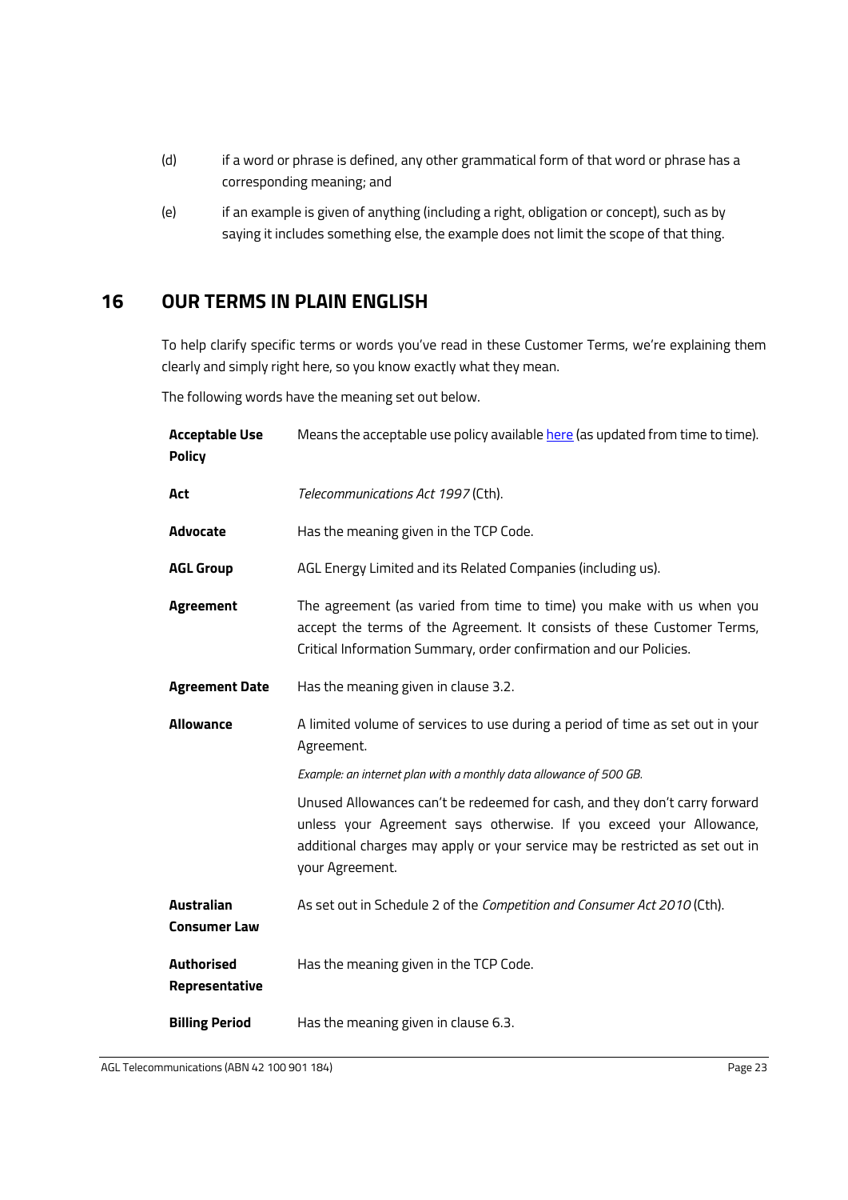(d) if a word or phrase is defined, any other grammatical form of that word or phrase has a corresponding meaning; and

(e) if an example is given of anything (including a right, obligation or concept), such as by saying it includes something else, the example does not limit the scope of that thing.

## 16 OUR TERMS IN PLAIN ENGLISH

To help clarify specific terms or words you've read in these Customer Terms, we're explaining them clearly and simply right here, so you know exactly what they mean.

The following words have the meaning set out below.

| Term | Meaning |
|---|---|
| **Acceptable Use Policy** | Means the acceptable use policy available [here] (as updated from time to time). |
| **Act** | *Telecommunications Act 1997* (Cth). |
| **Advocate** | Has the meaning given in the TCP Code. |
| **AGL Group** | AGL Energy Limited and its Related Companies (including us). |
| **Agreement** | The agreement (as varied from time to time) you make with us when you accept the terms of the Agreement. It consists of these Customer Terms, Critical Information Summary, order confirmation and our Policies. |
| **Agreement Date** | Has the meaning given in clause 3.2. |
| **Allowance** | A limited volume of services to use during a period of time as set out in your Agreement. <br><br> *Example: an internet plan with a monthly data allowance of 500 GB.* <br><br> Unused Allowances can't be redeemed for cash, and they don't carry forward unless your Agreement says otherwise. If you exceed your Allowance, additional charges may apply or your service may be restricted as set out in your Agreement. |
| **Australian Consumer Law** | As set out in Schedule 2 of the *Competition and Consumer Act 2010* (Cth). |
| **Authorised Representative** | Has the meaning given in the TCP Code. |
| **Billing Period** | Has the meaning given in clause 6.3. |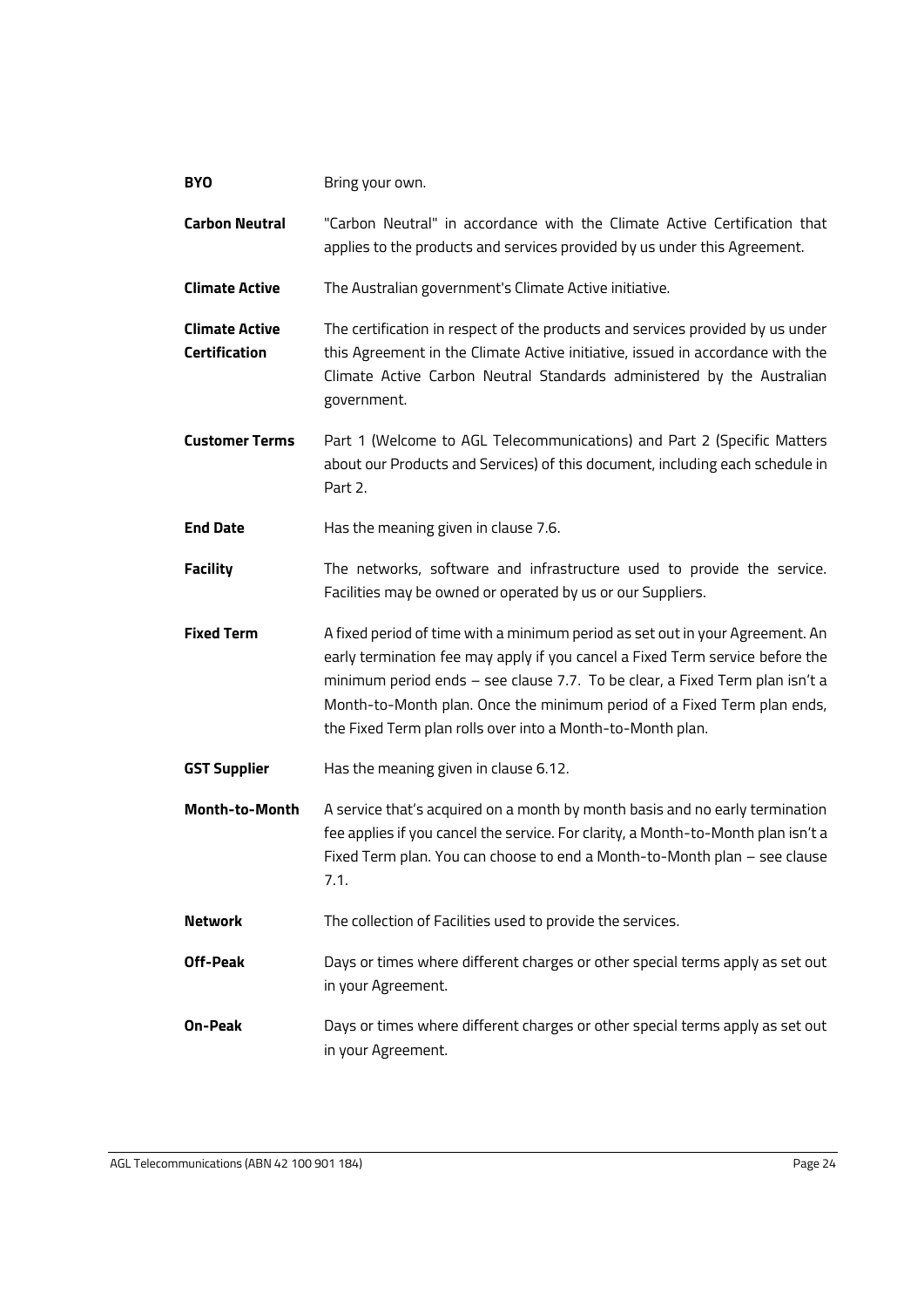| | |
|---|---|
| **BYO** | Bring your own. |
| **Carbon Neutral** | "Carbon Neutral" in accordance with the Climate Active Certification that applies to the products and services provided by us under this Agreement. |
| **Climate Active** | The Australian government's Climate Active initiative. |
| **Climate Active Certification** | The certification in respect of the products and services provided by us under this Agreement in the Climate Active initiative, issued in accordance with the Climate Active Carbon Neutral Standards administered by the Australian government. |
| **Customer Terms** | Part 1 (Welcome to AGL Telecommunications) and Part 2 (Specific Matters about our Products and Services) of this document, including each schedule in Part 2. |
| **End Date** | Has the meaning given in clause 7.6. |
| **Facility** | The networks, software and infrastructure used to provide the service. Facilities may be owned or operated by us or our Suppliers. |
| **Fixed Term** | A fixed period of time with a minimum period as set out in your Agreement. An early termination fee may apply if you cancel a Fixed Term service before the minimum period ends – see clause 7.7. To be clear, a Fixed Term plan isn't a Month-to-Month plan. Once the minimum period of a Fixed Term plan ends, the Fixed Term plan rolls over into a Month-to-Month plan. |
| **GST Supplier** | Has the meaning given in clause 6.12. |
| **Month-to-Month** | A service that's acquired on a month by month basis and no early termination fee applies if you cancel the service. For clarity, a Month-to-Month plan isn't a Fixed Term plan. You can choose to end a Month-to-Month plan – see clause 7.1. |
| **Network** | The collection of Facilities used to provide the services. |
| **Off-Peak** | Days or times where different charges or other special terms apply as set out in your Agreement. |
| **On-Peak** | Days or times where different charges or other special terms apply as set out in your Agreement. |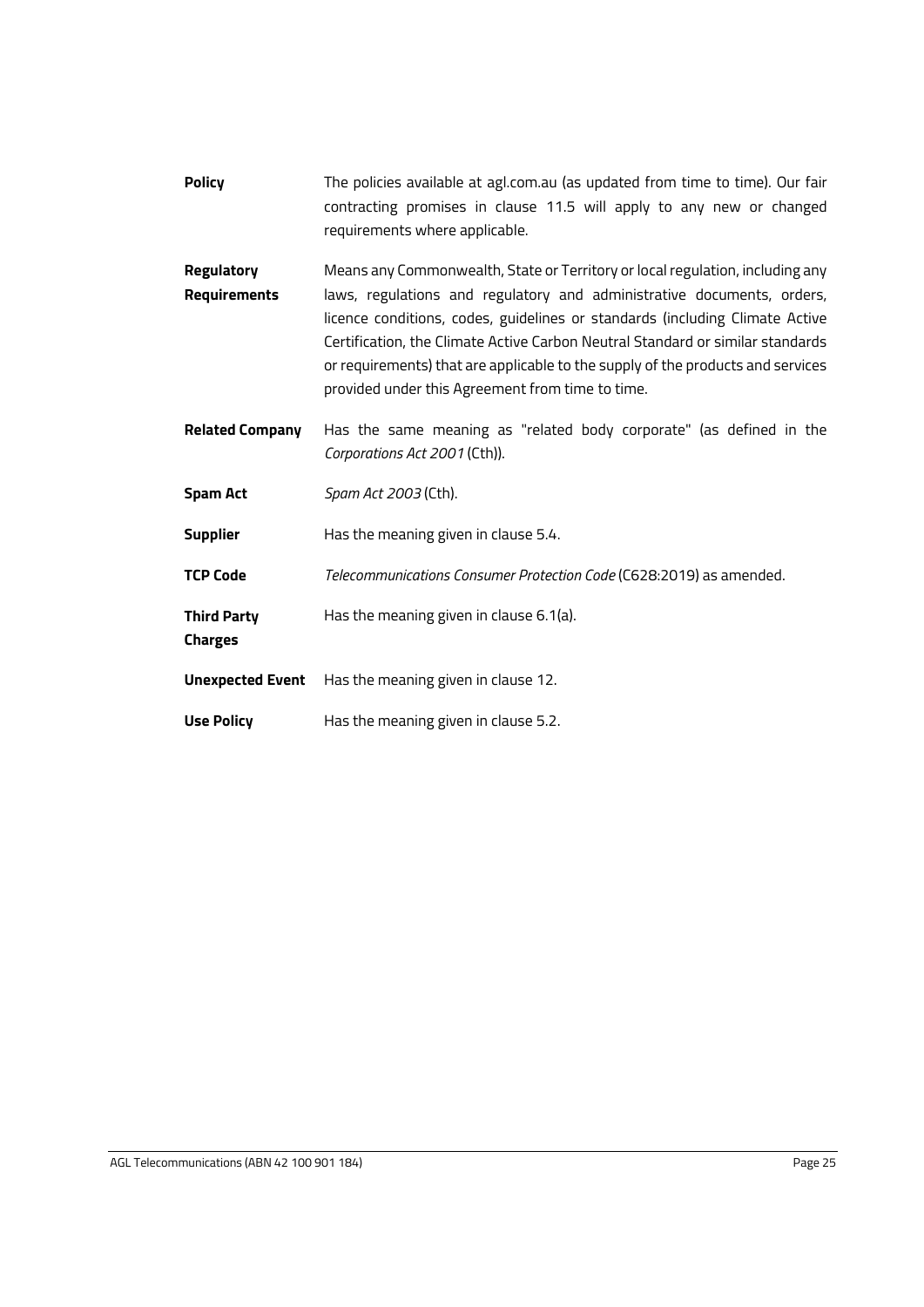| | |
|---|---|
| **Policy** | The policies available at agl.com.au (as updated from time to time). Our fair contracting promises in clause 11.5 will apply to any new or changed requirements where applicable. |
| **Regulatory Requirements** | Means any Commonwealth, State or Territory or local regulation, including any laws, regulations and regulatory and administrative documents, orders, licence conditions, codes, guidelines or standards (including Climate Active Certification, the Climate Active Carbon Neutral Standard or similar standards or requirements) that are applicable to the supply of the products and services provided under this Agreement from time to time. |
| **Related Company** | Has the same meaning as "related body corporate" (as defined in the *Corporations Act 2001* (Cth)). |
| **Spam Act** | *Spam Act 2003* (Cth). |
| **Supplier** | Has the meaning given in clause 5.4. |
| **TCP Code** | *Telecommunications Consumer Protection Code* (C628:2019) as amended. |
| **Third Party Charges** | Has the meaning given in clause 6.1(a). |
| **Unexpected Event** | Has the meaning given in clause 12. |
| **Use Policy** | Has the meaning given in clause 5.2. |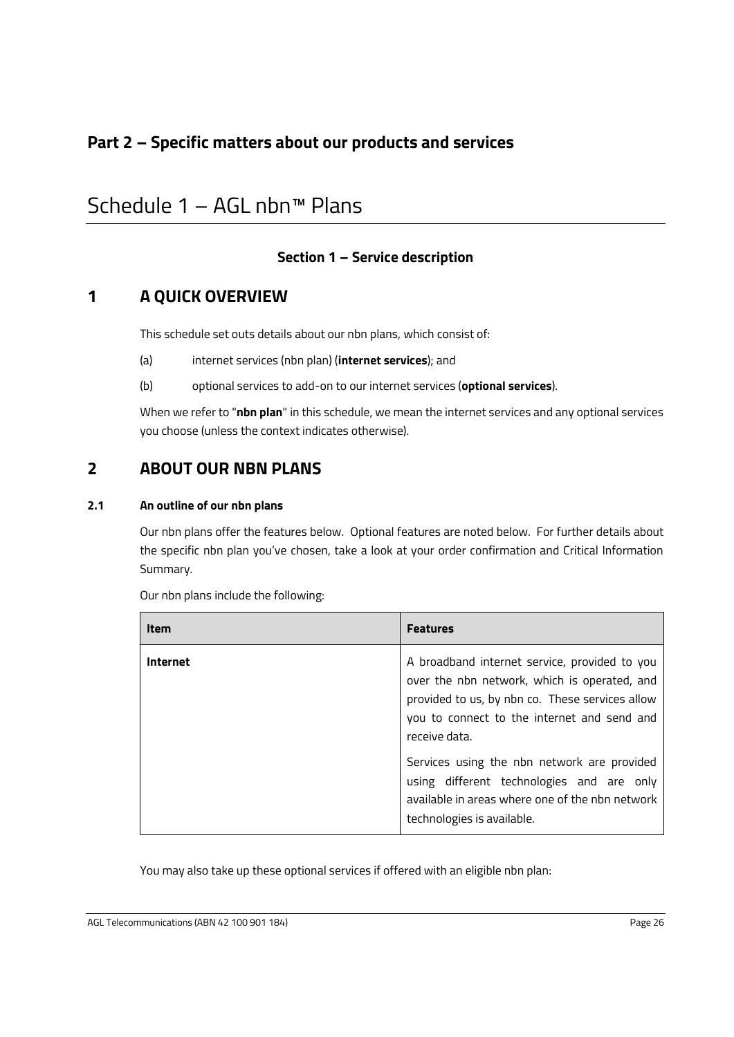## Part 2 – Specific matters about our products and services

# Schedule 1 – AGL nbn™ Plans

### Section 1 – Service description

## 1 A QUICK OVERVIEW

This schedule set outs details about our nbn plans, which consist of:

(a) internet services (nbn plan) (**internet services**); and

(b) optional services to add-on to our internet services (**optional services**).

When we refer to "**nbn plan**" in this schedule, we mean the internet services and any optional services you choose (unless the context indicates otherwise).

## 2 ABOUT OUR NBN PLANS

### 2.1 An outline of our nbn plans

Our nbn plans offer the features below. Optional features are noted below. For further details about the specific nbn plan you've chosen, take a look at your order confirmation and Critical Information Summary.

Our nbn plans include the following:

| Item | Features |
|---|---|
| **Internet** | A broadband internet service, provided to you over the nbn network, which is operated, and provided to us, by nbn co. These services allow you to connect to the internet and send and receive data.<br><br>Services using the nbn network are provided using different technologies and are only available in areas where one of the nbn network technologies is available. |

You may also take up these optional services if offered with an eligible nbn plan: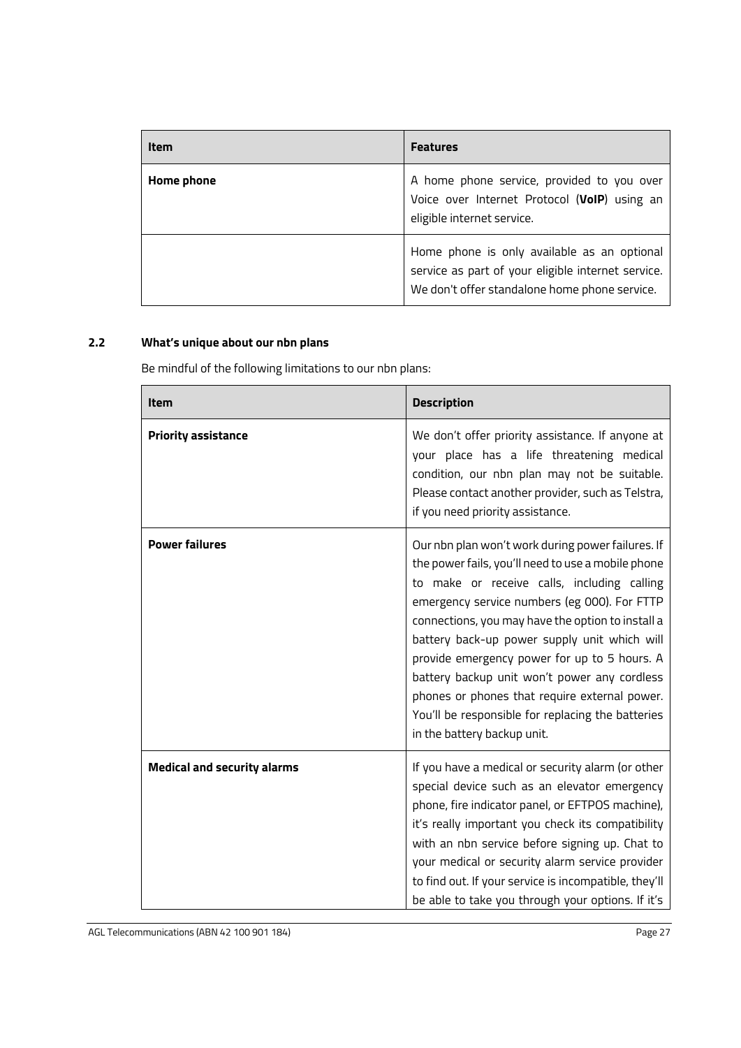| Item | Features |
| --- | --- |
| **Home phone** | A home phone service, provided to you over Voice over Internet Protocol (**VoIP**) using an eligible internet service. |
| | Home phone is only available as an optional service as part of your eligible internet service. We don't offer standalone home phone service. |

## 2.2 What's unique about our nbn plans

Be mindful of the following limitations to our nbn plans:

| Item | Description |
| --- | --- |
| **Priority assistance** | We don't offer priority assistance. If anyone at your place has a life threatening medical condition, our nbn plan may not be suitable. Please contact another provider, such as Telstra, if you need priority assistance. |
| **Power failures** | Our nbn plan won't work during power failures. If the power fails, you'll need to use a mobile phone to make or receive calls, including calling emergency service numbers (eg 000). For FTTP connections, you may have the option to install a battery back-up power supply unit which will provide emergency power for up to 5 hours. A battery backup unit won't power any cordless phones or phones that require external power. You'll be responsible for replacing the batteries in the battery backup unit. |
| **Medical and security alarms** | If you have a medical or security alarm (or other special device such as an elevator emergency phone, fire indicator panel, or EFTPOS machine), it's really important you check its compatibility with an nbn service before signing up. Chat to your medical or security alarm service provider to find out. If your service is incompatible, they'll be able to take you through your options. If it's |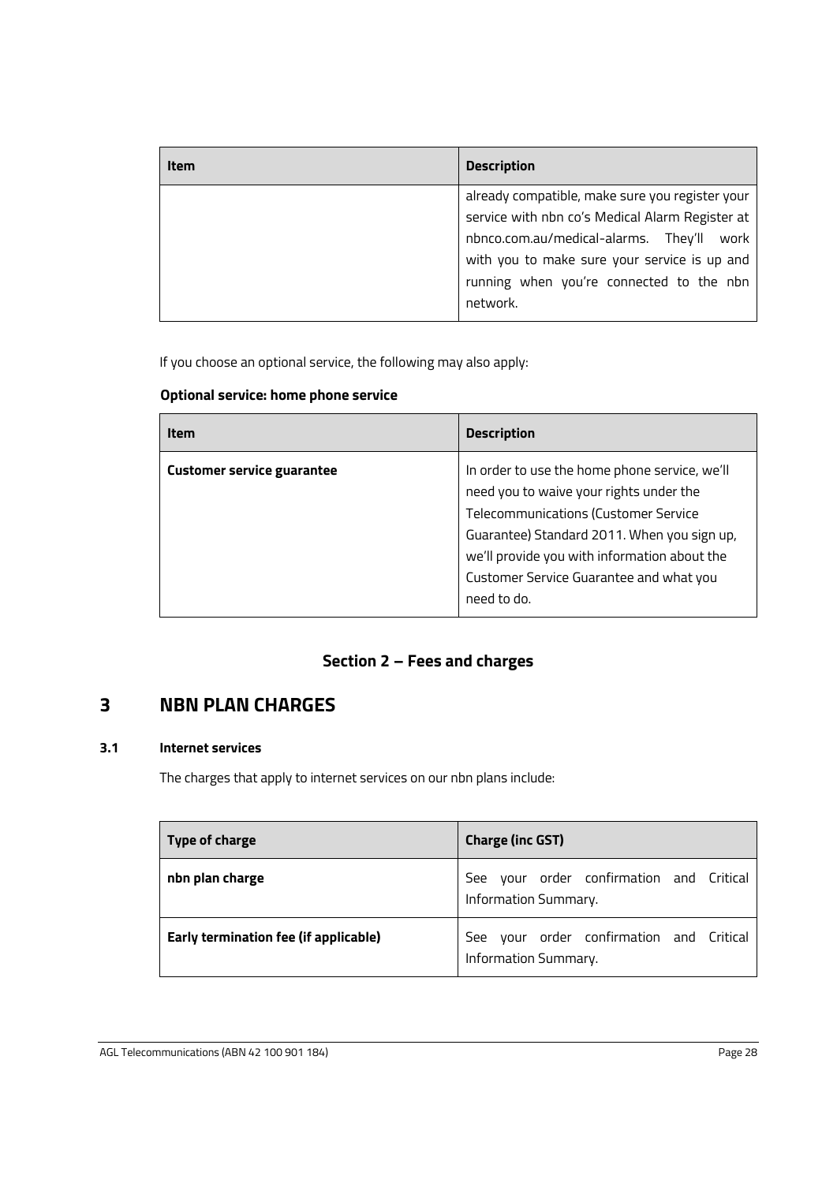| Item | Description |
|---|---|
| | already compatible, make sure you register your service with nbn co's Medical Alarm Register at nbnco.com.au/medical-alarms. They'll work with you to make sure your service is up and running when you're connected to the nbn network. |

If you choose an optional service, the following may also apply:

**Optional service: home phone service**

| Item | Description |
|---|---|
| **Customer service guarantee** | In order to use the home phone service, we'll need you to waive your rights under the Telecommunications (Customer Service Guarantee) Standard 2011. When you sign up, we'll provide you with information about the Customer Service Guarantee and what you need to do. |

## Section 2 – Fees and charges

# 3 NBN PLAN CHARGES

### 3.1 Internet services

The charges that apply to internet services on our nbn plans include:

| Type of charge | Charge (inc GST) |
|---|---|
| **nbn plan charge** | See your order confirmation and Critical Information Summary. |
| **Early termination fee (if applicable)** | See your order confirmation and Critical Information Summary. |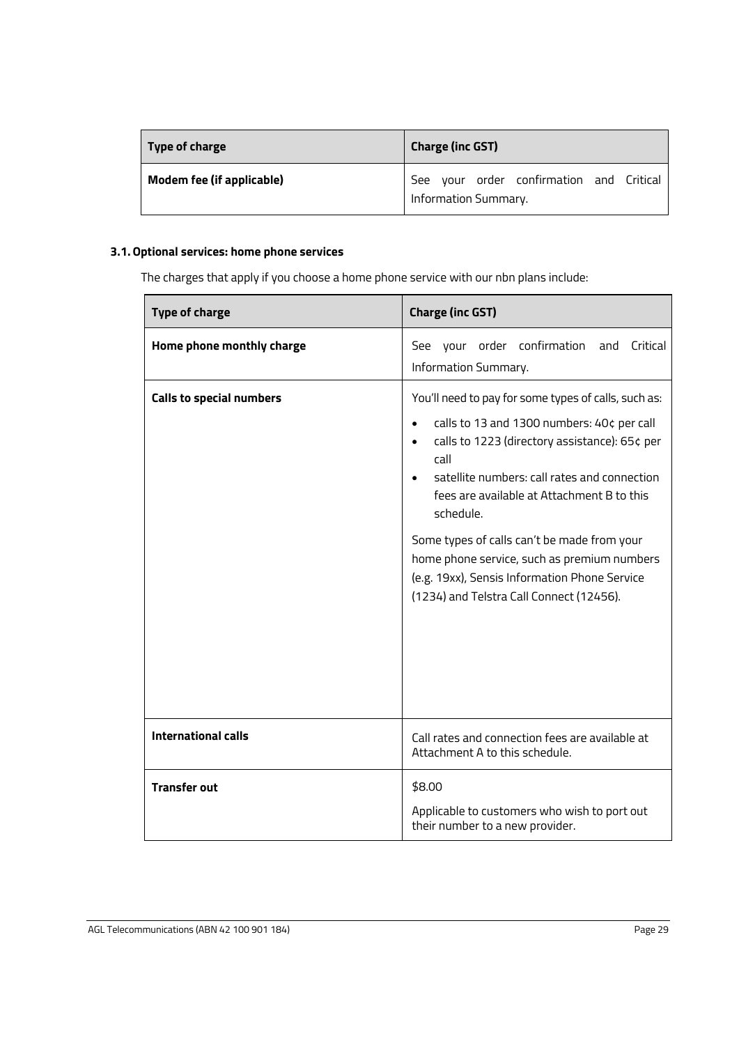| Type of charge | Charge (inc GST) |
| --- | --- |
| **Modem fee (if applicable)** | See your order confirmation and Critical Information Summary. |

### 3.1. Optional services: home phone services

The charges that apply if you choose a home phone service with our nbn plans include:

| Type of charge | Charge (inc GST) |
| --- | --- |
| **Home phone monthly charge** | See your order confirmation and Critical Information Summary. |
| **Calls to special numbers** | You'll need to pay for some types of calls, such as:<br>• calls to 13 and 1300 numbers: 40¢ per call<br>• calls to 1223 (directory assistance): 65¢ per call<br>• satellite numbers: call rates and connection fees are available at Attachment B to this schedule.<br><br>Some types of calls can't be made from your home phone service, such as premium numbers (e.g. 19xx), Sensis Information Phone Service (1234) and Telstra Call Connect (12456). |
| **International calls** | Call rates and connection fees are available at Attachment A to this schedule. |
| **Transfer out** | $8.00<br><br>Applicable to customers who wish to port out their number to a new provider. |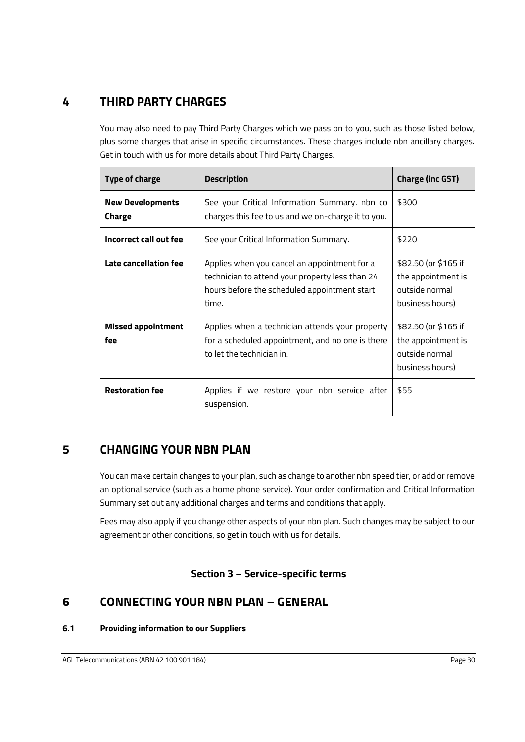# 4 THIRD PARTY CHARGES

You may also need to pay Third Party Charges which we pass on to you, such as those listed below, plus some charges that arise in specific circumstances. These charges include nbn ancillary charges. Get in touch with us for more details about Third Party Charges.

| Type of charge | Description | Charge (inc GST) |
|---|---|---|
| **New Developments Charge** | See your Critical Information Summary. nbn co charges this fee to us and we on-charge it to you. | $300 |
| **Incorrect call out fee** | See your Critical Information Summary. | $220 |
| **Late cancellation fee** | Applies when you cancel an appointment for a technician to attend your property less than 24 hours before the scheduled appointment start time. | $82.50 (or $165 if the appointment is outside normal business hours) |
| **Missed appointment fee** | Applies when a technician attends your property for a scheduled appointment, and no one is there to let the technician in. | $82.50 (or $165 if the appointment is outside normal business hours) |
| **Restoration fee** | Applies if we restore your nbn service after suspension. | $55 |

# 5 CHANGING YOUR NBN PLAN

You can make certain changes to your plan, such as change to another nbn speed tier, or add or remove an optional service (such as a home phone service). Your order confirmation and Critical Information Summary set out any additional charges and terms and conditions that apply.

Fees may also apply if you change other aspects of your nbn plan. Such changes may be subject to our agreement or other conditions, so get in touch with us for details.

## Section 3 – Service-specific terms

# 6 CONNECTING YOUR NBN PLAN – GENERAL

### 6.1 Providing information to our Suppliers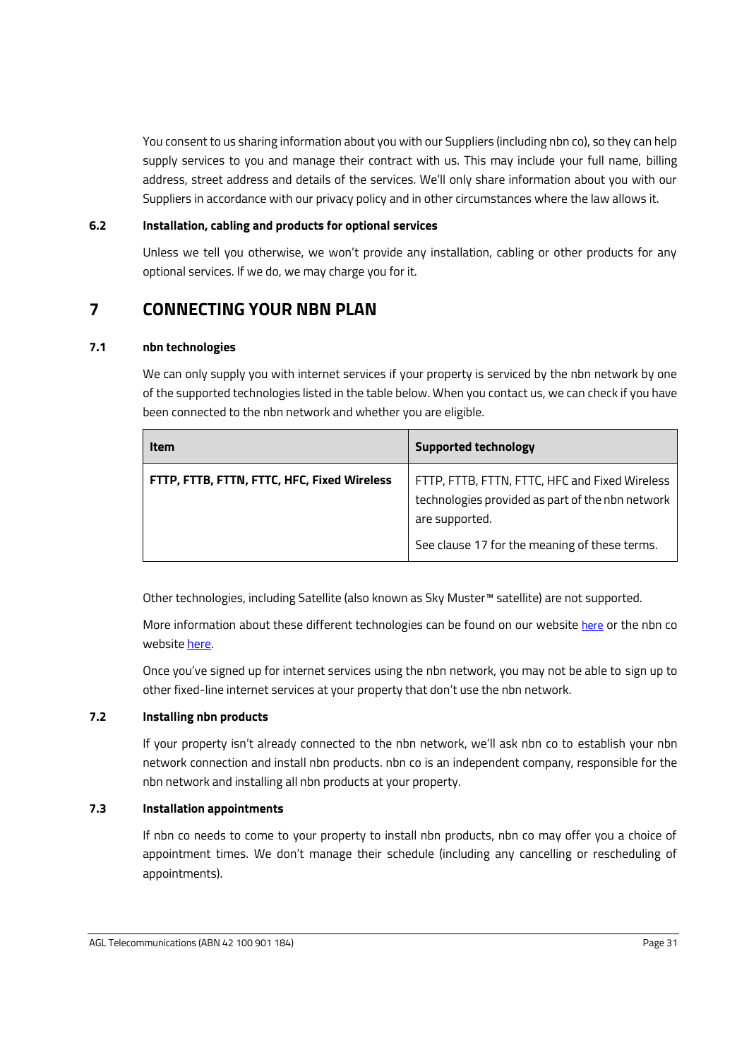You consent to us sharing information about you with our Suppliers (including nbn co), so they can help supply services to you and manage their contract with us. This may include your full name, billing address, street address and details of the services. We'll only share information about you with our Suppliers in accordance with our privacy policy and in other circumstances where the law allows it.

### 6.2 Installation, cabling and products for optional services

Unless we tell you otherwise, we won't provide any installation, cabling or other products for any optional services. If we do, we may charge you for it.

## 7 CONNECTING YOUR NBN PLAN

### 7.1 nbn technologies

We can only supply you with internet services if your property is serviced by the nbn network by one of the supported technologies listed in the table below. When you contact us, we can check if you have been connected to the nbn network and whether you are eligible.

| Item | Supported technology |
|---|---|
| **FTTP, FTTB, FTTN, FTTC, HFC, Fixed Wireless** | FTTP, FTTB, FTTN, FTTC, HFC and Fixed Wireless technologies provided as part of the nbn network are supported. See clause 17 for the meaning of these terms. |

Other technologies, including Satellite (also known as Sky Muster™ satellite) are not supported.

More information about these different technologies can be found on our website here or the nbn co website here.

Once you've signed up for internet services using the nbn network, you may not be able to sign up to other fixed-line internet services at your property that don't use the nbn network.

### 7.2 Installing nbn products

If your property isn't already connected to the nbn network, we'll ask nbn co to establish your nbn network connection and install nbn products. nbn co is an independent company, responsible for the nbn network and installing all nbn products at your property.

### 7.3 Installation appointments

If nbn co needs to come to your property to install nbn products, nbn co may offer you a choice of appointment times. We don't manage their schedule (including any cancelling or rescheduling of appointments).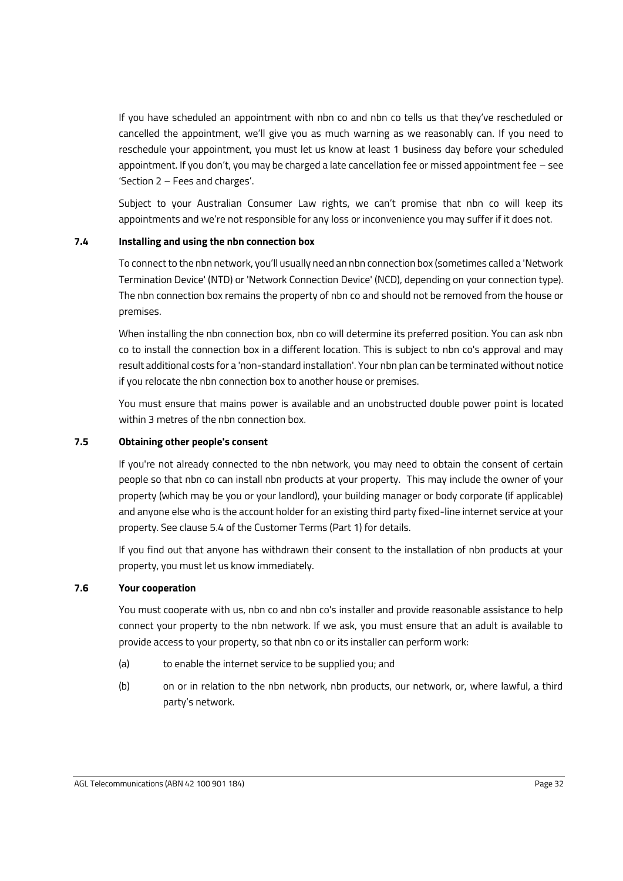If you have scheduled an appointment with nbn co and nbn co tells us that they've rescheduled or cancelled the appointment, we'll give you as much warning as we reasonably can. If you need to reschedule your appointment, you must let us know at least 1 business day before your scheduled appointment. If you don't, you may be charged a late cancellation fee or missed appointment fee – see 'Section 2 – Fees and charges'.

Subject to your Australian Consumer Law rights, we can't promise that nbn co will keep its appointments and we're not responsible for any loss or inconvenience you may suffer if it does not.

### 7.4 Installing and using the nbn connection box

To connect to the nbn network, you'll usually need an nbn connection box (sometimes called a 'Network Termination Device' (NTD) or 'Network Connection Device' (NCD), depending on your connection type). The nbn connection box remains the property of nbn co and should not be removed from the house or premises.

When installing the nbn connection box, nbn co will determine its preferred position. You can ask nbn co to install the connection box in a different location. This is subject to nbn co's approval and may result additional costs for a 'non-standard installation'. Your nbn plan can be terminated without notice if you relocate the nbn connection box to another house or premises.

You must ensure that mains power is available and an unobstructed double power point is located within 3 metres of the nbn connection box.

### 7.5 Obtaining other people's consent

If you're not already connected to the nbn network, you may need to obtain the consent of certain people so that nbn co can install nbn products at your property. This may include the owner of your property (which may be you or your landlord), your building manager or body corporate (if applicable) and anyone else who is the account holder for an existing third party fixed-line internet service at your property. See clause 5.4 of the Customer Terms (Part 1) for details.

If you find out that anyone has withdrawn their consent to the installation of nbn products at your property, you must let us know immediately.

### 7.6 Your cooperation

You must cooperate with us, nbn co and nbn co's installer and provide reasonable assistance to help connect your property to the nbn network. If we ask, you must ensure that an adult is available to provide access to your property, so that nbn co or its installer can perform work:

(a) to enable the internet service to be supplied you; and

(b) on or in relation to the nbn network, nbn products, our network, or, where lawful, a third party's network.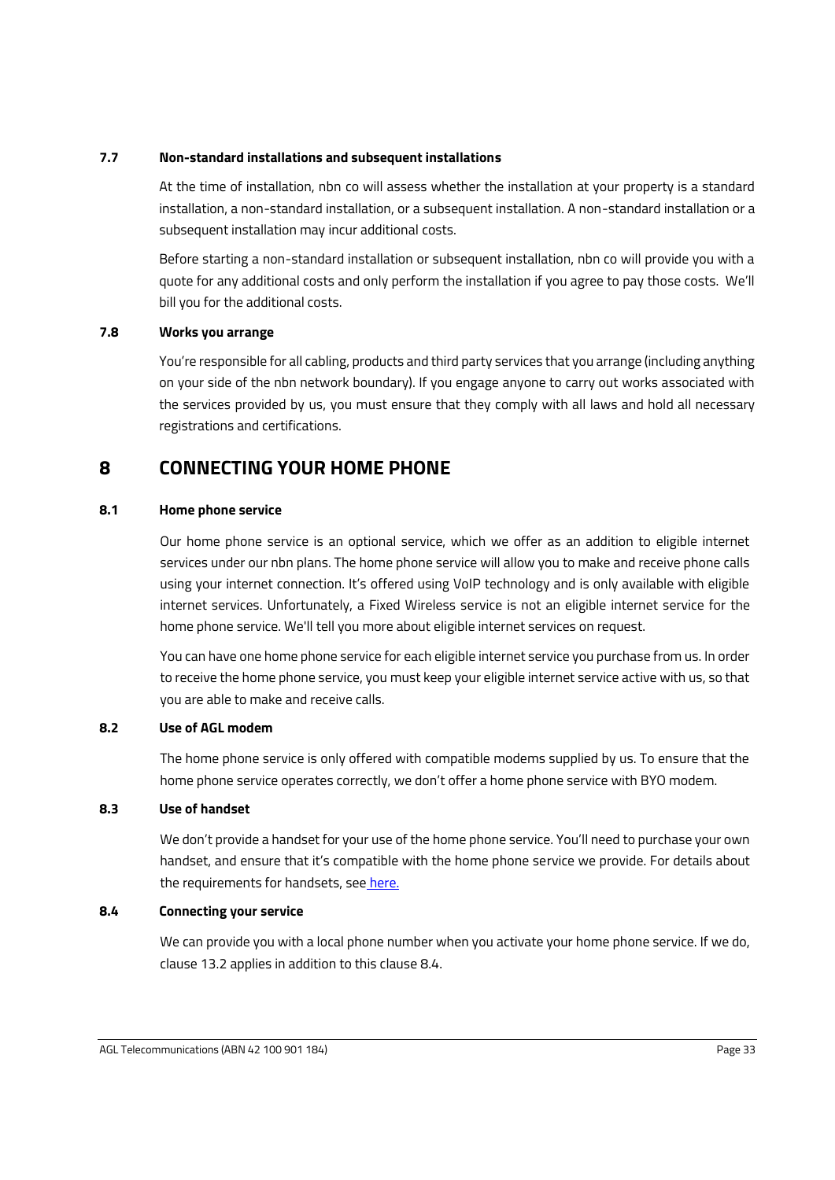### 7.7 Non-standard installations and subsequent installations

At the time of installation, nbn co will assess whether the installation at your property is a standard installation, a non-standard installation, or a subsequent installation. A non-standard installation or a subsequent installation may incur additional costs.

Before starting a non-standard installation or subsequent installation, nbn co will provide you with a quote for any additional costs and only perform the installation if you agree to pay those costs. We'll bill you for the additional costs.

### 7.8 Works you arrange

You're responsible for all cabling, products and third party services that you arrange (including anything on your side of the nbn network boundary). If you engage anyone to carry out works associated with the services provided by us, you must ensure that they comply with all laws and hold all necessary registrations and certifications.

## 8 CONNECTING YOUR HOME PHONE

### 8.1 Home phone service

Our home phone service is an optional service, which we offer as an addition to eligible internet services under our nbn plans. The home phone service will allow you to make and receive phone calls using your internet connection. It's offered using VoIP technology and is only available with eligible internet services. Unfortunately, a Fixed Wireless service is not an eligible internet service for the home phone service. We'll tell you more about eligible internet services on request.

You can have one home phone service for each eligible internet service you purchase from us. In order to receive the home phone service, you must keep your eligible internet service active with us, so that you are able to make and receive calls.

### 8.2 Use of AGL modem

The home phone service is only offered with compatible modems supplied by us. To ensure that the home phone service operates correctly, we don't offer a home phone service with BYO modem.

### 8.3 Use of handset

We don't provide a handset for your use of the home phone service. You'll need to purchase your own handset, and ensure that it's compatible with the home phone service we provide. For details about the requirements for handsets, see here.

### 8.4 Connecting your service

We can provide you with a local phone number when you activate your home phone service. If we do, clause 13.2 applies in addition to this clause 8.4.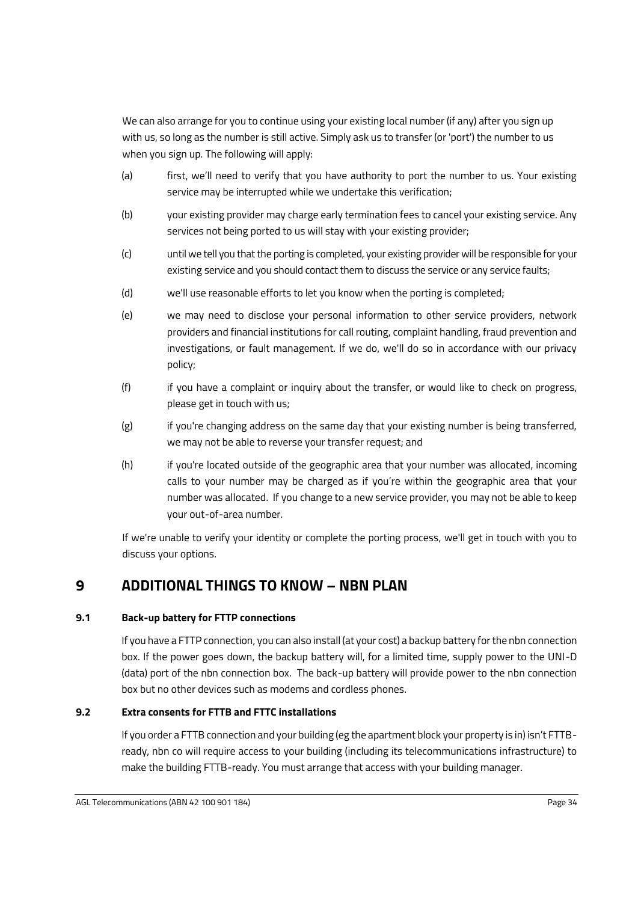We can also arrange for you to continue using your existing local number (if any) after you sign up with us, so long as the number is still active. Simply ask us to transfer (or 'port') the number to us when you sign up. The following will apply:

(a) first, we'll need to verify that you have authority to port the number to us. Your existing service may be interrupted while we undertake this verification;

(b) your existing provider may charge early termination fees to cancel your existing service. Any services not being ported to us will stay with your existing provider;

(c) until we tell you that the porting is completed, your existing provider will be responsible for your existing service and you should contact them to discuss the service or any service faults;

(d) we'll use reasonable efforts to let you know when the porting is completed;

(e) we may need to disclose your personal information to other service providers, network providers and financial institutions for call routing, complaint handling, fraud prevention and investigations, or fault management. If we do, we'll do so in accordance with our privacy policy;

(f) if you have a complaint or inquiry about the transfer, or would like to check on progress, please get in touch with us;

(g) if you're changing address on the same day that your existing number is being transferred, we may not be able to reverse your transfer request; and

(h) if you're located outside of the geographic area that your number was allocated, incoming calls to your number may be charged as if you're within the geographic area that your number was allocated. If you change to a new service provider, you may not be able to keep your out-of-area number.

If we're unable to verify your identity or complete the porting process, we'll get in touch with you to discuss your options.

# 9 ADDITIONAL THINGS TO KNOW – NBN PLAN

### 9.1 Back-up battery for FTTP connections

If you have a FTTP connection, you can also install (at your cost) a backup battery for the nbn connection box. If the power goes down, the backup battery will, for a limited time, supply power to the UNI-D (data) port of the nbn connection box. The back-up battery will provide power to the nbn connection box but no other devices such as modems and cordless phones.

### 9.2 Extra consents for FTTB and FTTC installations

If you order a FTTB connection and your building (eg the apartment block your property is in) isn't FTTB-ready, nbn co will require access to your building (including its telecommunications infrastructure) to make the building FTTB-ready. You must arrange that access with your building manager.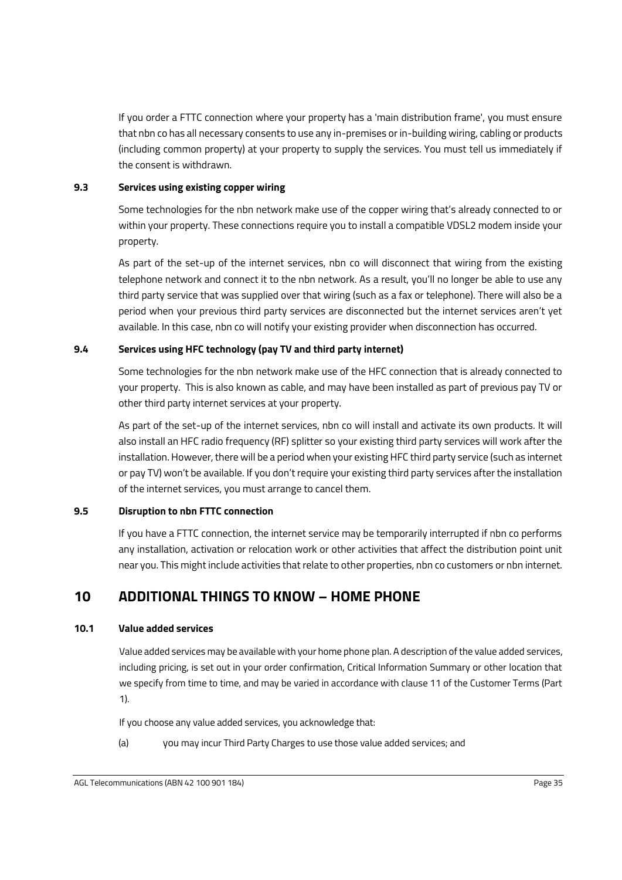If you order a FTTC connection where your property has a 'main distribution frame', you must ensure that nbn co has all necessary consents to use any in-premises or in-building wiring, cabling or products (including common property) at your property to supply the services. You must tell us immediately if the consent is withdrawn.

### 9.3 Services using existing copper wiring

Some technologies for the nbn network make use of the copper wiring that's already connected to or within your property. These connections require you to install a compatible VDSL2 modem inside your property.

As part of the set-up of the internet services, nbn co will disconnect that wiring from the existing telephone network and connect it to the nbn network. As a result, you'll no longer be able to use any third party service that was supplied over that wiring (such as a fax or telephone). There will also be a period when your previous third party services are disconnected but the internet services aren't yet available. In this case, nbn co will notify your existing provider when disconnection has occurred.

### 9.4 Services using HFC technology (pay TV and third party internet)

Some technologies for the nbn network make use of the HFC connection that is already connected to your property. This is also known as cable, and may have been installed as part of previous pay TV or other third party internet services at your property.

As part of the set-up of the internet services, nbn co will install and activate its own products. It will also install an HFC radio frequency (RF) splitter so your existing third party services will work after the installation. However, there will be a period when your existing HFC third party service (such as internet or pay TV) won't be available. If you don't require your existing third party services after the installation of the internet services, you must arrange to cancel them.

### 9.5 Disruption to nbn FTTC connection

If you have a FTTC connection, the internet service may be temporarily interrupted if nbn co performs any installation, activation or relocation work or other activities that affect the distribution point unit near you. This might include activities that relate to other properties, nbn co customers or nbn internet.

## 10 ADDITIONAL THINGS TO KNOW – HOME PHONE

### 10.1 Value added services

Value added services may be available with your home phone plan. A description of the value added services, including pricing, is set out in your order confirmation, Critical Information Summary or other location that we specify from time to time, and may be varied in accordance with clause 11 of the Customer Terms (Part 1).

If you choose any value added services, you acknowledge that:

(a) you may incur Third Party Charges to use those value added services; and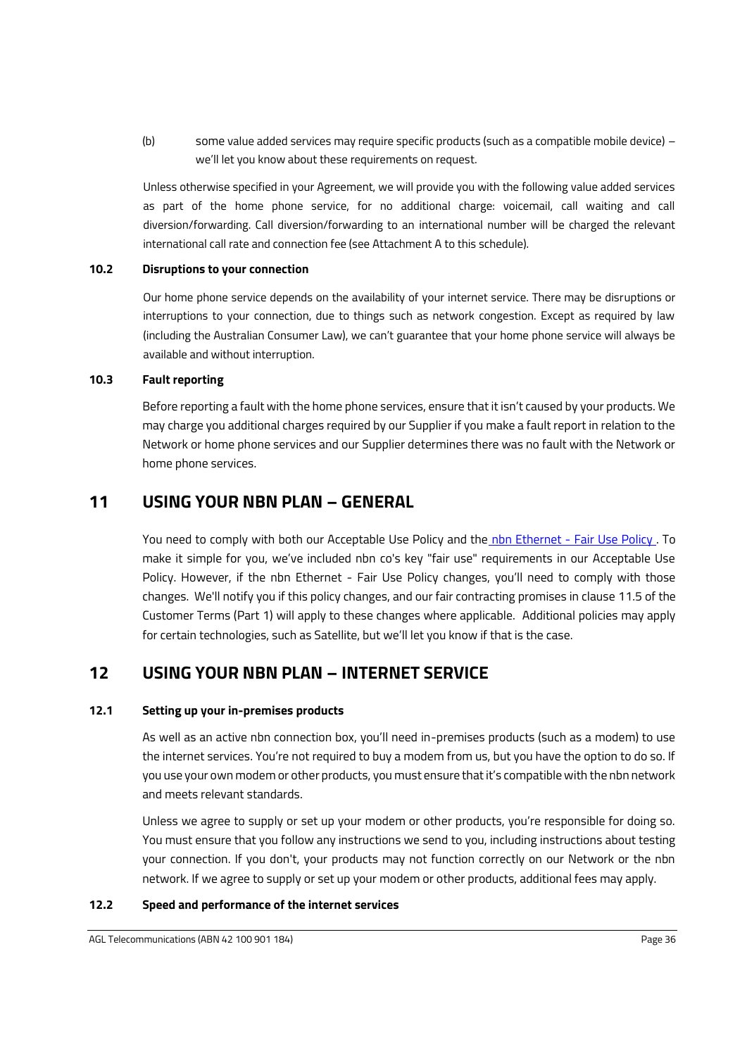(b) some value added services may require specific products (such as a compatible mobile device) – we'll let you know about these requirements on request.

Unless otherwise specified in your Agreement, we will provide you with the following value added services as part of the home phone service, for no additional charge: voicemail, call waiting and call diversion/forwarding. Call diversion/forwarding to an international number will be charged the relevant international call rate and connection fee (see Attachment A to this schedule).

### 10.2 Disruptions to your connection

Our home phone service depends on the availability of your internet service. There may be disruptions or interruptions to your connection, due to things such as network congestion. Except as required by law (including the Australian Consumer Law), we can't guarantee that your home phone service will always be available and without interruption.

### 10.3 Fault reporting

Before reporting a fault with the home phone services, ensure that it isn't caused by your products. We may charge you additional charges required by our Supplier if you make a fault report in relation to the Network or home phone services and our Supplier determines there was no fault with the Network or home phone services.

## 11 USING YOUR NBN PLAN – GENERAL

You need to comply with both our Acceptable Use Policy and the nbn Ethernet - Fair Use Policy . To make it simple for you, we've included nbn co's key "fair use" requirements in our Acceptable Use Policy. However, if the nbn Ethernet - Fair Use Policy changes, you'll need to comply with those changes. We'll notify you if this policy changes, and our fair contracting promises in clause 11.5 of the Customer Terms (Part 1) will apply to these changes where applicable. Additional policies may apply for certain technologies, such as Satellite, but we'll let you know if that is the case.

## 12 USING YOUR NBN PLAN – INTERNET SERVICE

### 12.1 Setting up your in-premises products

As well as an active nbn connection box, you'll need in-premises products (such as a modem) to use the internet services. You're not required to buy a modem from us, but you have the option to do so. If you use your own modem or other products, you must ensure that it's compatible with the nbn network and meets relevant standards.

Unless we agree to supply or set up your modem or other products, you're responsible for doing so. You must ensure that you follow any instructions we send to you, including instructions about testing your connection. If you don't, your products may not function correctly on our Network or the nbn network. If we agree to supply or set up your modem or other products, additional fees may apply.

### 12.2 Speed and performance of the internet services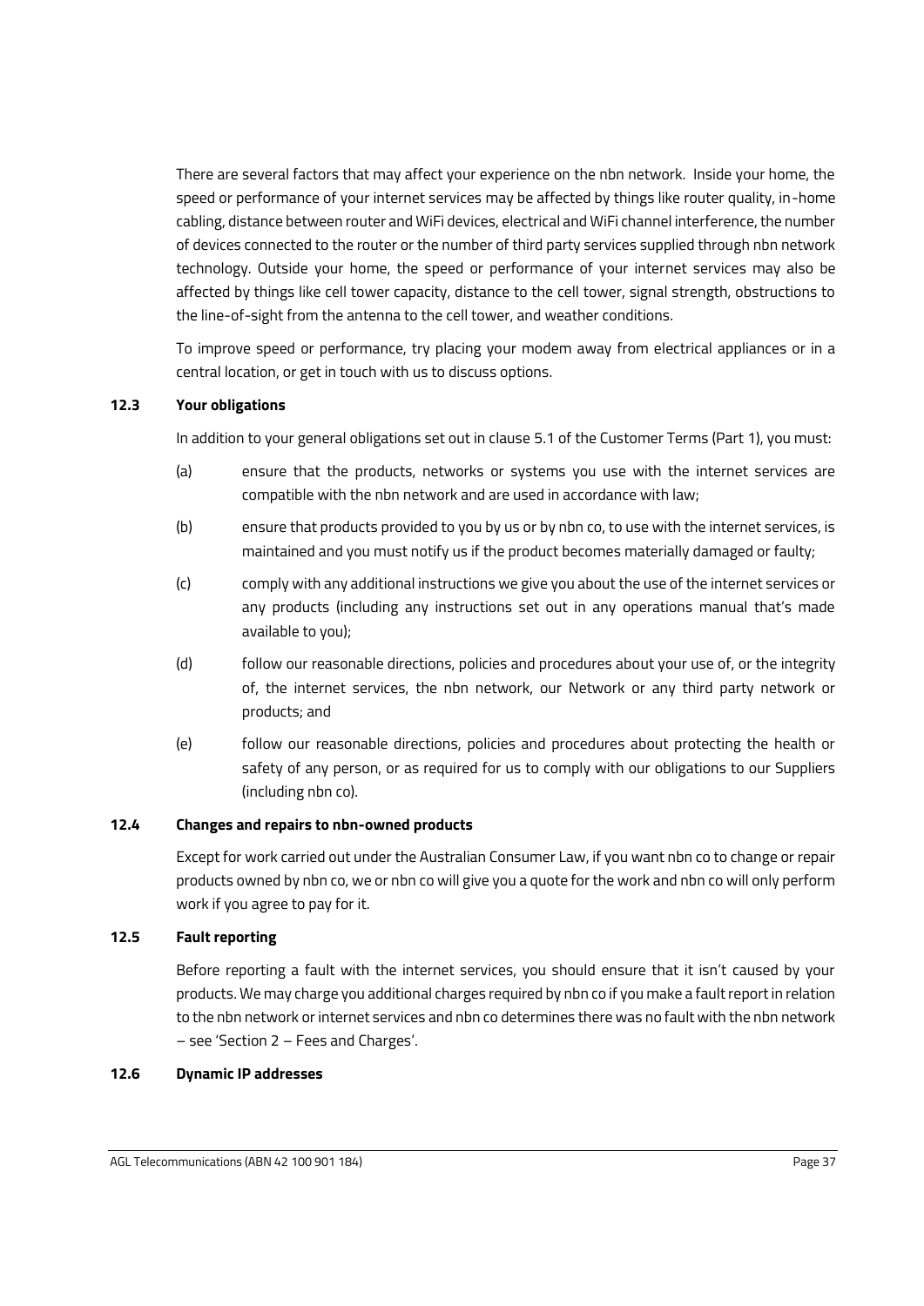There are several factors that may affect your experience on the nbn network. Inside your home, the speed or performance of your internet services may be affected by things like router quality, in-home cabling, distance between router and WiFi devices, electrical and WiFi channel interference, the number of devices connected to the router or the number of third party services supplied through nbn network technology. Outside your home, the speed or performance of your internet services may also be affected by things like cell tower capacity, distance to the cell tower, signal strength, obstructions to the line-of-sight from the antenna to the cell tower, and weather conditions.

To improve speed or performance, try placing your modem away from electrical appliances or in a central location, or get in touch with us to discuss options.

### 12.3 Your obligations

In addition to your general obligations set out in clause 5.1 of the Customer Terms (Part 1), you must:

(a) ensure that the products, networks or systems you use with the internet services are compatible with the nbn network and are used in accordance with law;

(b) ensure that products provided to you by us or by nbn co, to use with the internet services, is maintained and you must notify us if the product becomes materially damaged or faulty;

(c) comply with any additional instructions we give you about the use of the internet services or any products (including any instructions set out in any operations manual that's made available to you);

(d) follow our reasonable directions, policies and procedures about your use of, or the integrity of, the internet services, the nbn network, our Network or any third party network or products; and

(e) follow our reasonable directions, policies and procedures about protecting the health or safety of any person, or as required for us to comply with our obligations to our Suppliers (including nbn co).

### 12.4 Changes and repairs to nbn-owned products

Except for work carried out under the Australian Consumer Law, if you want nbn co to change or repair products owned by nbn co, we or nbn co will give you a quote for the work and nbn co will only perform work if you agree to pay for it.

### 12.5 Fault reporting

Before reporting a fault with the internet services, you should ensure that it isn't caused by your products. We may charge you additional charges required by nbn co if you make a fault report in relation to the nbn network or internet services and nbn co determines there was no fault with the nbn network – see 'Section 2 – Fees and Charges'.

### 12.6 Dynamic IP addresses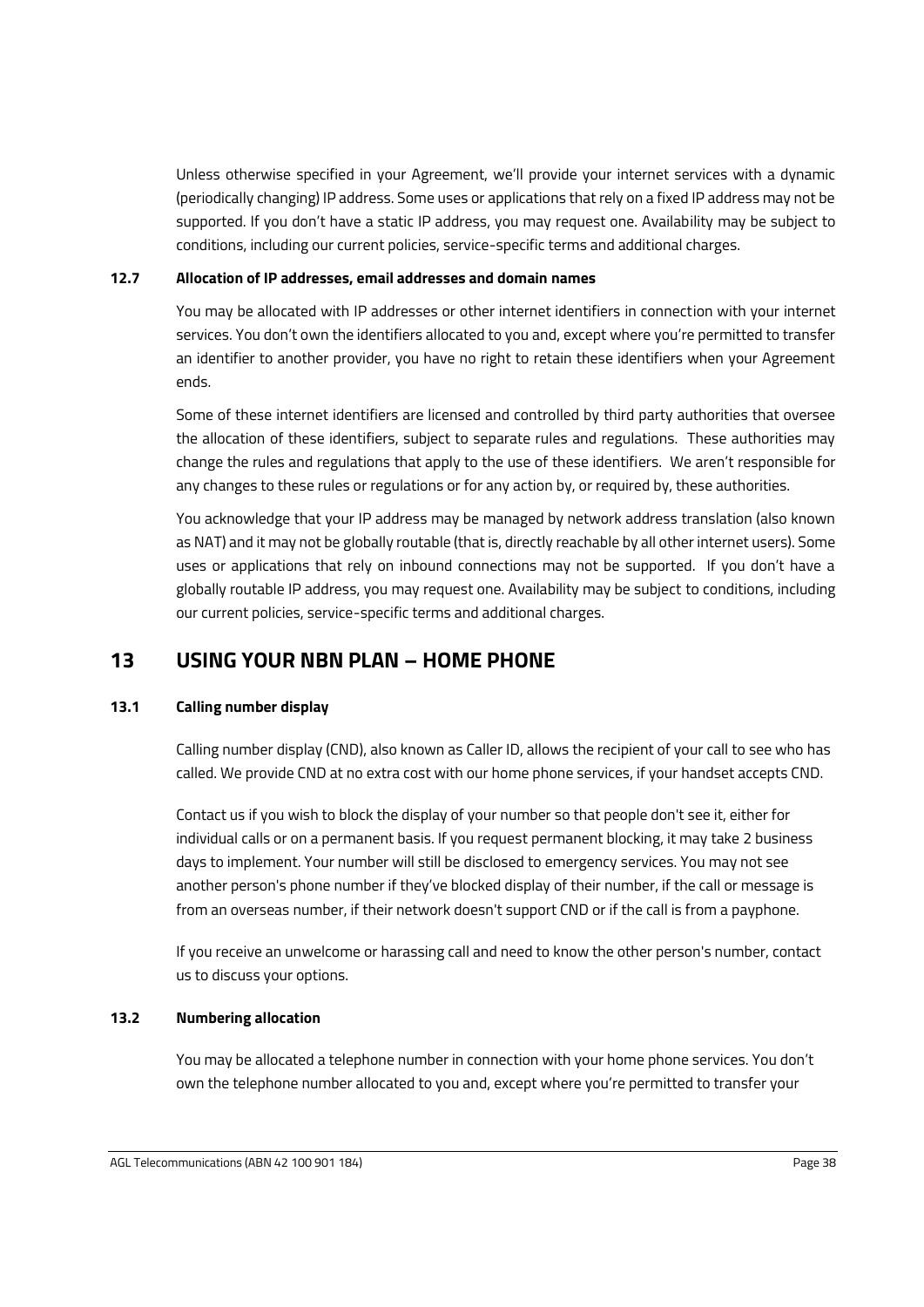Unless otherwise specified in your Agreement, we'll provide your internet services with a dynamic (periodically changing) IP address. Some uses or applications that rely on a fixed IP address may not be supported. If you don't have a static IP address, you may request one. Availability may be subject to conditions, including our current policies, service-specific terms and additional charges.

### 12.7 Allocation of IP addresses, email addresses and domain names

You may be allocated with IP addresses or other internet identifiers in connection with your internet services. You don't own the identifiers allocated to you and, except where you're permitted to transfer an identifier to another provider, you have no right to retain these identifiers when your Agreement ends.

Some of these internet identifiers are licensed and controlled by third party authorities that oversee the allocation of these identifiers, subject to separate rules and regulations. These authorities may change the rules and regulations that apply to the use of these identifiers. We aren't responsible for any changes to these rules or regulations or for any action by, or required by, these authorities.

You acknowledge that your IP address may be managed by network address translation (also known as NAT) and it may not be globally routable (that is, directly reachable by all other internet users). Some uses or applications that rely on inbound connections may not be supported. If you don't have a globally routable IP address, you may request one. Availability may be subject to conditions, including our current policies, service-specific terms and additional charges.

## 13 USING YOUR NBN PLAN – HOME PHONE

### 13.1 Calling number display

Calling number display (CND), also known as Caller ID, allows the recipient of your call to see who has called. We provide CND at no extra cost with our home phone services, if your handset accepts CND.

Contact us if you wish to block the display of your number so that people don't see it, either for individual calls or on a permanent basis. If you request permanent blocking, it may take 2 business days to implement. Your number will still be disclosed to emergency services. You may not see another person's phone number if they've blocked display of their number, if the call or message is from an overseas number, if their network doesn't support CND or if the call is from a payphone.

If you receive an unwelcome or harassing call and need to know the other person's number, contact us to discuss your options.

### 13.2 Numbering allocation

You may be allocated a telephone number in connection with your home phone services. You don't own the telephone number allocated to you and, except where you're permitted to transfer your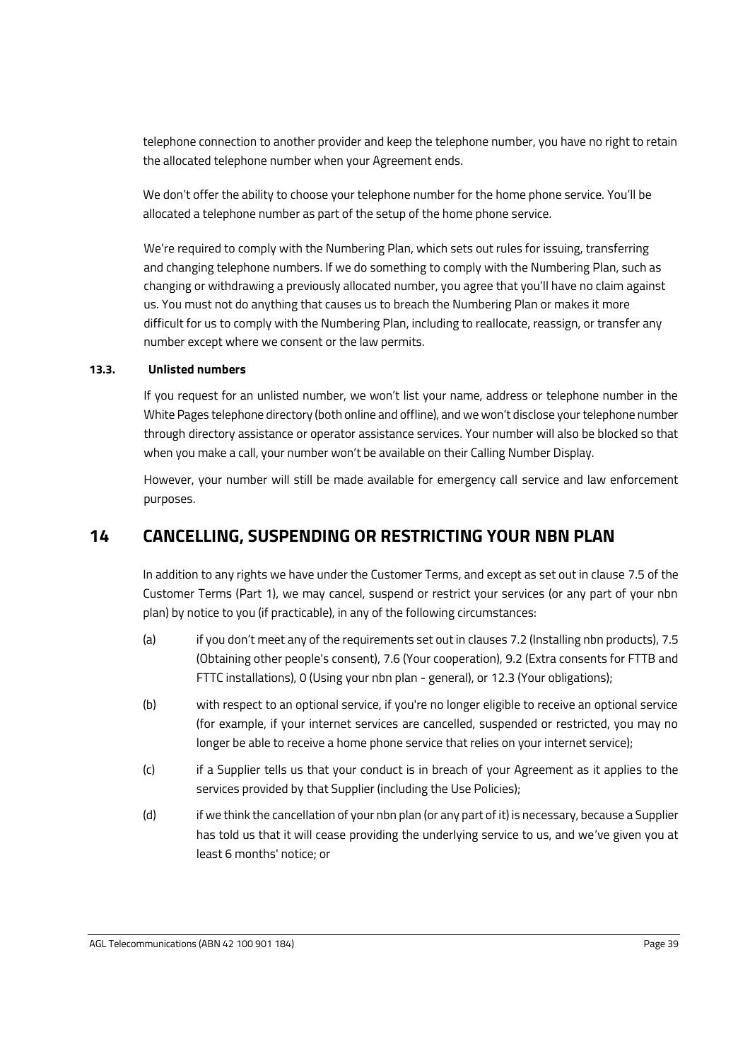telephone connection to another provider and keep the telephone number, you have no right to retain the allocated telephone number when your Agreement ends.

We don't offer the ability to choose your telephone number for the home phone service. You'll be allocated a telephone number as part of the setup of the home phone service.

We're required to comply with the Numbering Plan, which sets out rules for issuing, transferring and changing telephone numbers. If we do something to comply with the Numbering Plan, such as changing or withdrawing a previously allocated number, you agree that you'll have no claim against us. You must not do anything that causes us to breach the Numbering Plan or makes it more difficult for us to comply with the Numbering Plan, including to reallocate, reassign, or transfer any number except where we consent or the law permits.

### 13.3. Unlisted numbers

If you request for an unlisted number, we won't list your name, address or telephone number in the White Pages telephone directory (both online and offline), and we won't disclose your telephone number through directory assistance or operator assistance services. Your number will also be blocked so that when you make a call, your number won't be available on their Calling Number Display.

However, your number will still be made available for emergency call service and law enforcement purposes.

## 14 CANCELLING, SUSPENDING OR RESTRICTING YOUR NBN PLAN

In addition to any rights we have under the Customer Terms, and except as set out in clause 7.5 of the Customer Terms (Part 1), we may cancel, suspend or restrict your services (or any part of your nbn plan) by notice to you (if practicable), in any of the following circumstances:

(a) if you don't meet any of the requirements set out in clauses 7.2 (Installing nbn products), 7.5 (Obtaining other people's consent), 7.6 (Your cooperation), 9.2 (Extra consents for FTTB and FTTC installations), 0 (Using your nbn plan - general), or 12.3 (Your obligations);

(b) with respect to an optional service, if you're no longer eligible to receive an optional service (for example, if your internet services are cancelled, suspended or restricted, you may no longer be able to receive a home phone service that relies on your internet service);

(c) if a Supplier tells us that your conduct is in breach of your Agreement as it applies to the services provided by that Supplier (including the Use Policies);

(d) if we think the cancellation of your nbn plan (or any part of it) is necessary, because a Supplier has told us that it will cease providing the underlying service to us, and we've given you at least 6 months' notice; or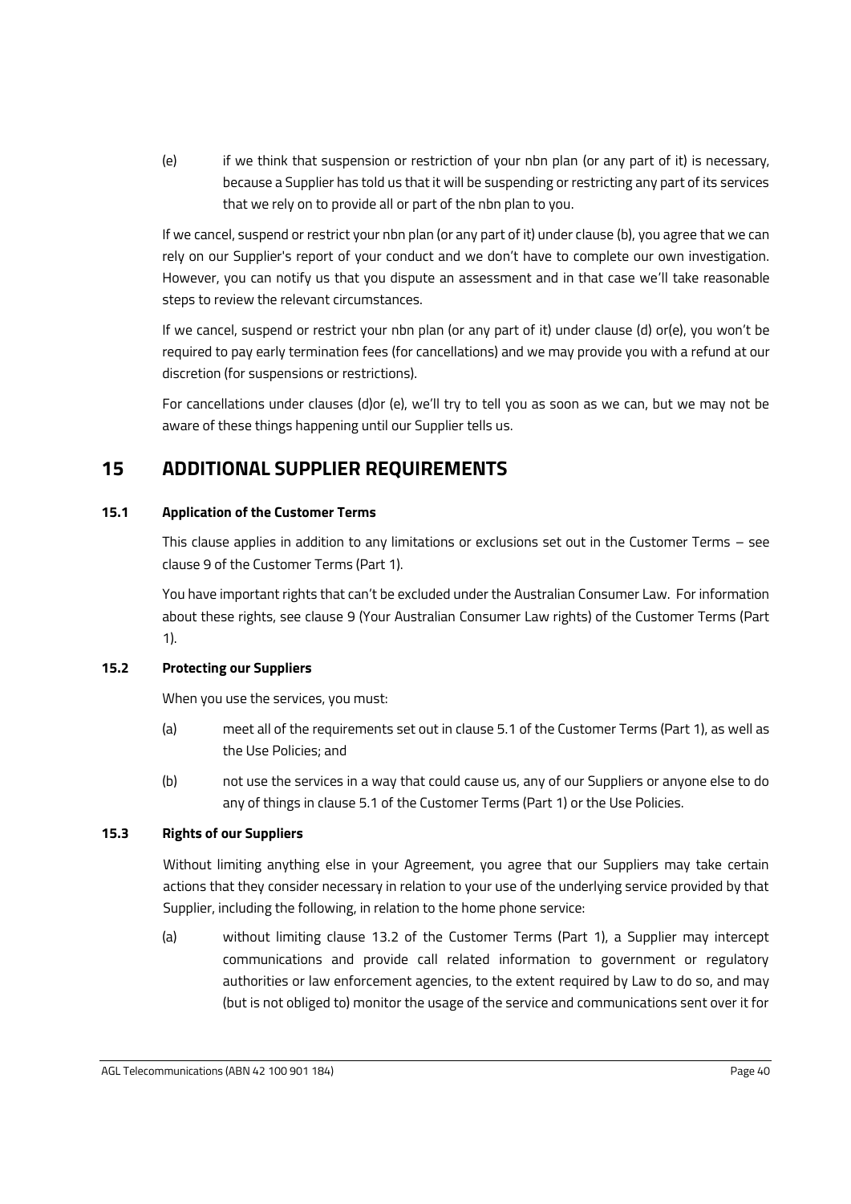(e) if we think that suspension or restriction of your nbn plan (or any part of it) is necessary, because a Supplier has told us that it will be suspending or restricting any part of its services that we rely on to provide all or part of the nbn plan to you.

If we cancel, suspend or restrict your nbn plan (or any part of it) under clause (b), you agree that we can rely on our Supplier's report of your conduct and we don't have to complete our own investigation. However, you can notify us that you dispute an assessment and in that case we'll take reasonable steps to review the relevant circumstances.

If we cancel, suspend or restrict your nbn plan (or any part of it) under clause (d) or(e), you won't be required to pay early termination fees (for cancellations) and we may provide you with a refund at our discretion (for suspensions or restrictions).

For cancellations under clauses (d)or (e), we'll try to tell you as soon as we can, but we may not be aware of these things happening until our Supplier tells us.

## 15 ADDITIONAL SUPPLIER REQUIREMENTS

### 15.1 Application of the Customer Terms

This clause applies in addition to any limitations or exclusions set out in the Customer Terms – see clause 9 of the Customer Terms (Part 1).

You have important rights that can't be excluded under the Australian Consumer Law. For information about these rights, see clause 9 (Your Australian Consumer Law rights) of the Customer Terms (Part 1).

### 15.2 Protecting our Suppliers

When you use the services, you must:

(a) meet all of the requirements set out in clause 5.1 of the Customer Terms (Part 1), as well as the Use Policies; and

(b) not use the services in a way that could cause us, any of our Suppliers or anyone else to do any of things in clause 5.1 of the Customer Terms (Part 1) or the Use Policies.

### 15.3 Rights of our Suppliers

Without limiting anything else in your Agreement, you agree that our Suppliers may take certain actions that they consider necessary in relation to your use of the underlying service provided by that Supplier, including the following, in relation to the home phone service:

(a) without limiting clause 13.2 of the Customer Terms (Part 1), a Supplier may intercept communications and provide call related information to government or regulatory authorities or law enforcement agencies, to the extent required by Law to do so, and may (but is not obliged to) monitor the usage of the service and communications sent over it for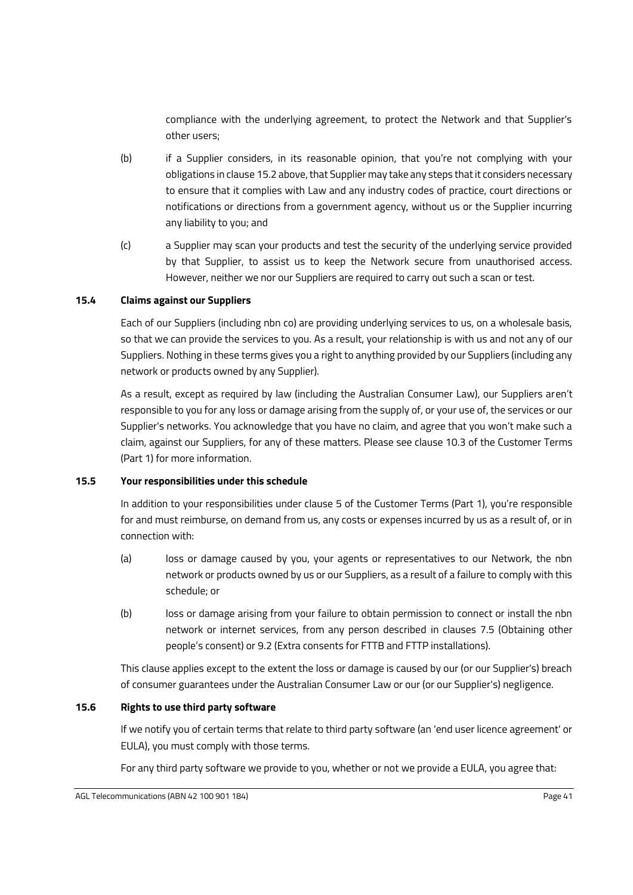compliance with the underlying agreement, to protect the Network and that Supplier's other users;

(b) if a Supplier considers, in its reasonable opinion, that you're not complying with your obligations in clause 15.2 above, that Supplier may take any steps that it considers necessary to ensure that it complies with Law and any industry codes of practice, court directions or notifications or directions from a government agency, without us or the Supplier incurring any liability to you; and

(c) a Supplier may scan your products and test the security of the underlying service provided by that Supplier, to assist us to keep the Network secure from unauthorised access. However, neither we nor our Suppliers are required to carry out such a scan or test.

**15.4 Claims against our Suppliers**

Each of our Suppliers (including nbn co) are providing underlying services to us, on a wholesale basis, so that we can provide the services to you. As a result, your relationship is with us and not any of our Suppliers. Nothing in these terms gives you a right to anything provided by our Suppliers (including any network or products owned by any Supplier).

As a result, except as required by law (including the Australian Consumer Law), our Suppliers aren't responsible to you for any loss or damage arising from the supply of, or your use of, the services or our Supplier's networks. You acknowledge that you have no claim, and agree that you won't make such a claim, against our Suppliers, for any of these matters. Please see clause 10.3 of the Customer Terms (Part 1) for more information.

**15.5 Your responsibilities under this schedule**

In addition to your responsibilities under clause 5 of the Customer Terms (Part 1), you're responsible for and must reimburse, on demand from us, any costs or expenses incurred by us as a result of, or in connection with:

(a) loss or damage caused by you, your agents or representatives to our Network, the nbn network or products owned by us or our Suppliers, as a result of a failure to comply with this schedule; or

(b) loss or damage arising from your failure to obtain permission to connect or install the nbn network or internet services, from any person described in clauses 7.5 (Obtaining other people's consent) or 9.2 (Extra consents for FTTB and FTTP installations).

This clause applies except to the extent the loss or damage is caused by our (or our Supplier's) breach of consumer guarantees under the Australian Consumer Law or our (or our Supplier's) negligence.

**15.6 Rights to use third party software**

If we notify you of certain terms that relate to third party software (an 'end user licence agreement' or EULA), you must comply with those terms.

For any third party software we provide to you, whether or not we provide a EULA, you agree that: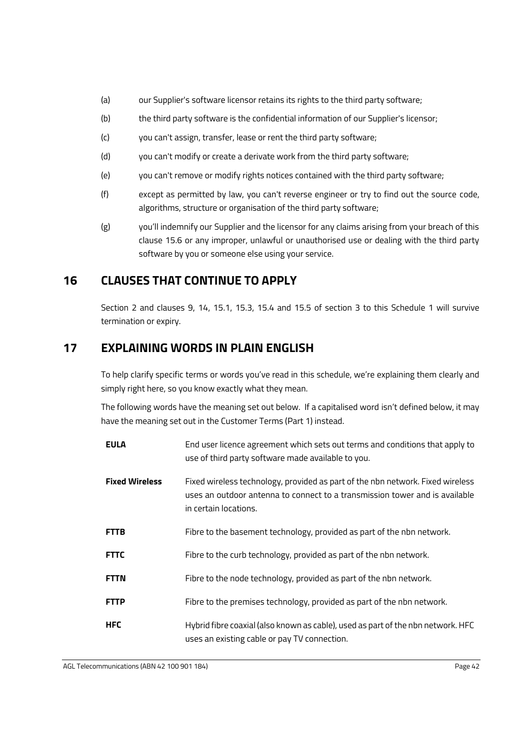(a) our Supplier's software licensor retains its rights to the third party software;

(b) the third party software is the confidential information of our Supplier's licensor;

(c) you can't assign, transfer, lease or rent the third party software;

(d) you can't modify or create a derivate work from the third party software;

(e) you can't remove or modify rights notices contained with the third party software;

(f) except as permitted by law, you can't reverse engineer or try to find out the source code, algorithms, structure or organisation of the third party software;

(g) you'll indemnify our Supplier and the licensor for any claims arising from your breach of this clause 15.6 or any improper, unlawful or unauthorised use or dealing with the third party software by you or someone else using your service.

## 16 CLAUSES THAT CONTINUE TO APPLY

Section 2 and clauses 9, 14, 15.1, 15.3, 15.4 and 15.5 of section 3 to this Schedule 1 will survive termination or expiry.

## 17 EXPLAINING WORDS IN PLAIN ENGLISH

To help clarify specific terms or words you've read in this schedule, we're explaining them clearly and simply right here, so you know exactly what they mean.

The following words have the meaning set out below. If a capitalised word isn't defined below, it may have the meaning set out in the Customer Terms (Part 1) instead.

| | |
|---|---|
| **EULA** | End user licence agreement which sets out terms and conditions that apply to use of third party software made available to you. |
| **Fixed Wireless** | Fixed wireless technology, provided as part of the nbn network. Fixed wireless uses an outdoor antenna to connect to a transmission tower and is available in certain locations. |
| **FTTB** | Fibre to the basement technology, provided as part of the nbn network. |
| **FTTC** | Fibre to the curb technology, provided as part of the nbn network. |
| **FTTN** | Fibre to the node technology, provided as part of the nbn network. |
| **FTTP** | Fibre to the premises technology, provided as part of the nbn network. |
| **HFC** | Hybrid fibre coaxial (also known as cable), used as part of the nbn network. HFC uses an existing cable or pay TV connection. |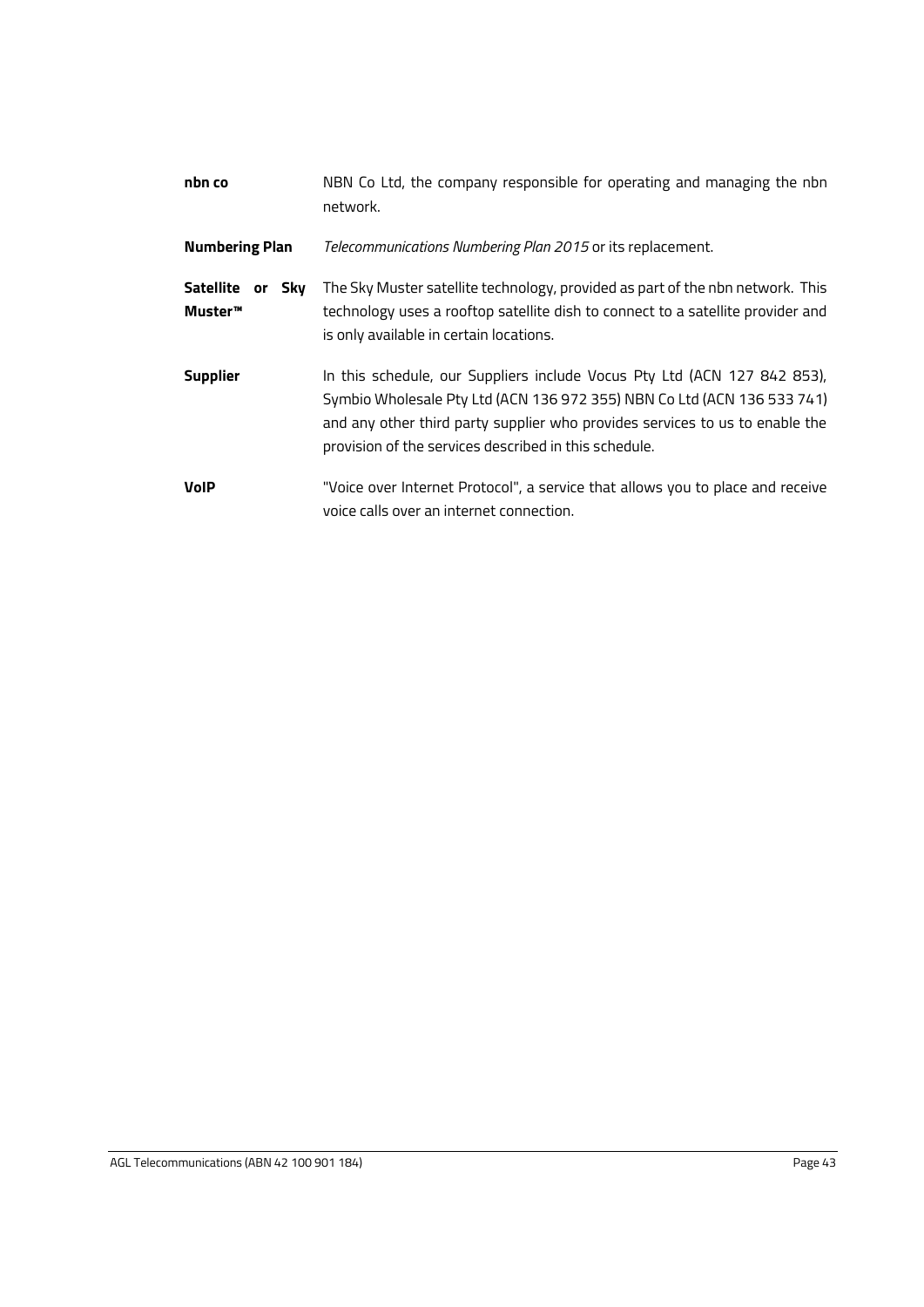| | |
|---|---|
| **nbn co** | NBN Co Ltd, the company responsible for operating and managing the nbn network. |
| **Numbering Plan** | *Telecommunications Numbering Plan 2015* or its replacement. |
| **Satellite or Sky Muster™** | The Sky Muster satellite technology, provided as part of the nbn network. This technology uses a rooftop satellite dish to connect to a satellite provider and is only available in certain locations. |
| **Supplier** | In this schedule, our Suppliers include Vocus Pty Ltd (ACN 127 842 853), Symbio Wholesale Pty Ltd (ACN 136 972 355) NBN Co Ltd (ACN 136 533 741) and any other third party supplier who provides services to us to enable the provision of the services described in this schedule. |
| **VoIP** | "Voice over Internet Protocol", a service that allows you to place and receive voice calls over an internet connection. |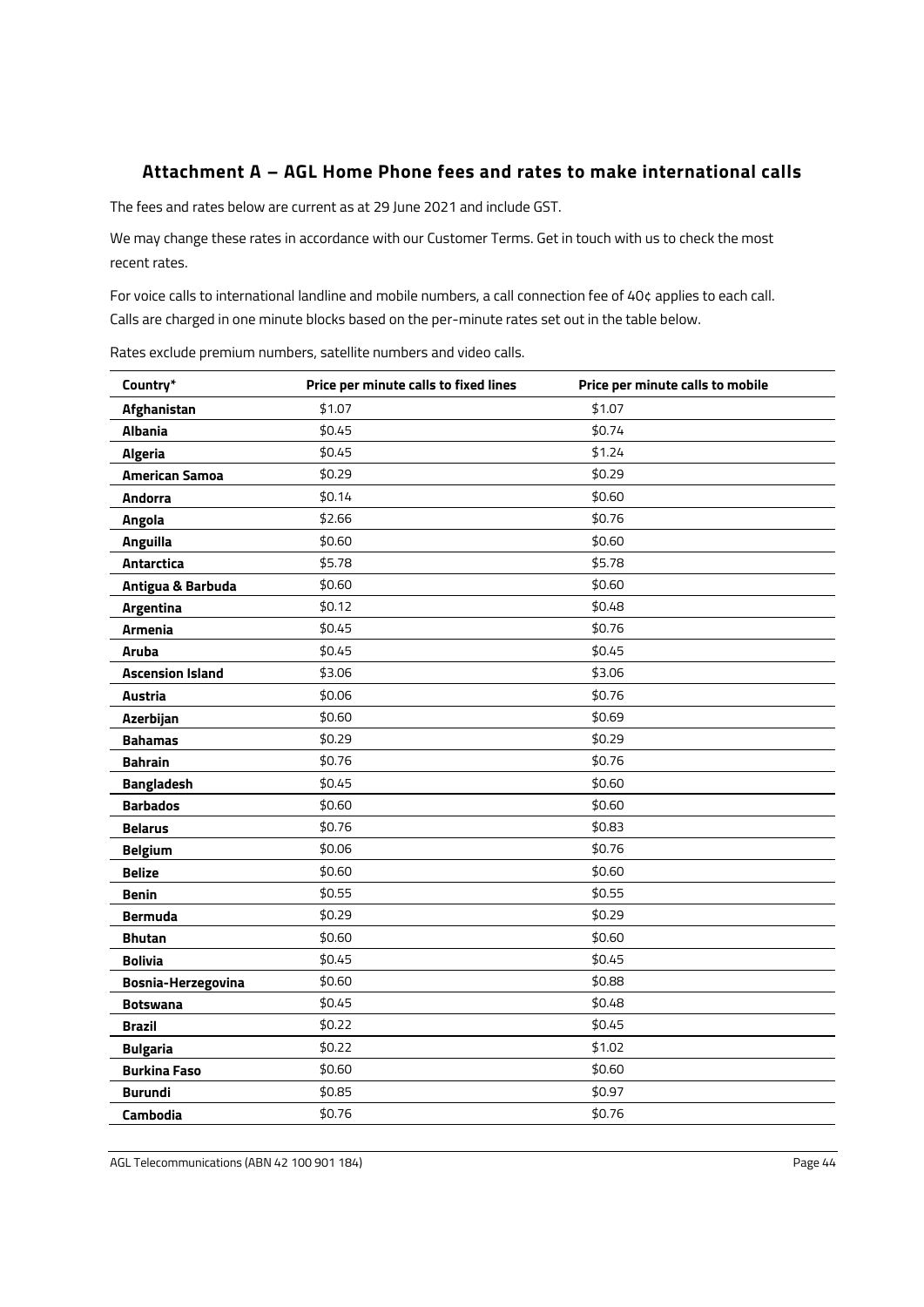## Attachment A – AGL Home Phone fees and rates to make international calls

The fees and rates below are current as at 29 June 2021 and include GST.

We may change these rates in accordance with our Customer Terms. Get in touch with us to check the most recent rates.

For voice calls to international landline and mobile numbers, a call connection fee of 40¢ applies to each call. Calls are charged in one minute blocks based on the per-minute rates set out in the table below.

Rates exclude premium numbers, satellite numbers and video calls.

| Country* | Price per minute calls to fixed lines | Price per minute calls to mobile |
|---|---|---|
| **Afghanistan** | $1.07 | $1.07 |
| **Albania** | $0.45 | $0.74 |
| **Algeria** | $0.45 | $1.24 |
| **American Samoa** | $0.29 | $0.29 |
| **Andorra** | $0.14 | $0.60 |
| **Angola** | $2.66 | $0.76 |
| **Anguilla** | $0.60 | $0.60 |
| **Antarctica** | $5.78 | $5.78 |
| **Antigua & Barbuda** | $0.60 | $0.60 |
| **Argentina** | $0.12 | $0.48 |
| **Armenia** | $0.45 | $0.76 |
| **Aruba** | $0.45 | $0.45 |
| **Ascension Island** | $3.06 | $3.06 |
| **Austria** | $0.06 | $0.76 |
| **Azerbijan** | $0.60 | $0.69 |
| **Bahamas** | $0.29 | $0.29 |
| **Bahrain** | $0.76 | $0.76 |
| **Bangladesh** | $0.45 | $0.60 |
| **Barbados** | $0.60 | $0.60 |
| **Belarus** | $0.76 | $0.83 |
| **Belgium** | $0.06 | $0.76 |
| **Belize** | $0.60 | $0.60 |
| **Benin** | $0.55 | $0.55 |
| **Bermuda** | $0.29 | $0.29 |
| **Bhutan** | $0.60 | $0.60 |
| **Bolivia** | $0.45 | $0.45 |
| **Bosnia-Herzegovina** | $0.60 | $0.88 |
| **Botswana** | $0.45 | $0.48 |
| **Brazil** | $0.22 | $0.45 |
| **Bulgaria** | $0.22 | $1.02 |
| **Burkina Faso** | $0.60 | $0.60 |
| **Burundi** | $0.85 | $0.97 |
| **Cambodia** | $0.76 | $0.76 |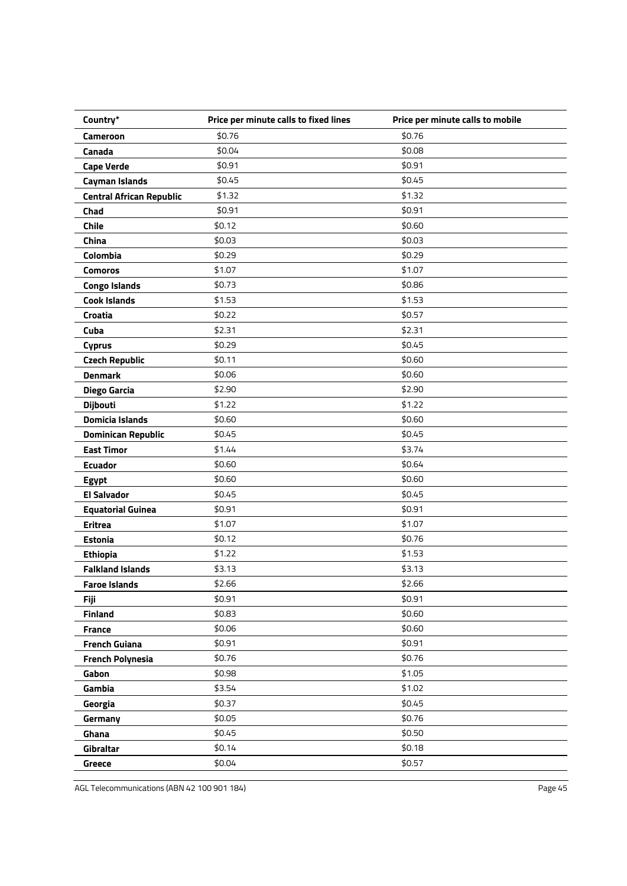| Country* | Price per minute calls to fixed lines | Price per minute calls to mobile |
| --- | --- | --- |
| **Cameroon** | $0.76 | $0.76 |
| **Canada** | $0.04 | $0.08 |
| **Cape Verde** | $0.91 | $0.91 |
| **Cayman Islands** | $0.45 | $0.45 |
| **Central African Republic** | $1.32 | $1.32 |
| **Chad** | $0.91 | $0.91 |
| **Chile** | $0.12 | $0.60 |
| **China** | $0.03 | $0.03 |
| **Colombia** | $0.29 | $0.29 |
| **Comoros** | $1.07 | $1.07 |
| **Congo Islands** | $0.73 | $0.86 |
| **Cook Islands** | $1.53 | $1.53 |
| **Croatia** | $0.22 | $0.57 |
| **Cuba** | $2.31 | $2.31 |
| **Cyprus** | $0.29 | $0.45 |
| **Czech Republic** | $0.11 | $0.60 |
| **Denmark** | $0.06 | $0.60 |
| **Diego Garcia** | $2.90 | $2.90 |
| **Dijbouti** | $1.22 | $1.22 |
| **Domicia Islands** | $0.60 | $0.60 |
| **Dominican Republic** | $0.45 | $0.45 |
| **East Timor** | $1.44 | $3.74 |
| **Ecuador** | $0.60 | $0.64 |
| **Egypt** | $0.60 | $0.60 |
| **El Salvador** | $0.45 | $0.45 |
| **Equatorial Guinea** | $0.91 | $0.91 |
| **Eritrea** | $1.07 | $1.07 |
| **Estonia** | $0.12 | $0.76 |
| **Ethiopia** | $1.22 | $1.53 |
| **Falkland Islands** | $3.13 | $3.13 |
| **Faroe Islands** | $2.66 | $2.66 |
| **Fiji** | $0.91 | $0.91 |
| **Finland** | $0.83 | $0.60 |
| **France** | $0.06 | $0.60 |
| **French Guiana** | $0.91 | $0.91 |
| **French Polynesia** | $0.76 | $0.76 |
| **Gabon** | $0.98 | $1.05 |
| **Gambia** | $3.54 | $1.02 |
| **Georgia** | $0.37 | $0.45 |
| **Germany** | $0.05 | $0.76 |
| **Ghana** | $0.45 | $0.50 |
| **Gibraltar** | $0.14 | $0.18 |
| **Greece** | $0.04 | $0.57 |

AGL Telecommunications (ABN 42 100 901 184)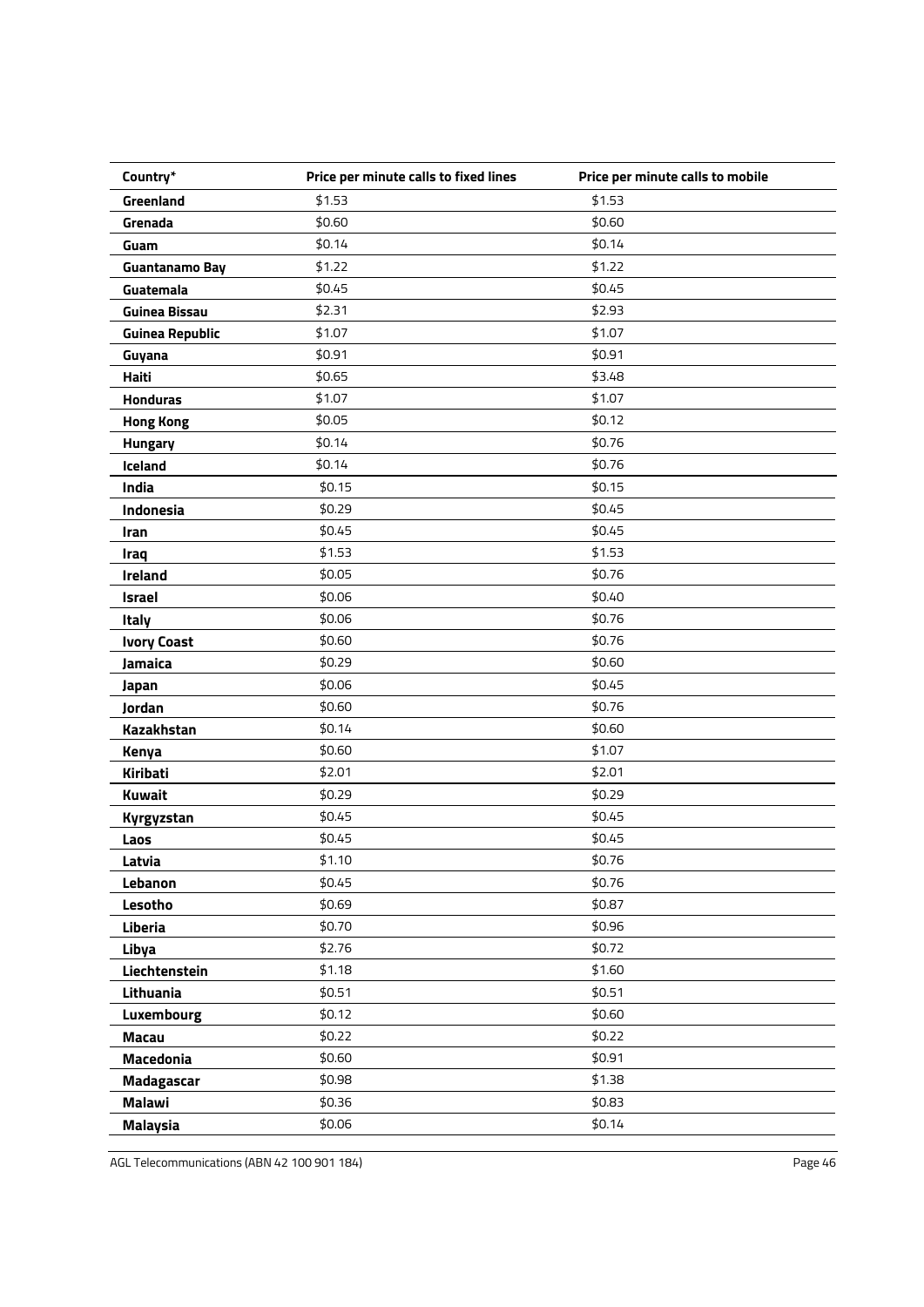| Country* | Price per minute calls to fixed lines | Price per minute calls to mobile |
| --- | --- | --- |
| **Greenland** | $1.53 | $1.53 |
| **Grenada** | $0.60 | $0.60 |
| **Guam** | $0.14 | $0.14 |
| **Guantanamo Bay** | $1.22 | $1.22 |
| **Guatemala** | $0.45 | $0.45 |
| **Guinea Bissau** | $2.31 | $2.93 |
| **Guinea Republic** | $1.07 | $1.07 |
| **Guyana** | $0.91 | $0.91 |
| **Haiti** | $0.65 | $3.48 |
| **Honduras** | $1.07 | $1.07 |
| **Hong Kong** | $0.05 | $0.12 |
| **Hungary** | $0.14 | $0.76 |
| **Iceland** | $0.14 | $0.76 |
| **India** | $0.15 | $0.15 |
| **Indonesia** | $0.29 | $0.45 |
| **Iran** | $0.45 | $0.45 |
| **Iraq** | $1.53 | $1.53 |
| **Ireland** | $0.05 | $0.76 |
| **Israel** | $0.06 | $0.40 |
| **Italy** | $0.06 | $0.76 |
| **Ivory Coast** | $0.60 | $0.76 |
| **Jamaica** | $0.29 | $0.60 |
| **Japan** | $0.06 | $0.45 |
| **Jordan** | $0.60 | $0.76 |
| **Kazakhstan** | $0.14 | $0.60 |
| **Kenya** | $0.60 | $1.07 |
| **Kiribati** | $2.01 | $2.01 |
| **Kuwait** | $0.29 | $0.29 |
| **Kyrgyzstan** | $0.45 | $0.45 |
| **Laos** | $0.45 | $0.45 |
| **Latvia** | $1.10 | $0.76 |
| **Lebanon** | $0.45 | $0.76 |
| **Lesotho** | $0.69 | $0.87 |
| **Liberia** | $0.70 | $0.96 |
| **Libya** | $2.76 | $0.72 |
| **Liechtenstein** | $1.18 | $1.60 |
| **Lithuania** | $0.51 | $0.51 |
| **Luxembourg** | $0.12 | $0.60 |
| **Macau** | $0.22 | $0.22 |
| **Macedonia** | $0.60 | $0.91 |
| **Madagascar** | $0.98 | $1.38 |
| **Malawi** | $0.36 | $0.83 |
| **Malaysia** | $0.06 | $0.14 |

AGL Telecommunications (ABN 42 100 901 184)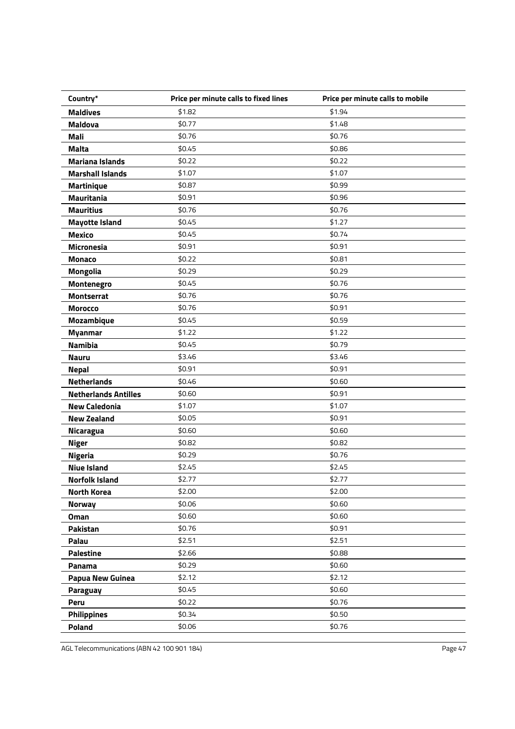| Country* | Price per minute calls to fixed lines | Price per minute calls to mobile |
| --- | --- | --- |
| **Maldives** | $1.82 | $1.94 |
| **Maldova** | $0.77 | $1.48 |
| **Mali** | $0.76 | $0.76 |
| **Malta** | $0.45 | $0.86 |
| **Mariana Islands** | $0.22 | $0.22 |
| **Marshall Islands** | $1.07 | $1.07 |
| **Martinique** | $0.87 | $0.99 |
| **Mauritania** | $0.91 | $0.96 |
| **Mauritius** | $0.76 | $0.76 |
| **Mayotte Island** | $0.45 | $1.27 |
| **Mexico** | $0.45 | $0.74 |
| **Micronesia** | $0.91 | $0.91 |
| **Monaco** | $0.22 | $0.81 |
| **Mongolia** | $0.29 | $0.29 |
| **Montenegro** | $0.45 | $0.76 |
| **Montserrat** | $0.76 | $0.76 |
| **Morocco** | $0.76 | $0.91 |
| **Mozambique** | $0.45 | $0.59 |
| **Myanmar** | $1.22 | $1.22 |
| **Namibia** | $0.45 | $0.79 |
| **Nauru** | $3.46 | $3.46 |
| **Nepal** | $0.91 | $0.91 |
| **Netherlands** | $0.46 | $0.60 |
| **Netherlands Antilles** | $0.60 | $0.91 |
| **New Caledonia** | $1.07 | $1.07 |
| **New Zealand** | $0.05 | $0.91 |
| **Nicaragua** | $0.60 | $0.60 |
| **Niger** | $0.82 | $0.82 |
| **Nigeria** | $0.29 | $0.76 |
| **Niue Island** | $2.45 | $2.45 |
| **Norfolk Island** | $2.77 | $2.77 |
| **North Korea** | $2.00 | $2.00 |
| **Norway** | $0.06 | $0.60 |
| **Oman** | $0.60 | $0.60 |
| **Pakistan** | $0.76 | $0.91 |
| **Palau** | $2.51 | $2.51 |
| **Palestine** | $2.66 | $0.88 |
| **Panama** | $0.29 | $0.60 |
| **Papua New Guinea** | $2.12 | $2.12 |
| **Paraguay** | $0.45 | $0.60 |
| **Peru** | $0.22 | $0.76 |
| **Philippines** | $0.34 | $0.50 |
| **Poland** | $0.06 | $0.76 |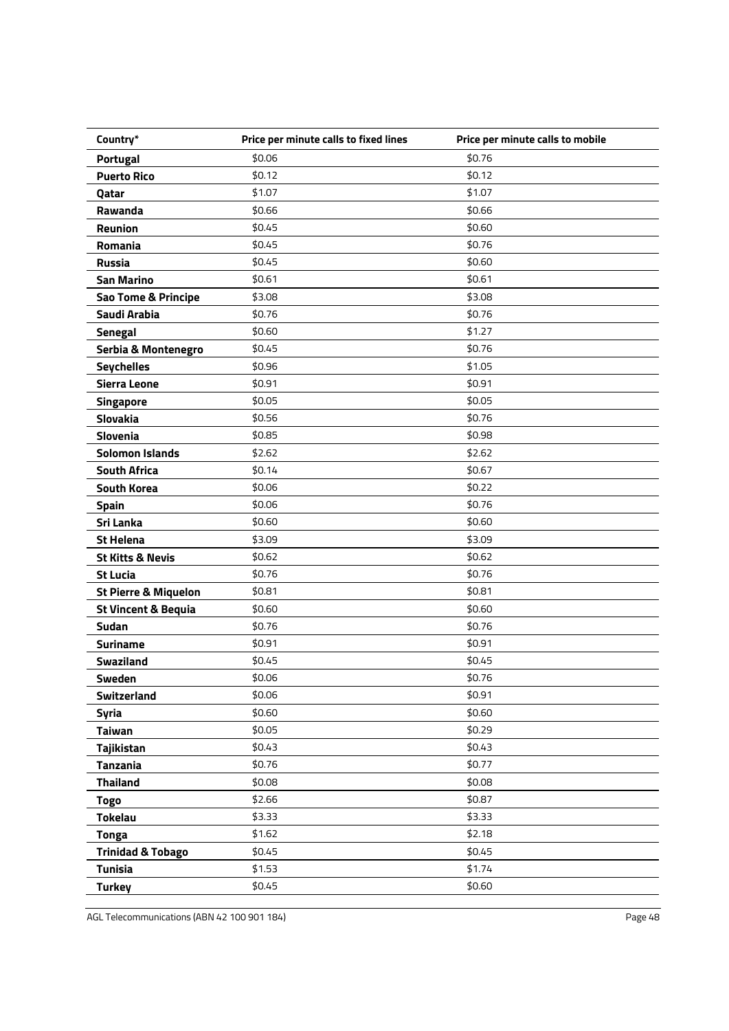| Country* | Price per minute calls to fixed lines | Price per minute calls to mobile |
|---|---|---|
| **Portugal** | $0.06 | $0.76 |
| **Puerto Rico** | $0.12 | $0.12 |
| **Qatar** | $1.07 | $1.07 |
| **Rawanda** | $0.66 | $0.66 |
| **Reunion** | $0.45 | $0.60 |
| **Romania** | $0.45 | $0.76 |
| **Russia** | $0.45 | $0.60 |
| **San Marino** | $0.61 | $0.61 |
| **Sao Tome & Principe** | $3.08 | $3.08 |
| **Saudi Arabia** | $0.76 | $0.76 |
| **Senegal** | $0.60 | $1.27 |
| **Serbia & Montenegro** | $0.45 | $0.76 |
| **Seychelles** | $0.96 | $1.05 |
| **Sierra Leone** | $0.91 | $0.91 |
| **Singapore** | $0.05 | $0.05 |
| **Slovakia** | $0.56 | $0.76 |
| **Slovenia** | $0.85 | $0.98 |
| **Solomon Islands** | $2.62 | $2.62 |
| **South Africa** | $0.14 | $0.67 |
| **South Korea** | $0.06 | $0.22 |
| **Spain** | $0.06 | $0.76 |
| **Sri Lanka** | $0.60 | $0.60 |
| **St Helena** | $3.09 | $3.09 |
| **St Kitts & Nevis** | $0.62 | $0.62 |
| **St Lucia** | $0.76 | $0.76 |
| **St Pierre & Miquelon** | $0.81 | $0.81 |
| **St Vincent & Bequia** | $0.60 | $0.60 |
| **Sudan** | $0.76 | $0.76 |
| **Suriname** | $0.91 | $0.91 |
| **Swaziland** | $0.45 | $0.45 |
| **Sweden** | $0.06 | $0.76 |
| **Switzerland** | $0.06 | $0.91 |
| **Syria** | $0.60 | $0.60 |
| **Taiwan** | $0.05 | $0.29 |
| **Tajikistan** | $0.43 | $0.43 |
| **Tanzania** | $0.76 | $0.77 |
| **Thailand** | $0.08 | $0.08 |
| **Togo** | $2.66 | $0.87 |
| **Tokelau** | $3.33 | $3.33 |
| **Tonga** | $1.62 | $2.18 |
| **Trinidad & Tobago** | $0.45 | $0.45 |
| **Tunisia** | $1.53 | $1.74 |
| **Turkey** | $0.45 | $0.60 |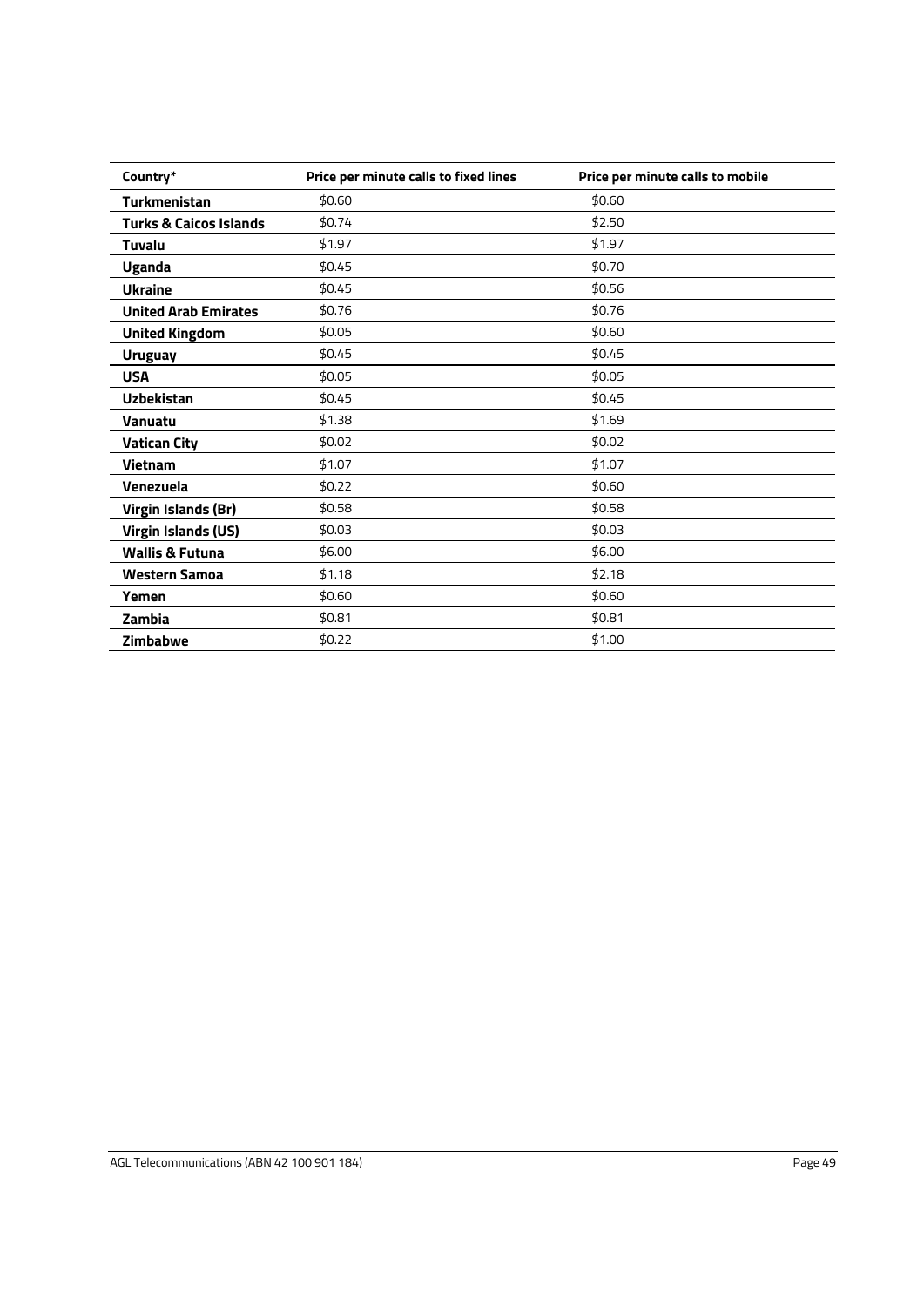| Country* | Price per minute calls to fixed lines | Price per minute calls to mobile |
| --- | --- | --- |
| **Turkmenistan** | $0.60 | $0.60 |
| **Turks & Caicos Islands** | $0.74 | $2.50 |
| **Tuvalu** | $1.97 | $1.97 |
| **Uganda** | $0.45 | $0.70 |
| **Ukraine** | $0.45 | $0.56 |
| **United Arab Emirates** | $0.76 | $0.76 |
| **United Kingdom** | $0.05 | $0.60 |
| **Uruguay** | $0.45 | $0.45 |
| **USA** | $0.05 | $0.05 |
| **Uzbekistan** | $0.45 | $0.45 |
| **Vanuatu** | $1.38 | $1.69 |
| **Vatican City** | $0.02 | $0.02 |
| **Vietnam** | $1.07 | $1.07 |
| **Venezuela** | $0.22 | $0.60 |
| **Virgin Islands (Br)** | $0.58 | $0.58 |
| **Virgin Islands (US)** | $0.03 | $0.03 |
| **Wallis & Futuna** | $6.00 | $6.00 |
| **Western Samoa** | $1.18 | $2.18 |
| **Yemen** | $0.60 | $0.60 |
| **Zambia** | $0.81 | $0.81 |
| **Zimbabwe** | $0.22 | $1.00 |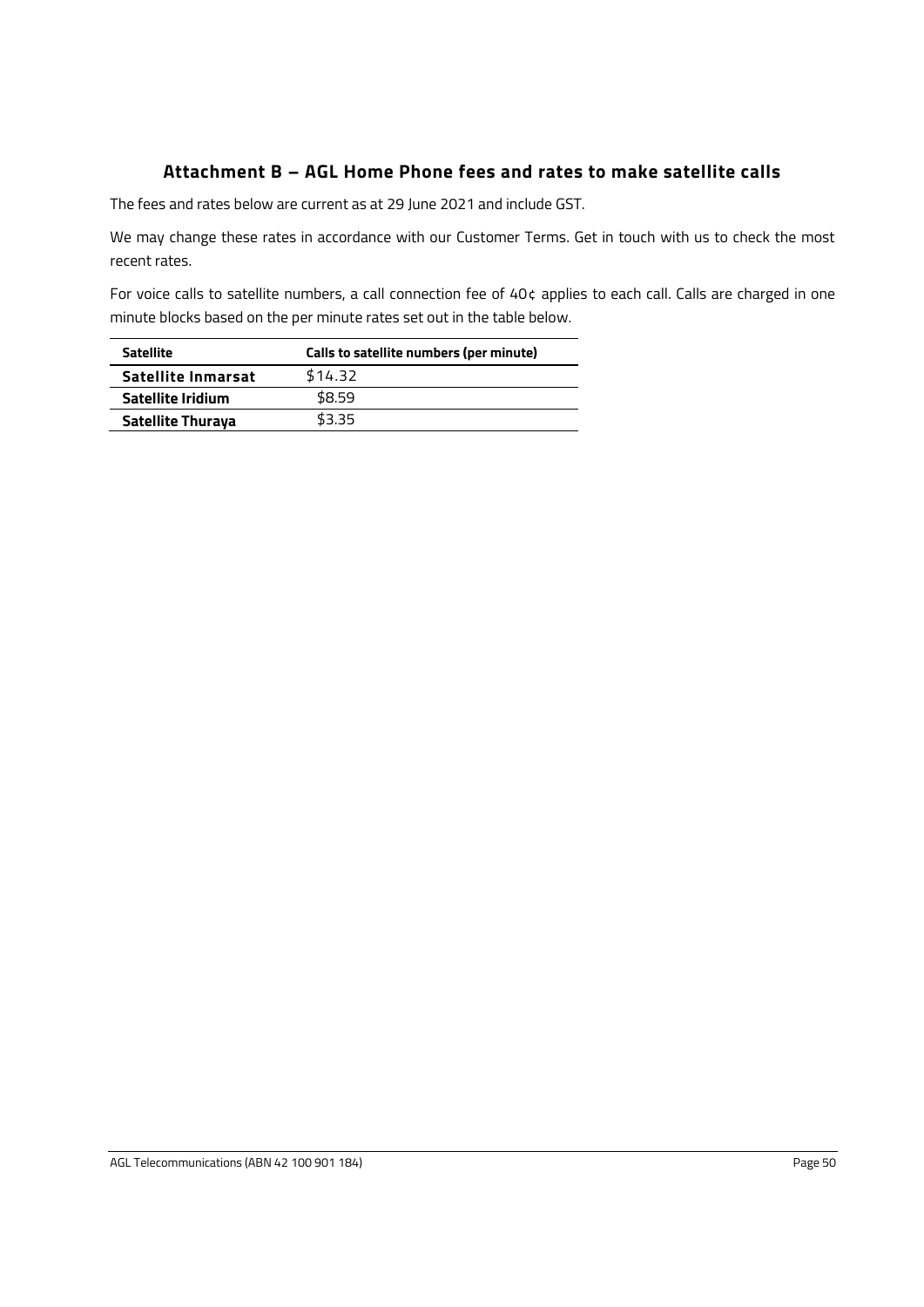## Attachment B – AGL Home Phone fees and rates to make satellite calls

The fees and rates below are current as at 29 June 2021 and include GST.

We may change these rates in accordance with our Customer Terms. Get in touch with us to check the most recent rates.

For voice calls to satellite numbers, a call connection fee of 40¢ applies to each call. Calls are charged in one minute blocks based on the per minute rates set out in the table below.

| Satellite | Calls to satellite numbers (per minute) |
|---|---|
| **Satellite Inmarsat** | $14.32 |
| **Satellite Iridium** | $8.59 |
| **Satellite Thuraya** | $3.35 |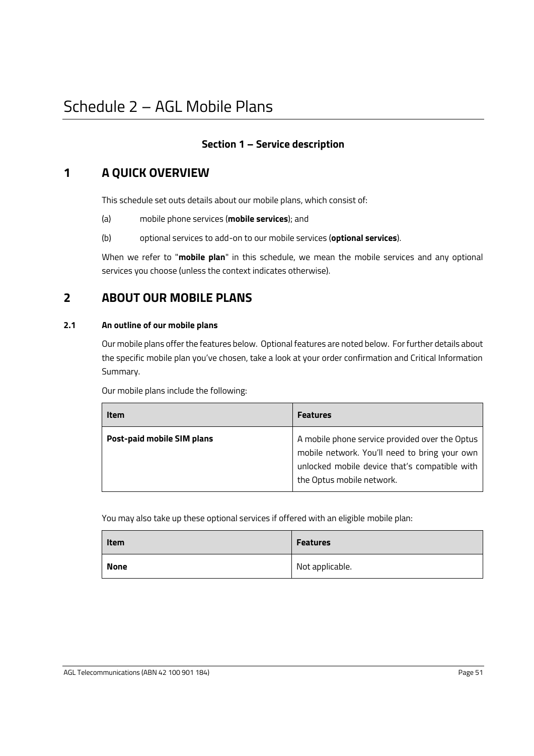# Schedule 2 – AGL Mobile Plans

### Section 1 – Service description

## 1 A QUICK OVERVIEW

This schedule set outs details about our mobile plans, which consist of:

(a) mobile phone services (**mobile services**); and

(b) optional services to add-on to our mobile services (**optional services**).

When we refer to "**mobile plan**" in this schedule, we mean the mobile services and any optional services you choose (unless the context indicates otherwise).

## 2 ABOUT OUR MOBILE PLANS

### 2.1 An outline of our mobile plans

Our mobile plans offer the features below. Optional features are noted below. For further details about the specific mobile plan you've chosen, take a look at your order confirmation and Critical Information Summary.

Our mobile plans include the following:

| Item | Features |
| --- | --- |
| **Post-paid mobile SIM plans** | A mobile phone service provided over the Optus mobile network. You'll need to bring your own unlocked mobile device that's compatible with the Optus mobile network. |

You may also take up these optional services if offered with an eligible mobile plan:

| Item | Features |
| --- | --- |
| **None** | Not applicable. |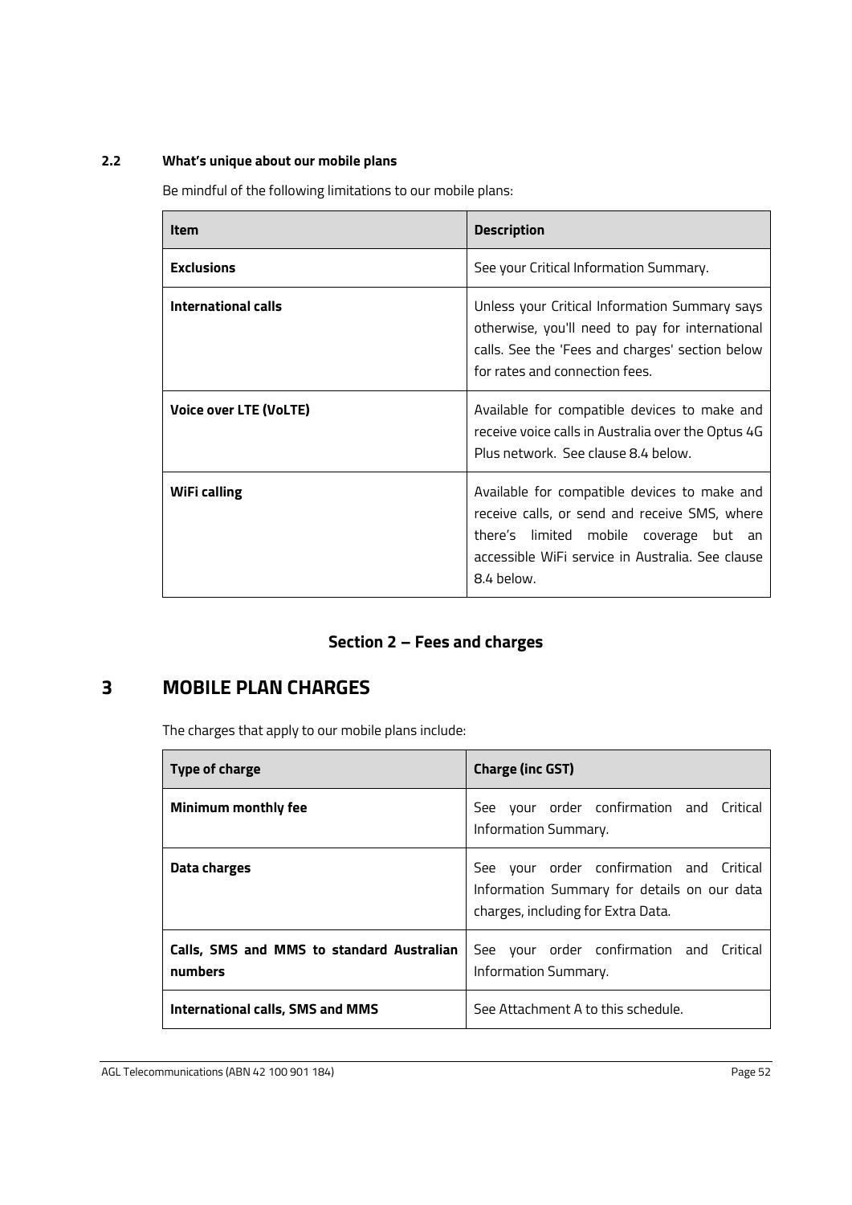### 2.2 What's unique about our mobile plans

Be mindful of the following limitations to our mobile plans:

| Item | Description |
|---|---|
| **Exclusions** | See your Critical Information Summary. |
| **International calls** | Unless your Critical Information Summary says otherwise, you'll need to pay for international calls. See the 'Fees and charges' section below for rates and connection fees. |
| **Voice over LTE (VoLTE)** | Available for compatible devices to make and receive voice calls in Australia over the Optus 4G Plus network. See clause 8.4 below. |
| **WiFi calling** | Available for compatible devices to make and receive calls, or send and receive SMS, where there's limited mobile coverage but an accessible WiFi service in Australia. See clause 8.4 below. |

## Section 2 – Fees and charges

# 3 MOBILE PLAN CHARGES

The charges that apply to our mobile plans include:

| Type of charge | Charge (inc GST) |
|---|---|
| **Minimum monthly fee** | See your order confirmation and Critical Information Summary. |
| **Data charges** | See your order confirmation and Critical Information Summary for details on our data charges, including for Extra Data. |
| **Calls, SMS and MMS to standard Australian numbers** | See your order confirmation and Critical Information Summary. |
| **International calls, SMS and MMS** | See Attachment A to this schedule. |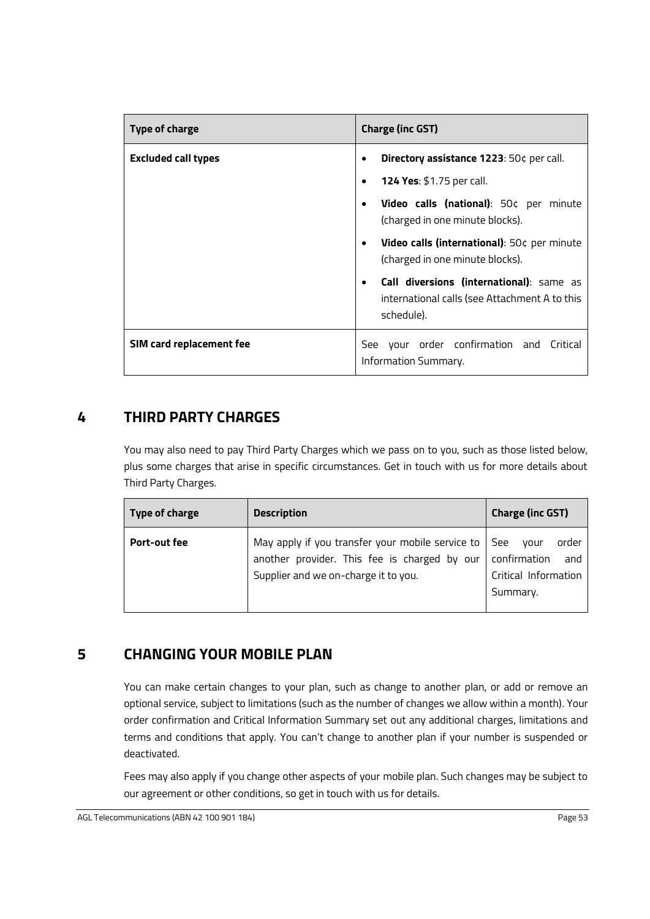| Type of charge | Charge (inc GST) |
|---|---|
| **Excluded call types** | • **Directory assistance 1223**: 50¢ per call.<br>• **124 Yes**: $1.75 per call.<br>• **Video calls (national)**: 50¢ per minute (charged in one minute blocks).<br>• **Video calls (international)**: 50¢ per minute (charged in one minute blocks).<br>• **Call diversions (international)**: same as international calls (see Attachment A to this schedule). |
| **SIM card replacement fee** | See your order confirmation and Critical Information Summary. |

## 4 THIRD PARTY CHARGES

You may also need to pay Third Party Charges which we pass on to you, such as those listed below, plus some charges that arise in specific circumstances. Get in touch with us for more details about Third Party Charges.

| Type of charge | Description | Charge (inc GST) |
|---|---|---|
| **Port-out fee** | May apply if you transfer your mobile service to another provider. This fee is charged by our Supplier and we on-charge it to you. | See your order confirmation and Critical Information Summary. |

## 5 CHANGING YOUR MOBILE PLAN

You can make certain changes to your plan, such as change to another plan, or add or remove an optional service, subject to limitations (such as the number of changes we allow within a month). Your order confirmation and Critical Information Summary set out any additional charges, limitations and terms and conditions that apply. You can't change to another plan if your number is suspended or deactivated.

Fees may also apply if you change other aspects of your mobile plan. Such changes may be subject to our agreement or other conditions, so get in touch with us for details.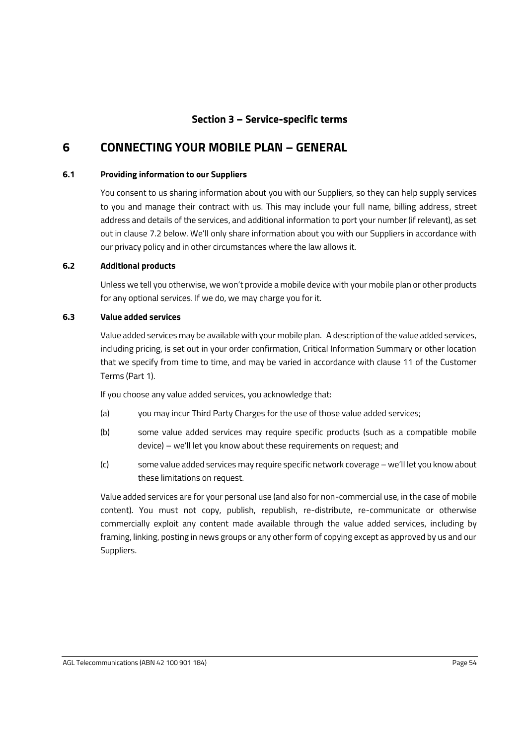## Section 3 – Service-specific terms

# 6 CONNECTING YOUR MOBILE PLAN – GENERAL

### 6.1 Providing information to our Suppliers

You consent to us sharing information about you with our Suppliers, so they can help supply services to you and manage their contract with us. This may include your full name, billing address, street address and details of the services, and additional information to port your number (if relevant), as set out in clause 7.2 below. We'll only share information about you with our Suppliers in accordance with our privacy policy and in other circumstances where the law allows it.

### 6.2 Additional products

Unless we tell you otherwise, we won't provide a mobile device with your mobile plan or other products for any optional services. If we do, we may charge you for it.

### 6.3 Value added services

Value added services may be available with your mobile plan. A description of the value added services, including pricing, is set out in your order confirmation, Critical Information Summary or other location that we specify from time to time, and may be varied in accordance with clause 11 of the Customer Terms (Part 1).

If you choose any value added services, you acknowledge that:

(a) you may incur Third Party Charges for the use of those value added services;

(b) some value added services may require specific products (such as a compatible mobile device) – we'll let you know about these requirements on request; and

(c) some value added services may require specific network coverage – we'll let you know about these limitations on request.

Value added services are for your personal use (and also for non-commercial use, in the case of mobile content). You must not copy, publish, republish, re-distribute, re-communicate or otherwise commercially exploit any content made available through the value added services, including by framing, linking, posting in news groups or any other form of copying except as approved by us and our Suppliers.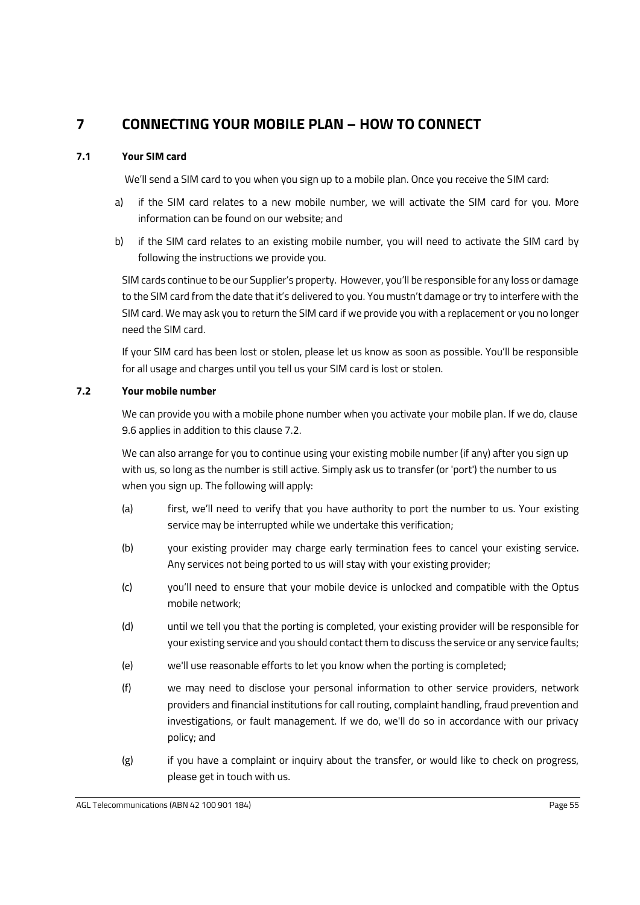# 7 CONNECTING YOUR MOBILE PLAN – HOW TO CONNECT

## 7.1 Your SIM card

We'll send a SIM card to you when you sign up to a mobile plan. Once you receive the SIM card:

a) if the SIM card relates to a new mobile number, we will activate the SIM card for you. More information can be found on our website; and

b) if the SIM card relates to an existing mobile number, you will need to activate the SIM card by following the instructions we provide you.

SIM cards continue to be our Supplier's property. However, you'll be responsible for any loss or damage to the SIM card from the date that it's delivered to you. You mustn't damage or try to interfere with the SIM card. We may ask you to return the SIM card if we provide you with a replacement or you no longer need the SIM card.

If your SIM card has been lost or stolen, please let us know as soon as possible. You'll be responsible for all usage and charges until you tell us your SIM card is lost or stolen.

## 7.2 Your mobile number

We can provide you with a mobile phone number when you activate your mobile plan. If we do, clause 9.6 applies in addition to this clause 7.2.

We can also arrange for you to continue using your existing mobile number (if any) after you sign up with us, so long as the number is still active. Simply ask us to transfer (or 'port') the number to us when you sign up. The following will apply:

(a) first, we'll need to verify that you have authority to port the number to us. Your existing service may be interrupted while we undertake this verification;

(b) your existing provider may charge early termination fees to cancel your existing service. Any services not being ported to us will stay with your existing provider;

(c) you'll need to ensure that your mobile device is unlocked and compatible with the Optus mobile network;

(d) until we tell you that the porting is completed, your existing provider will be responsible for your existing service and you should contact them to discuss the service or any service faults;

(e) we'll use reasonable efforts to let you know when the porting is completed;

(f) we may need to disclose your personal information to other service providers, network providers and financial institutions for call routing, complaint handling, fraud prevention and investigations, or fault management. If we do, we'll do so in accordance with our privacy policy; and

(g) if you have a complaint or inquiry about the transfer, or would like to check on progress, please get in touch with us.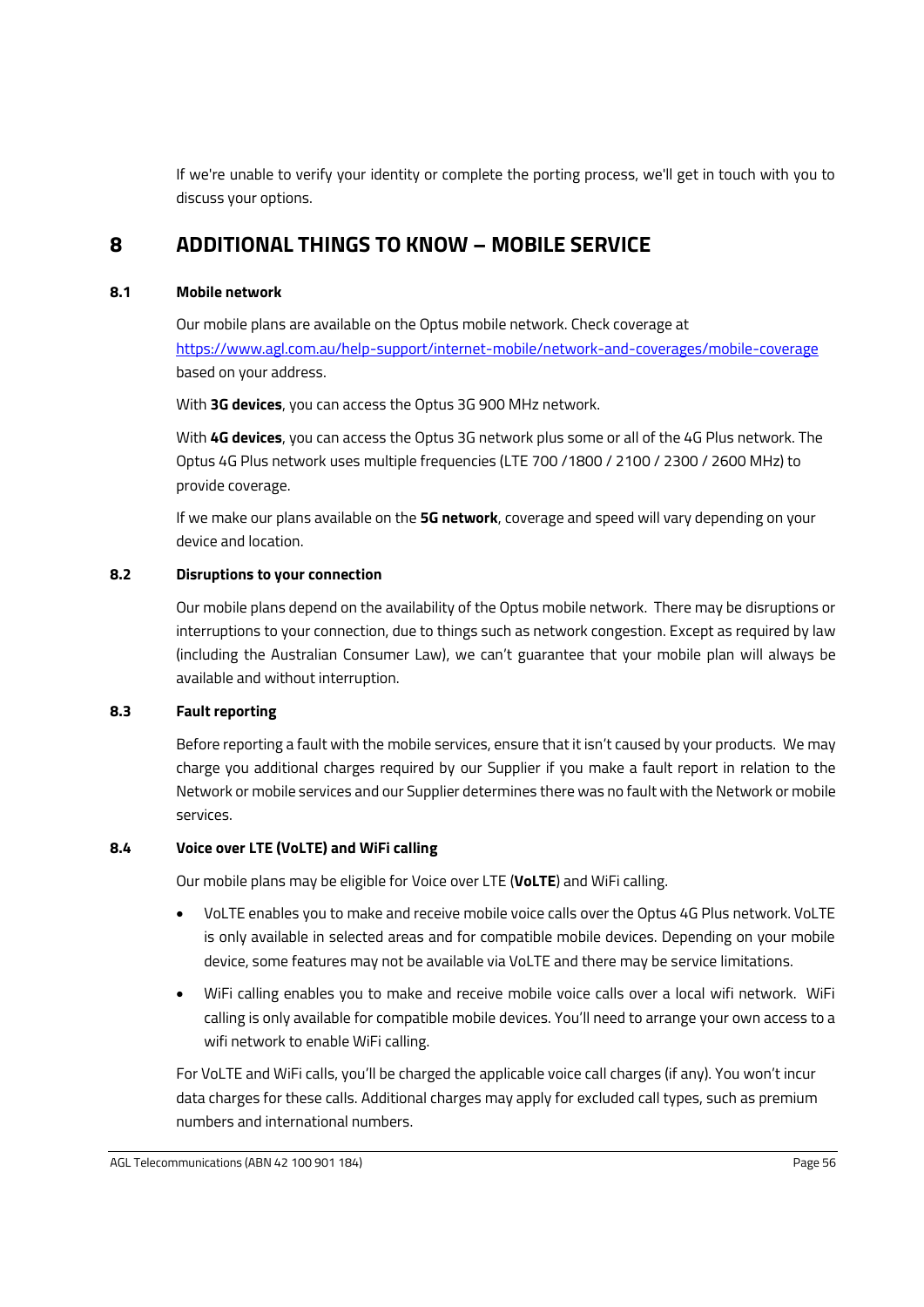If we're unable to verify your identity or complete the porting process, we'll get in touch with you to discuss your options.

# 8 ADDITIONAL THINGS TO KNOW – MOBILE SERVICE

## 8.1 Mobile network

Our mobile plans are available on the Optus mobile network. Check coverage at https://www.agl.com.au/help-support/internet-mobile/network-and-coverages/mobile-coverage based on your address.

With **3G devices**, you can access the Optus 3G 900 MHz network.

With **4G devices**, you can access the Optus 3G network plus some or all of the 4G Plus network. The Optus 4G Plus network uses multiple frequencies (LTE 700 /1800 / 2100 / 2300 / 2600 MHz) to provide coverage.

If we make our plans available on the **5G network**, coverage and speed will vary depending on your device and location.

## 8.2 Disruptions to your connection

Our mobile plans depend on the availability of the Optus mobile network. There may be disruptions or interruptions to your connection, due to things such as network congestion. Except as required by law (including the Australian Consumer Law), we can't guarantee that your mobile plan will always be available and without interruption.

## 8.3 Fault reporting

Before reporting a fault with the mobile services, ensure that it isn't caused by your products. We may charge you additional charges required by our Supplier if you make a fault report in relation to the Network or mobile services and our Supplier determines there was no fault with the Network or mobile services.

## 8.4 Voice over LTE (VoLTE) and WiFi calling

Our mobile plans may be eligible for Voice over LTE (**VoLTE**) and WiFi calling.

- VoLTE enables you to make and receive mobile voice calls over the Optus 4G Plus network. VoLTE is only available in selected areas and for compatible mobile devices. Depending on your mobile device, some features may not be available via VoLTE and there may be service limitations.
- WiFi calling enables you to make and receive mobile voice calls over a local wifi network. WiFi calling is only available for compatible mobile devices. You'll need to arrange your own access to a wifi network to enable WiFi calling.

For VoLTE and WiFi calls, you'll be charged the applicable voice call charges (if any). You won't incur data charges for these calls. Additional charges may apply for excluded call types, such as premium numbers and international numbers.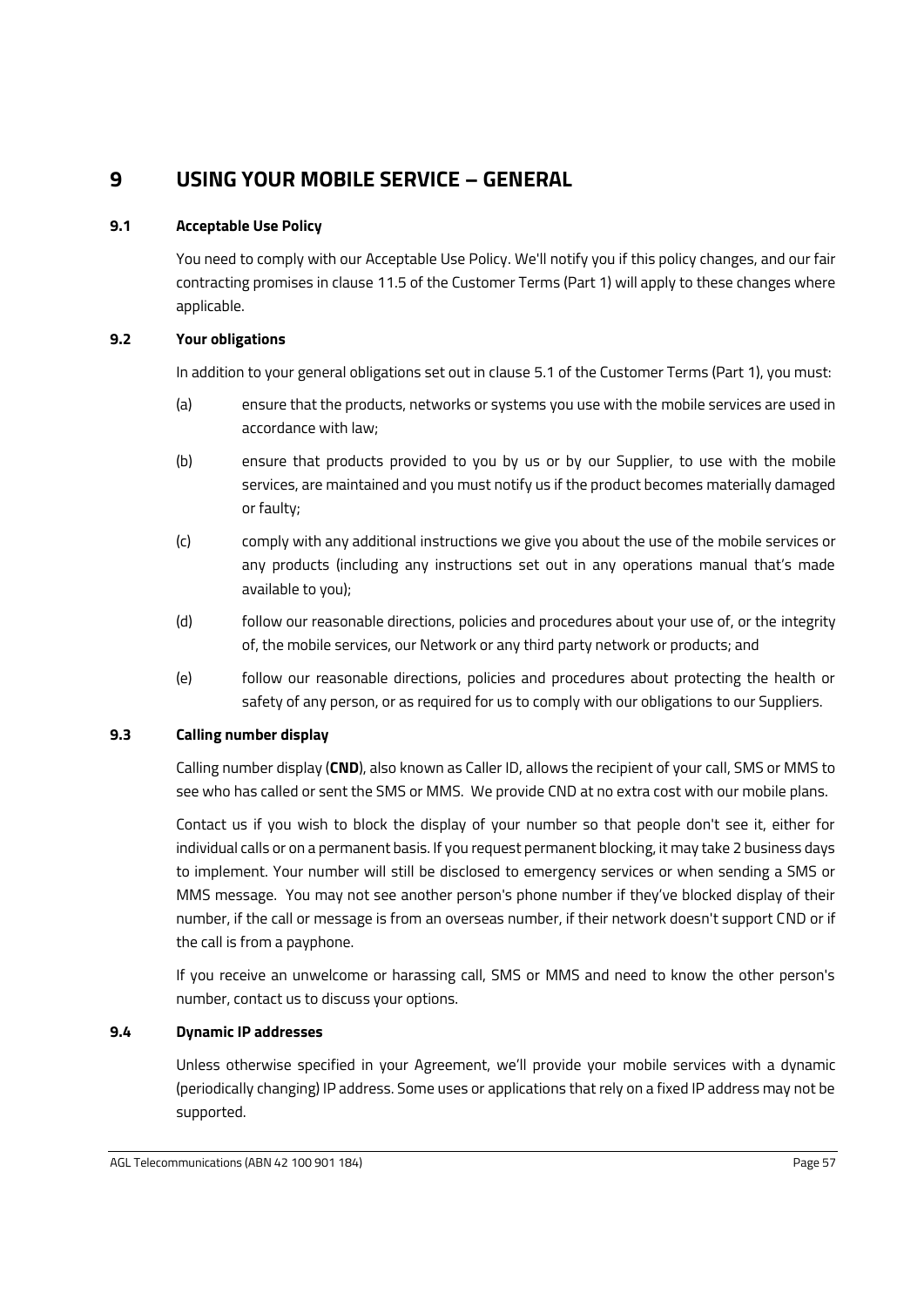# 9 USING YOUR MOBILE SERVICE – GENERAL

## 9.1 Acceptable Use Policy

You need to comply with our Acceptable Use Policy. We'll notify you if this policy changes, and our fair contracting promises in clause 11.5 of the Customer Terms (Part 1) will apply to these changes where applicable.

## 9.2 Your obligations

In addition to your general obligations set out in clause 5.1 of the Customer Terms (Part 1), you must:

(a) ensure that the products, networks or systems you use with the mobile services are used in accordance with law;

(b) ensure that products provided to you by us or by our Supplier, to use with the mobile services, are maintained and you must notify us if the product becomes materially damaged or faulty;

(c) comply with any additional instructions we give you about the use of the mobile services or any products (including any instructions set out in any operations manual that's made available to you);

(d) follow our reasonable directions, policies and procedures about your use of, or the integrity of, the mobile services, our Network or any third party network or products; and

(e) follow our reasonable directions, policies and procedures about protecting the health or safety of any person, or as required for us to comply with our obligations to our Suppliers.

## 9.3 Calling number display

Calling number display (**CND**), also known as Caller ID, allows the recipient of your call, SMS or MMS to see who has called or sent the SMS or MMS. We provide CND at no extra cost with our mobile plans.

Contact us if you wish to block the display of your number so that people don't see it, either for individual calls or on a permanent basis. If you request permanent blocking, it may take 2 business days to implement. Your number will still be disclosed to emergency services or when sending a SMS or MMS message. You may not see another person's phone number if they've blocked display of their number, if the call or message is from an overseas number, if their network doesn't support CND or if the call is from a payphone.

If you receive an unwelcome or harassing call, SMS or MMS and need to know the other person's number, contact us to discuss your options.

## 9.4 Dynamic IP addresses

Unless otherwise specified in your Agreement, we'll provide your mobile services with a dynamic (periodically changing) IP address. Some uses or applications that rely on a fixed IP address may not be supported.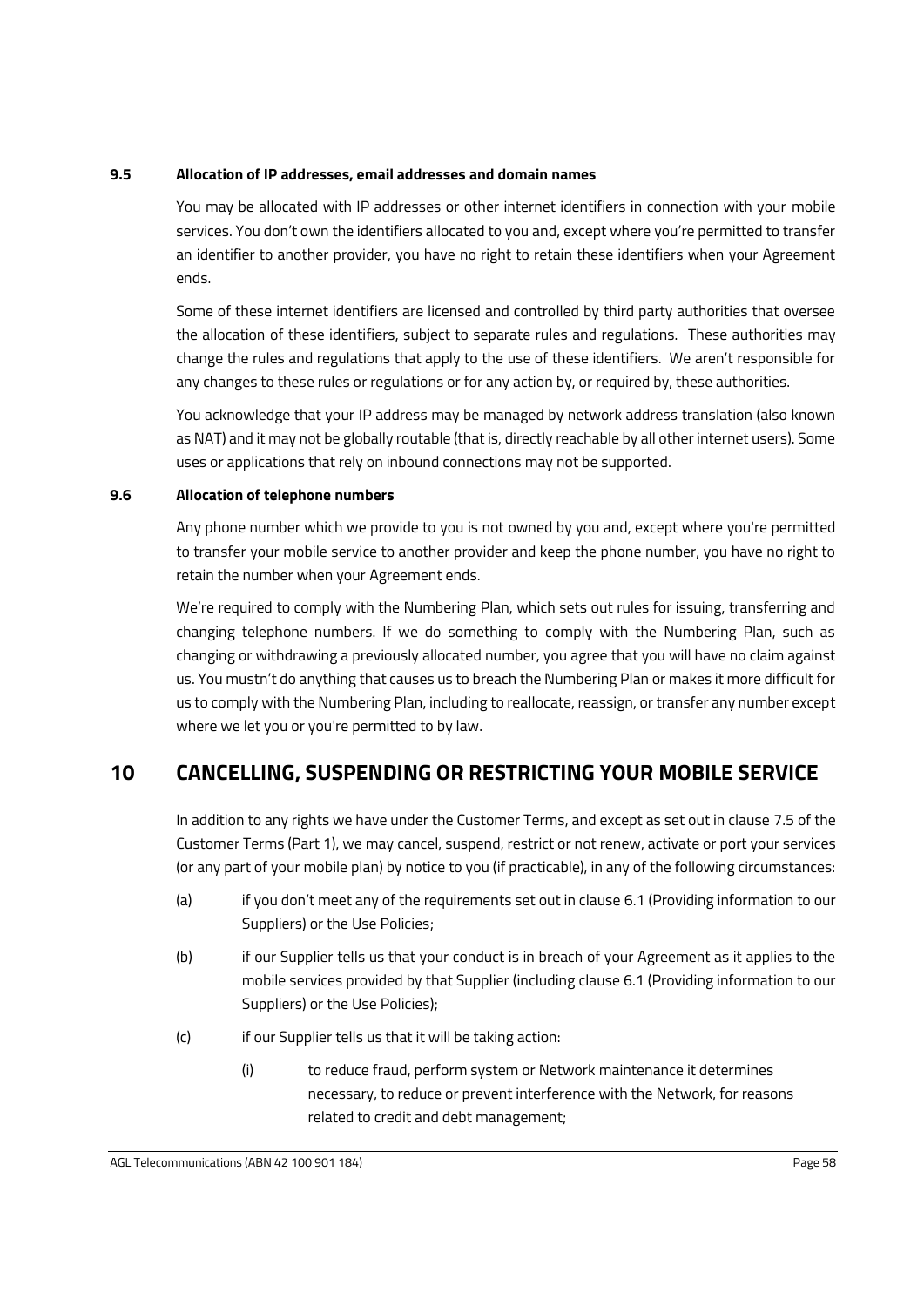### 9.5 Allocation of IP addresses, email addresses and domain names

You may be allocated with IP addresses or other internet identifiers in connection with your mobile services. You don't own the identifiers allocated to you and, except where you're permitted to transfer an identifier to another provider, you have no right to retain these identifiers when your Agreement ends.

Some of these internet identifiers are licensed and controlled by third party authorities that oversee the allocation of these identifiers, subject to separate rules and regulations. These authorities may change the rules and regulations that apply to the use of these identifiers. We aren't responsible for any changes to these rules or regulations or for any action by, or required by, these authorities.

You acknowledge that your IP address may be managed by network address translation (also known as NAT) and it may not be globally routable (that is, directly reachable by all other internet users). Some uses or applications that rely on inbound connections may not be supported.

### 9.6 Allocation of telephone numbers

Any phone number which we provide to you is not owned by you and, except where you're permitted to transfer your mobile service to another provider and keep the phone number, you have no right to retain the number when your Agreement ends.

We're required to comply with the Numbering Plan, which sets out rules for issuing, transferring and changing telephone numbers. If we do something to comply with the Numbering Plan, such as changing or withdrawing a previously allocated number, you agree that you will have no claim against us. You mustn't do anything that causes us to breach the Numbering Plan or makes it more difficult for us to comply with the Numbering Plan, including to reallocate, reassign, or transfer any number except where we let you or you're permitted to by law.

## 10 CANCELLING, SUSPENDING OR RESTRICTING YOUR MOBILE SERVICE

In addition to any rights we have under the Customer Terms, and except as set out in clause 7.5 of the Customer Terms (Part 1), we may cancel, suspend, restrict or not renew, activate or port your services (or any part of your mobile plan) by notice to you (if practicable), in any of the following circumstances:

(a) if you don't meet any of the requirements set out in clause 6.1 (Providing information to our Suppliers) or the Use Policies;

(b) if our Supplier tells us that your conduct is in breach of your Agreement as it applies to the mobile services provided by that Supplier (including clause 6.1 (Providing information to our Suppliers) or the Use Policies);

(c) if our Supplier tells us that it will be taking action:

(i) to reduce fraud, perform system or Network maintenance it determines necessary, to reduce or prevent interference with the Network, for reasons related to credit and debt management;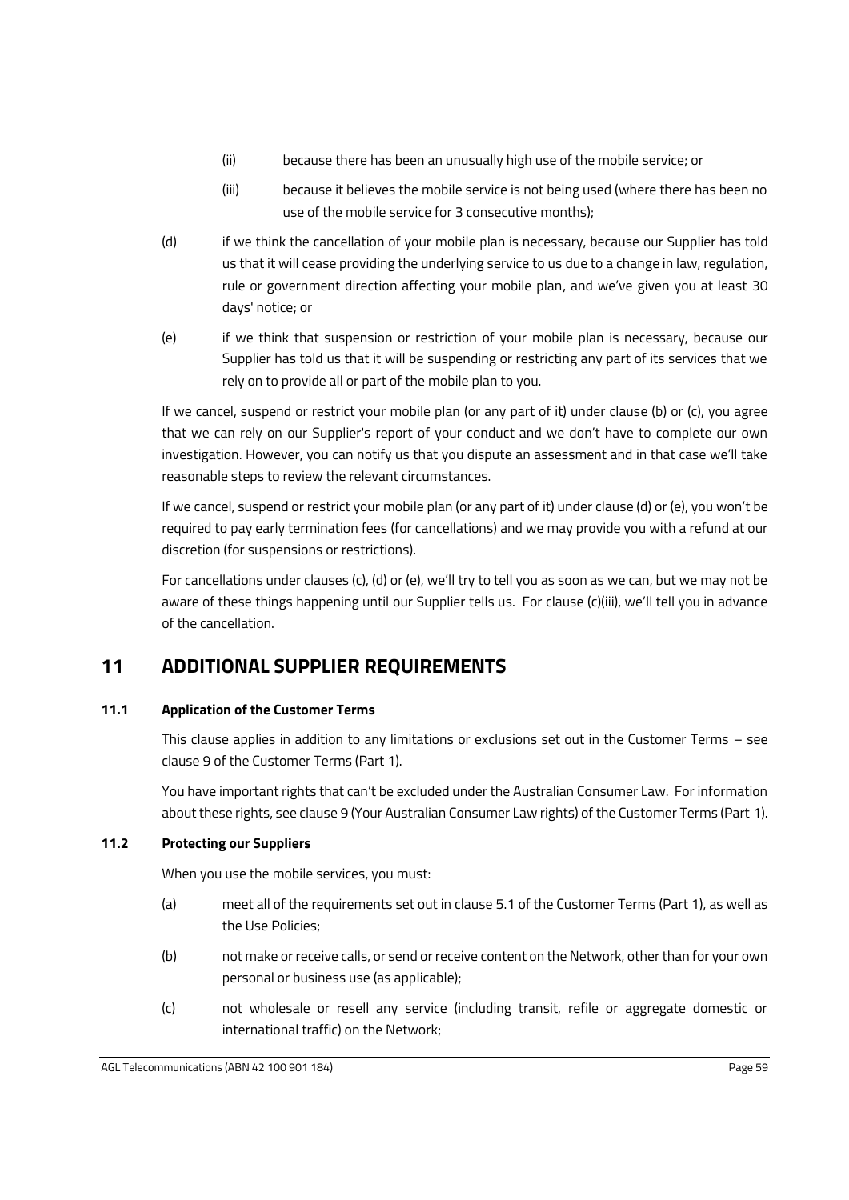(ii) because there has been an unusually high use of the mobile service; or

(iii) because it believes the mobile service is not being used (where there has been no use of the mobile service for 3 consecutive months);

(d) if we think the cancellation of your mobile plan is necessary, because our Supplier has told us that it will cease providing the underlying service to us due to a change in law, regulation, rule or government direction affecting your mobile plan, and we've given you at least 30 days' notice; or

(e) if we think that suspension or restriction of your mobile plan is necessary, because our Supplier has told us that it will be suspending or restricting any part of its services that we rely on to provide all or part of the mobile plan to you.

If we cancel, suspend or restrict your mobile plan (or any part of it) under clause (b) or (c), you agree that we can rely on our Supplier's report of your conduct and we don't have to complete our own investigation. However, you can notify us that you dispute an assessment and in that case we'll take reasonable steps to review the relevant circumstances.

If we cancel, suspend or restrict your mobile plan (or any part of it) under clause (d) or (e), you won't be required to pay early termination fees (for cancellations) and we may provide you with a refund at our discretion (for suspensions or restrictions).

For cancellations under clauses (c), (d) or (e), we'll try to tell you as soon as we can, but we may not be aware of these things happening until our Supplier tells us. For clause (c)(iii), we'll tell you in advance of the cancellation.

# 11 ADDITIONAL SUPPLIER REQUIREMENTS

### 11.1 Application of the Customer Terms

This clause applies in addition to any limitations or exclusions set out in the Customer Terms – see clause 9 of the Customer Terms (Part 1).

You have important rights that can't be excluded under the Australian Consumer Law. For information about these rights, see clause 9 (Your Australian Consumer Law rights) of the Customer Terms (Part 1).

### 11.2 Protecting our Suppliers

When you use the mobile services, you must:

(a) meet all of the requirements set out in clause 5.1 of the Customer Terms (Part 1), as well as the Use Policies;

(b) not make or receive calls, or send or receive content on the Network, other than for your own personal or business use (as applicable);

(c) not wholesale or resell any service (including transit, refile or aggregate domestic or international traffic) on the Network;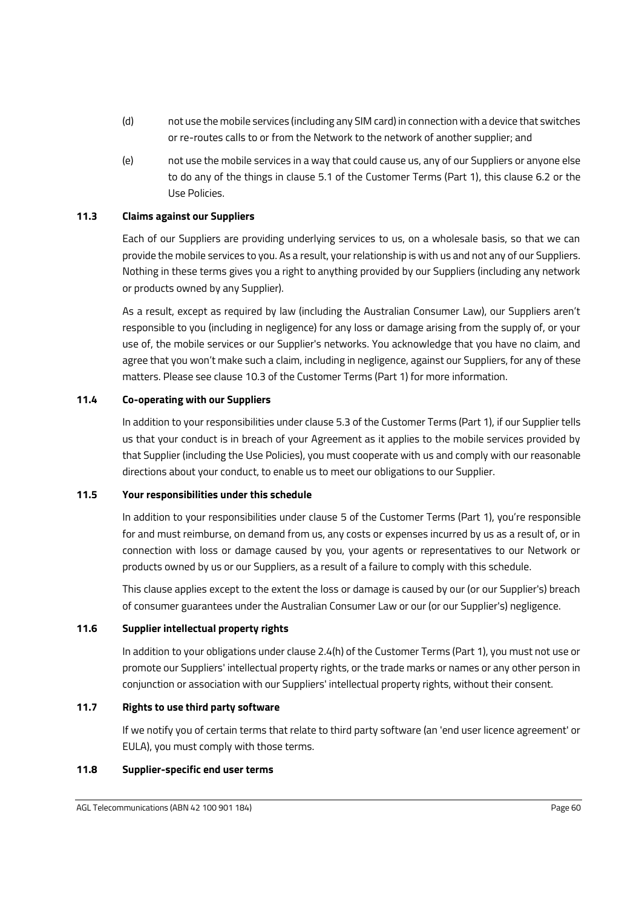(d) not use the mobile services (including any SIM card) in connection with a device that switches or re-routes calls to or from the Network to the network of another supplier; and

(e) not use the mobile services in a way that could cause us, any of our Suppliers or anyone else to do any of the things in clause 5.1 of the Customer Terms (Part 1), this clause 6.2 or the Use Policies.

### 11.3 Claims against our Suppliers

Each of our Suppliers are providing underlying services to us, on a wholesale basis, so that we can provide the mobile services to you. As a result, your relationship is with us and not any of our Suppliers. Nothing in these terms gives you a right to anything provided by our Suppliers (including any network or products owned by any Supplier).

As a result, except as required by law (including the Australian Consumer Law), our Suppliers aren't responsible to you (including in negligence) for any loss or damage arising from the supply of, or your use of, the mobile services or our Supplier's networks. You acknowledge that you have no claim, and agree that you won't make such a claim, including in negligence, against our Suppliers, for any of these matters. Please see clause 10.3 of the Customer Terms (Part 1) for more information.

### 11.4 Co-operating with our Suppliers

In addition to your responsibilities under clause 5.3 of the Customer Terms (Part 1), if our Supplier tells us that your conduct is in breach of your Agreement as it applies to the mobile services provided by that Supplier (including the Use Policies), you must cooperate with us and comply with our reasonable directions about your conduct, to enable us to meet our obligations to our Supplier.

### 11.5 Your responsibilities under this schedule

In addition to your responsibilities under clause 5 of the Customer Terms (Part 1), you're responsible for and must reimburse, on demand from us, any costs or expenses incurred by us as a result of, or in connection with loss or damage caused by you, your agents or representatives to our Network or products owned by us or our Suppliers, as a result of a failure to comply with this schedule.

This clause applies except to the extent the loss or damage is caused by our (or our Supplier's) breach of consumer guarantees under the Australian Consumer Law or our (or our Supplier's) negligence.

### 11.6 Supplier intellectual property rights

In addition to your obligations under clause 2.4(h) of the Customer Terms (Part 1), you must not use or promote our Suppliers' intellectual property rights, or the trade marks or names or any other person in conjunction or association with our Suppliers' intellectual property rights, without their consent.

### 11.7 Rights to use third party software

If we notify you of certain terms that relate to third party software (an 'end user licence agreement' or EULA), you must comply with those terms.

### 11.8 Supplier-specific end user terms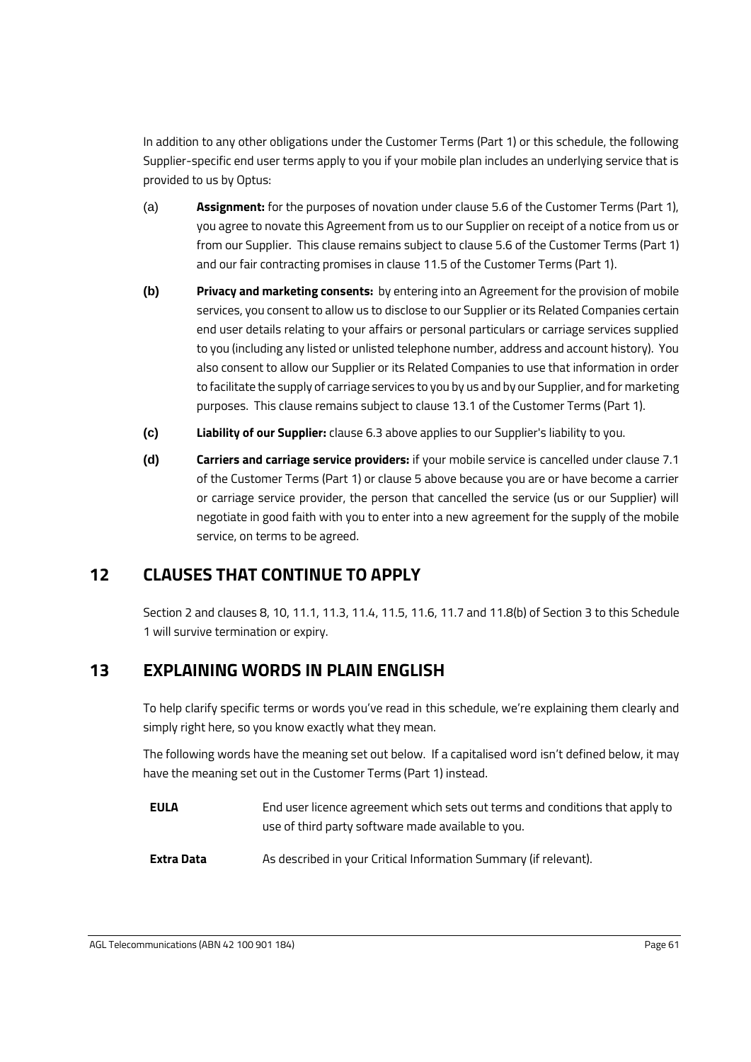In addition to any other obligations under the Customer Terms (Part 1) or this schedule, the following Supplier-specific end user terms apply to you if your mobile plan includes an underlying service that is provided to us by Optus:

(a) **Assignment:** for the purposes of novation under clause 5.6 of the Customer Terms (Part 1), you agree to novate this Agreement from us to our Supplier on receipt of a notice from us or from our Supplier. This clause remains subject to clause 5.6 of the Customer Terms (Part 1) and our fair contracting promises in clause 11.5 of the Customer Terms (Part 1).

**(b)** **Privacy and marketing consents:** by entering into an Agreement for the provision of mobile services, you consent to allow us to disclose to our Supplier or its Related Companies certain end user details relating to your affairs or personal particulars or carriage services supplied to you (including any listed or unlisted telephone number, address and account history). You also consent to allow our Supplier or its Related Companies to use that information in order to facilitate the supply of carriage services to you by us and by our Supplier, and for marketing purposes. This clause remains subject to clause 13.1 of the Customer Terms (Part 1).

**(c)** **Liability of our Supplier:** clause 6.3 above applies to our Supplier's liability to you.

**(d)** **Carriers and carriage service providers:** if your mobile service is cancelled under clause 7.1 of the Customer Terms (Part 1) or clause 5 above because you are or have become a carrier or carriage service provider, the person that cancelled the service (us or our Supplier) will negotiate in good faith with you to enter into a new agreement for the supply of the mobile service, on terms to be agreed.

## 12 CLAUSES THAT CONTINUE TO APPLY

Section 2 and clauses 8, 10, 11.1, 11.3, 11.4, 11.5, 11.6, 11.7 and 11.8(b) of Section 3 to this Schedule 1 will survive termination or expiry.

## 13 EXPLAINING WORDS IN PLAIN ENGLISH

To help clarify specific terms or words you've read in this schedule, we're explaining them clearly and simply right here, so you know exactly what they mean.

The following words have the meaning set out below. If a capitalised word isn't defined below, it may have the meaning set out in the Customer Terms (Part 1) instead.

| | |
|---|---|
| **EULA** | End user licence agreement which sets out terms and conditions that apply to use of third party software made available to you. |
| **Extra Data** | As described in your Critical Information Summary (if relevant). |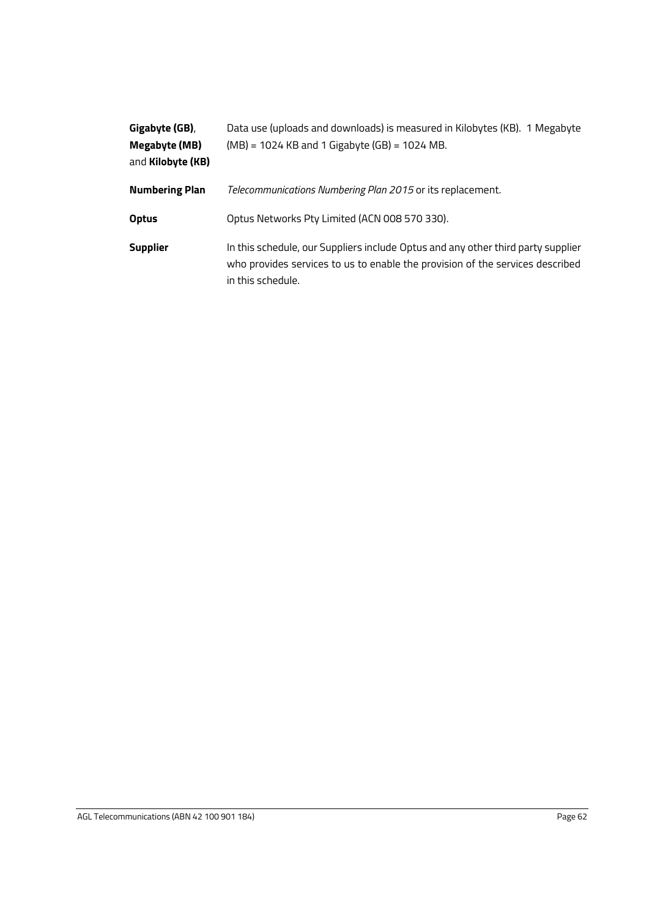| | |
|---|---|
| **Gigabyte (GB)**, **Megabyte (MB)** and **Kilobyte (KB)** | Data use (uploads and downloads) is measured in Kilobytes (KB). 1 Megabyte (MB) = 1024 KB and 1 Gigabyte (GB) = 1024 MB. |
| **Numbering Plan** | *Telecommunications Numbering Plan 2015* or its replacement. |
| **Optus** | Optus Networks Pty Limited (ACN 008 570 330). |
| **Supplier** | In this schedule, our Suppliers include Optus and any other third party supplier who provides services to us to enable the provision of the services described in this schedule. |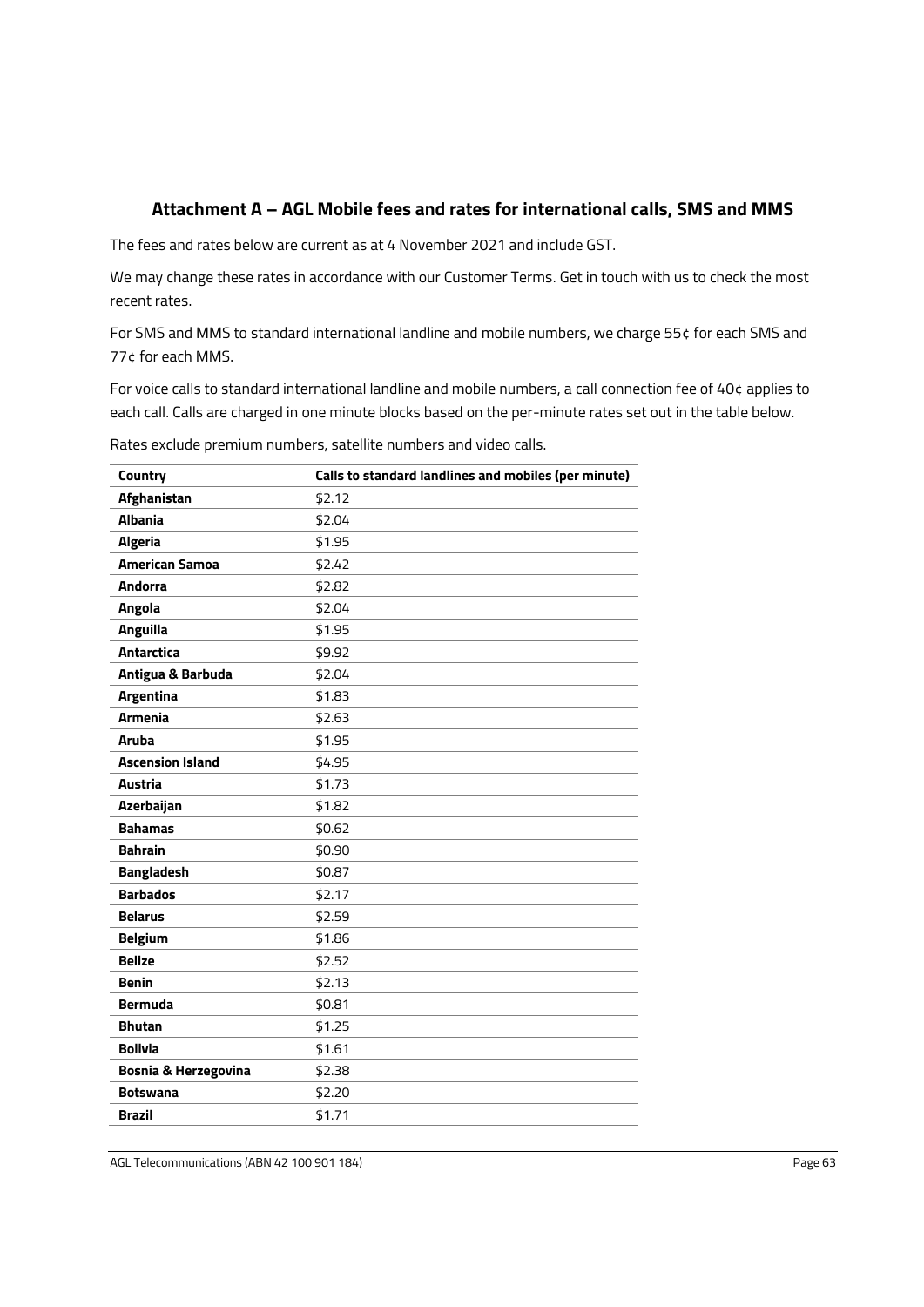## Attachment A – AGL Mobile fees and rates for international calls, SMS and MMS

The fees and rates below are current as at 4 November 2021 and include GST.

We may change these rates in accordance with our Customer Terms. Get in touch with us to check the most recent rates.

For SMS and MMS to standard international landline and mobile numbers, we charge 55¢ for each SMS and 77¢ for each MMS.

For voice calls to standard international landline and mobile numbers, a call connection fee of 40¢ applies to each call. Calls are charged in one minute blocks based on the per-minute rates set out in the table below.

Rates exclude premium numbers, satellite numbers and video calls.

| Country | Calls to standard landlines and mobiles (per minute) |
|---|---|
| **Afghanistan** | $2.12 |
| **Albania** | $2.04 |
| **Algeria** | $1.95 |
| **American Samoa** | $2.42 |
| **Andorra** | $2.82 |
| **Angola** | $2.04 |
| **Anguilla** | $1.95 |
| **Antarctica** | $9.92 |
| **Antigua & Barbuda** | $2.04 |
| **Argentina** | $1.83 |
| **Armenia** | $2.63 |
| **Aruba** | $1.95 |
| **Ascension Island** | $4.95 |
| **Austria** | $1.73 |
| **Azerbaijan** | $1.82 |
| **Bahamas** | $0.62 |
| **Bahrain** | $0.90 |
| **Bangladesh** | $0.87 |
| **Barbados** | $2.17 |
| **Belarus** | $2.59 |
| **Belgium** | $1.86 |
| **Belize** | $2.52 |
| **Benin** | $2.13 |
| **Bermuda** | $0.81 |
| **Bhutan** | $1.25 |
| **Bolivia** | $1.61 |
| **Bosnia & Herzegovina** | $2.38 |
| **Botswana** | $2.20 |
| **Brazil** | $1.71 |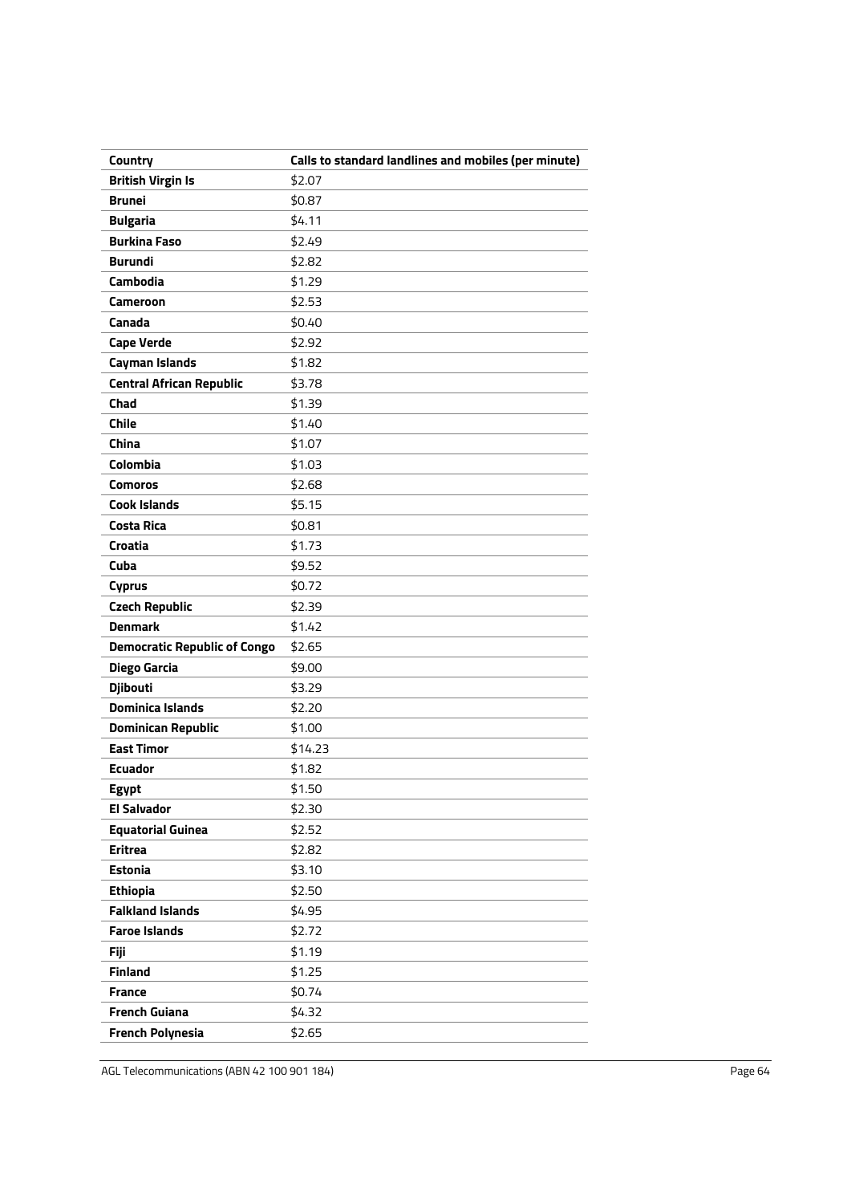| Country | Calls to standard landlines and mobiles (per minute) |
|---|---|
| **British Virgin Is** | $2.07 |
| **Brunei** | $0.87 |
| **Bulgaria** | $4.11 |
| **Burkina Faso** | $2.49 |
| **Burundi** | $2.82 |
| **Cambodia** | $1.29 |
| **Cameroon** | $2.53 |
| **Canada** | $0.40 |
| **Cape Verde** | $2.92 |
| **Cayman Islands** | $1.82 |
| **Central African Republic** | $3.78 |
| **Chad** | $1.39 |
| **Chile** | $1.40 |
| **China** | $1.07 |
| **Colombia** | $1.03 |
| **Comoros** | $2.68 |
| **Cook Islands** | $5.15 |
| **Costa Rica** | $0.81 |
| **Croatia** | $1.73 |
| **Cuba** | $9.52 |
| **Cyprus** | $0.72 |
| **Czech Republic** | $2.39 |
| **Denmark** | $1.42 |
| **Democratic Republic of Congo** | $2.65 |
| **Diego Garcia** | $9.00 |
| **Djibouti** | $3.29 |
| **Dominica Islands** | $2.20 |
| **Dominican Republic** | $1.00 |
| **East Timor** | $14.23 |
| **Ecuador** | $1.82 |
| **Egypt** | $1.50 |
| **El Salvador** | $2.30 |
| **Equatorial Guinea** | $2.52 |
| **Eritrea** | $2.82 |
| **Estonia** | $3.10 |
| **Ethiopia** | $2.50 |
| **Falkland Islands** | $4.95 |
| **Faroe Islands** | $2.72 |
| **Fiji** | $1.19 |
| **Finland** | $1.25 |
| **France** | $0.74 |
| **French Guiana** | $4.32 |
| **French Polynesia** | $2.65 |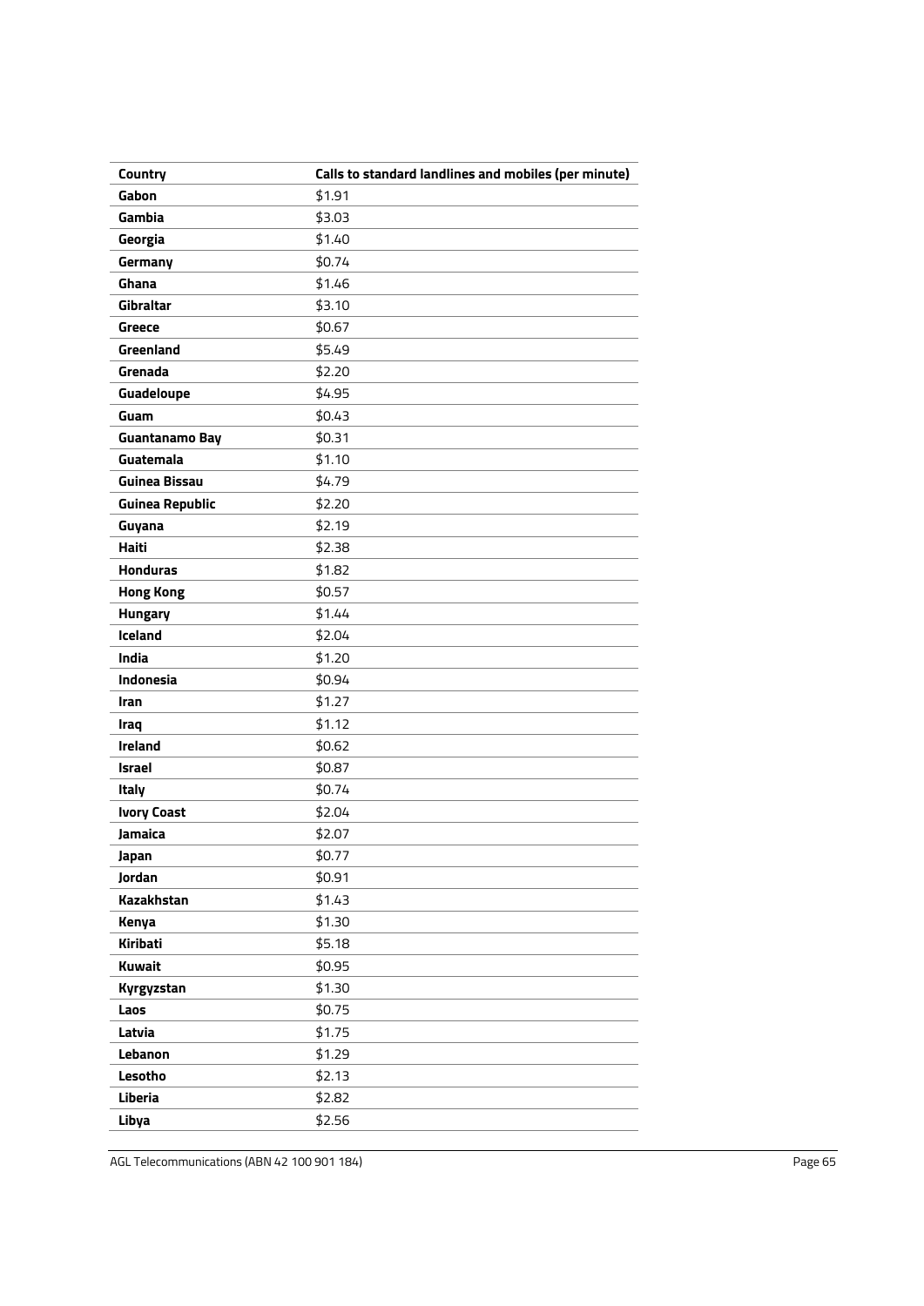| Country | Calls to standard landlines and mobiles (per minute) |
| --- | --- |
| **Gabon** | $1.91 |
| **Gambia** | $3.03 |
| **Georgia** | $1.40 |
| **Germany** | $0.74 |
| **Ghana** | $1.46 |
| **Gibraltar** | $3.10 |
| **Greece** | $0.67 |
| **Greenland** | $5.49 |
| **Grenada** | $2.20 |
| **Guadeloupe** | $4.95 |
| **Guam** | $0.43 |
| **Guantanamo Bay** | $0.31 |
| **Guatemala** | $1.10 |
| **Guinea Bissau** | $4.79 |
| **Guinea Republic** | $2.20 |
| **Guyana** | $2.19 |
| **Haiti** | $2.38 |
| **Honduras** | $1.82 |
| **Hong Kong** | $0.57 |
| **Hungary** | $1.44 |
| **Iceland** | $2.04 |
| **India** | $1.20 |
| **Indonesia** | $0.94 |
| **Iran** | $1.27 |
| **Iraq** | $1.12 |
| **Ireland** | $0.62 |
| **Israel** | $0.87 |
| **Italy** | $0.74 |
| **Ivory Coast** | $2.04 |
| **Jamaica** | $2.07 |
| **Japan** | $0.77 |
| **Jordan** | $0.91 |
| **Kazakhstan** | $1.43 |
| **Kenya** | $1.30 |
| **Kiribati** | $5.18 |
| **Kuwait** | $0.95 |
| **Kyrgyzstan** | $1.30 |
| **Laos** | $0.75 |
| **Latvia** | $1.75 |
| **Lebanon** | $1.29 |
| **Lesotho** | $2.13 |
| **Liberia** | $2.82 |
| **Libya** | $2.56 |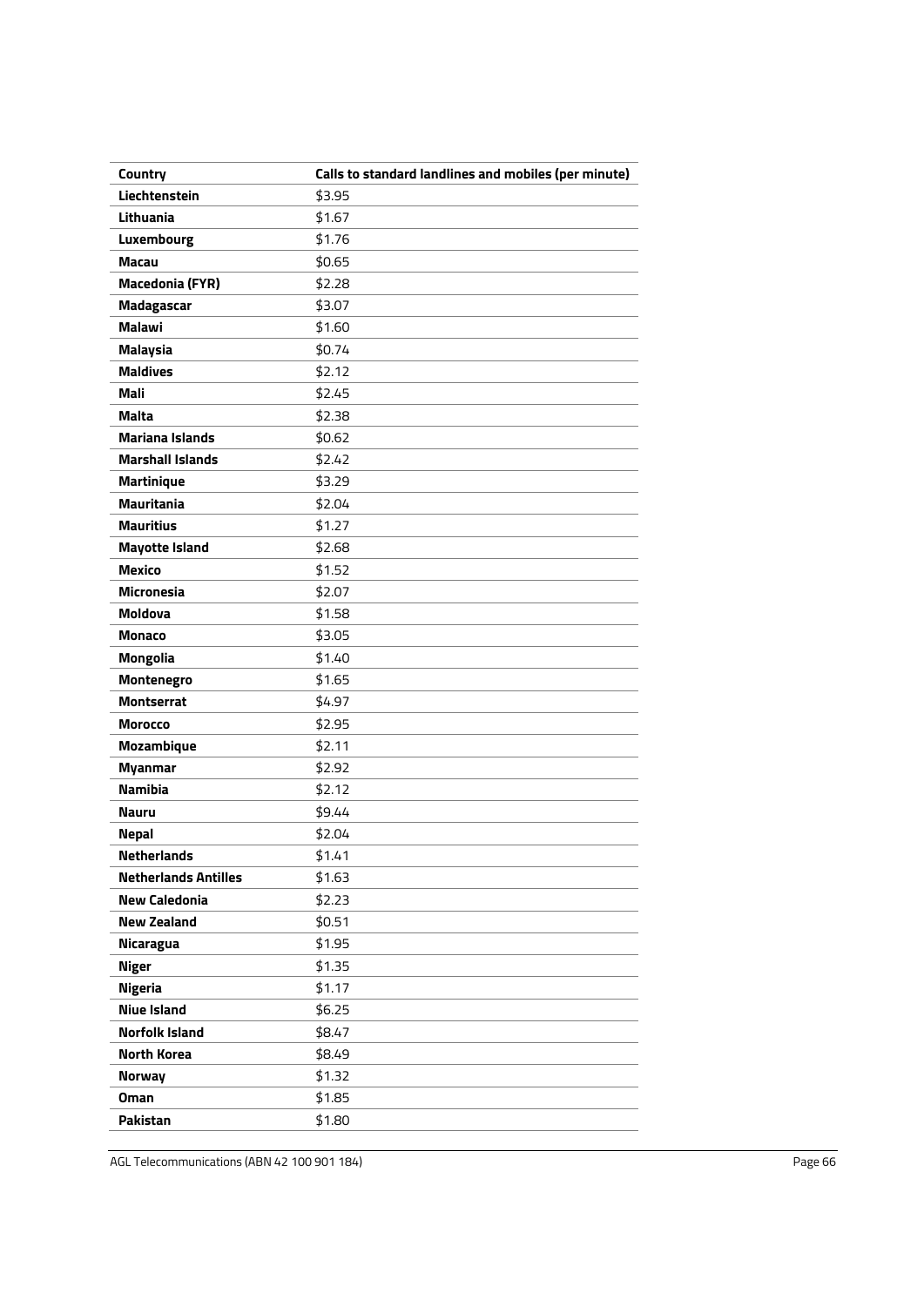| Country | Calls to standard landlines and mobiles (per minute) |
|---|---|
| **Liechtenstein** | \$3.95 |
| **Lithuania** | \$1.67 |
| **Luxembourg** | \$1.76 |
| **Macau** | \$0.65 |
| **Macedonia (FYR)** | \$2.28 |
| **Madagascar** | \$3.07 |
| **Malawi** | \$1.60 |
| **Malaysia** | \$0.74 |
| **Maldives** | \$2.12 |
| **Mali** | \$2.45 |
| **Malta** | \$2.38 |
| **Mariana Islands** | \$0.62 |
| **Marshall Islands** | \$2.42 |
| **Martinique** | \$3.29 |
| **Mauritania** | \$2.04 |
| **Mauritius** | \$1.27 |
| **Mayotte Island** | \$2.68 |
| **Mexico** | \$1.52 |
| **Micronesia** | \$2.07 |
| **Moldova** | \$1.58 |
| **Monaco** | \$3.05 |
| **Mongolia** | \$1.40 |
| **Montenegro** | \$1.65 |
| **Montserrat** | \$4.97 |
| **Morocco** | \$2.95 |
| **Mozambique** | \$2.11 |
| **Myanmar** | \$2.92 |
| **Namibia** | \$2.12 |
| **Nauru** | \$9.44 |
| **Nepal** | \$2.04 |
| **Netherlands** | \$1.41 |
| **Netherlands Antilles** | \$1.63 |
| **New Caledonia** | \$2.23 |
| **New Zealand** | \$0.51 |
| **Nicaragua** | \$1.95 |
| **Niger** | \$1.35 |
| **Nigeria** | \$1.17 |
| **Niue Island** | \$6.25 |
| **Norfolk Island** | \$8.47 |
| **North Korea** | \$8.49 |
| **Norway** | \$1.32 |
| **Oman** | \$1.85 |
| **Pakistan** | \$1.80 |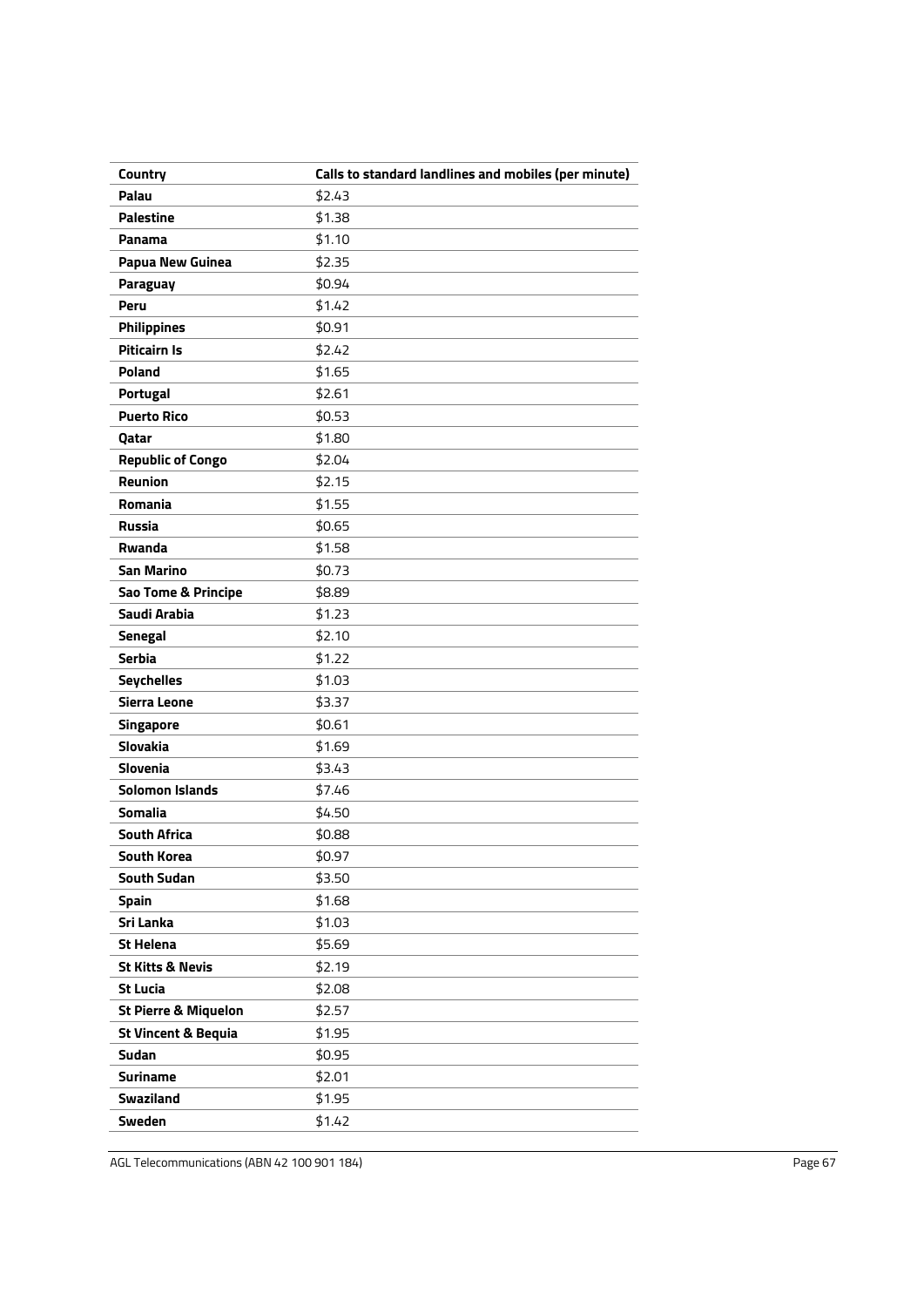| Country | Calls to standard landlines and mobiles (per minute) |
|---|---|
| **Palau** | $2.43 |
| **Palestine** | $1.38 |
| **Panama** | $1.10 |
| **Papua New Guinea** | $2.35 |
| **Paraguay** | $0.94 |
| **Peru** | $1.42 |
| **Philippines** | $0.91 |
| **Piticairn Is** | $2.42 |
| **Poland** | $1.65 |
| **Portugal** | $2.61 |
| **Puerto Rico** | $0.53 |
| **Qatar** | $1.80 |
| **Republic of Congo** | $2.04 |
| **Reunion** | $2.15 |
| **Romania** | $1.55 |
| **Russia** | $0.65 |
| **Rwanda** | $1.58 |
| **San Marino** | $0.73 |
| **Sao Tome & Principe** | $8.89 |
| **Saudi Arabia** | $1.23 |
| **Senegal** | $2.10 |
| **Serbia** | $1.22 |
| **Seychelles** | $1.03 |
| **Sierra Leone** | $3.37 |
| **Singapore** | $0.61 |
| **Slovakia** | $1.69 |
| **Slovenia** | $3.43 |
| **Solomon Islands** | $7.46 |
| **Somalia** | $4.50 |
| **South Africa** | $0.88 |
| **South Korea** | $0.97 |
| **South Sudan** | $3.50 |
| **Spain** | $1.68 |
| **Sri Lanka** | $1.03 |
| **St Helena** | $5.69 |
| **St Kitts & Nevis** | $2.19 |
| **St Lucia** | $2.08 |
| **St Pierre & Miquelon** | $2.57 |
| **St Vincent & Bequia** | $1.95 |
| **Sudan** | $0.95 |
| **Suriname** | $2.01 |
| **Swaziland** | $1.95 |
| **Sweden** | $1.42 |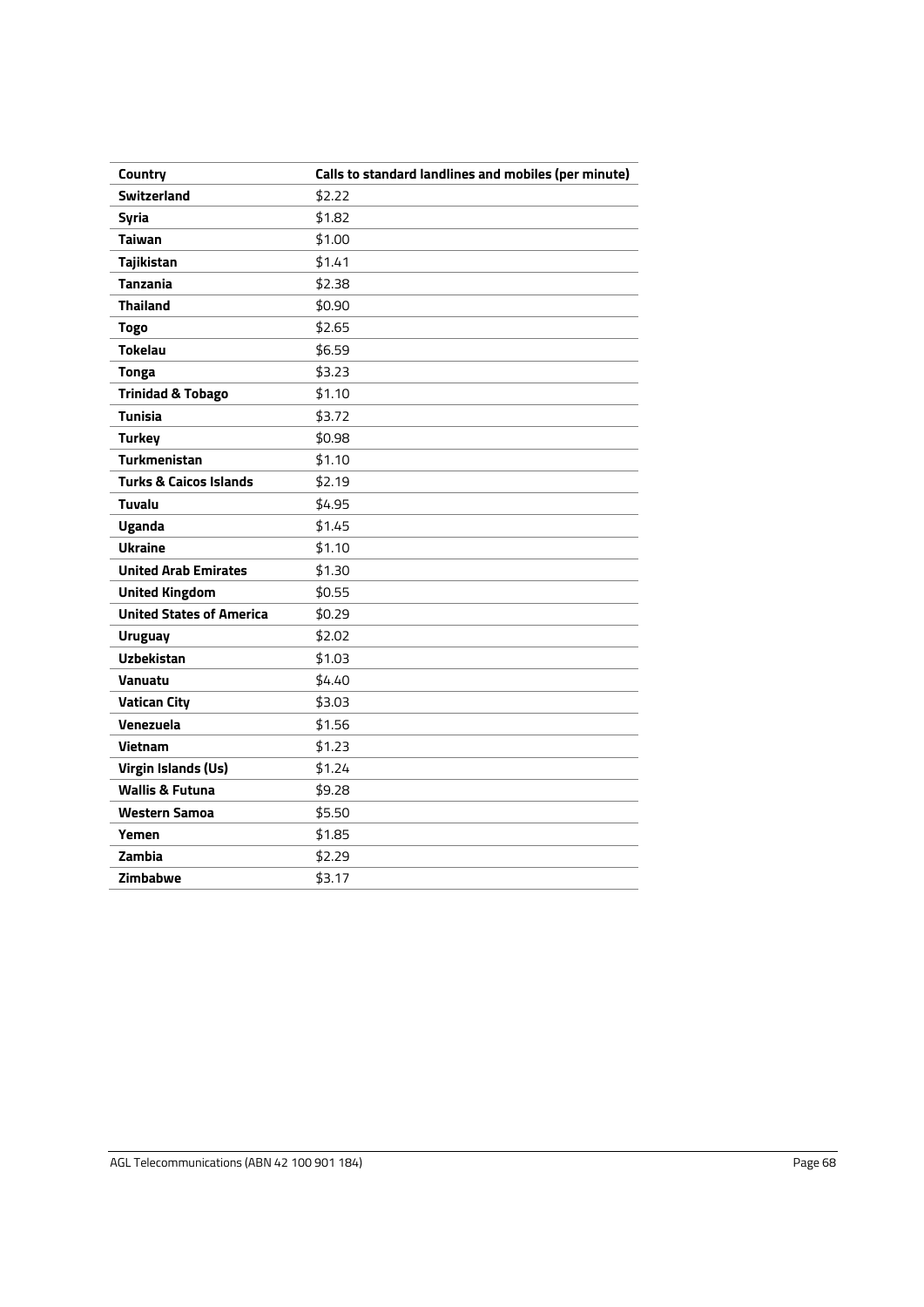| Country | Calls to standard landlines and mobiles (per minute) |
|---|---|
| **Switzerland** | $2.22 |
| **Syria** | $1.82 |
| **Taiwan** | $1.00 |
| **Tajikistan** | $1.41 |
| **Tanzania** | $2.38 |
| **Thailand** | $0.90 |
| **Togo** | $2.65 |
| **Tokelau** | $6.59 |
| **Tonga** | $3.23 |
| **Trinidad & Tobago** | $1.10 |
| **Tunisia** | $3.72 |
| **Turkey** | $0.98 |
| **Turkmenistan** | $1.10 |
| **Turks & Caicos Islands** | $2.19 |
| **Tuvalu** | $4.95 |
| **Uganda** | $1.45 |
| **Ukraine** | $1.10 |
| **United Arab Emirates** | $1.30 |
| **United Kingdom** | $0.55 |
| **United States of America** | $0.29 |
| **Uruguay** | $2.02 |
| **Uzbekistan** | $1.03 |
| **Vanuatu** | $4.40 |
| **Vatican City** | $3.03 |
| **Venezuela** | $1.56 |
| **Vietnam** | $1.23 |
| **Virgin Islands (Us)** | $1.24 |
| **Wallis & Futuna** | $9.28 |
| **Western Samoa** | $5.50 |
| **Yemen** | $1.85 |
| **Zambia** | $2.29 |
| **Zimbabwe** | $3.17 |